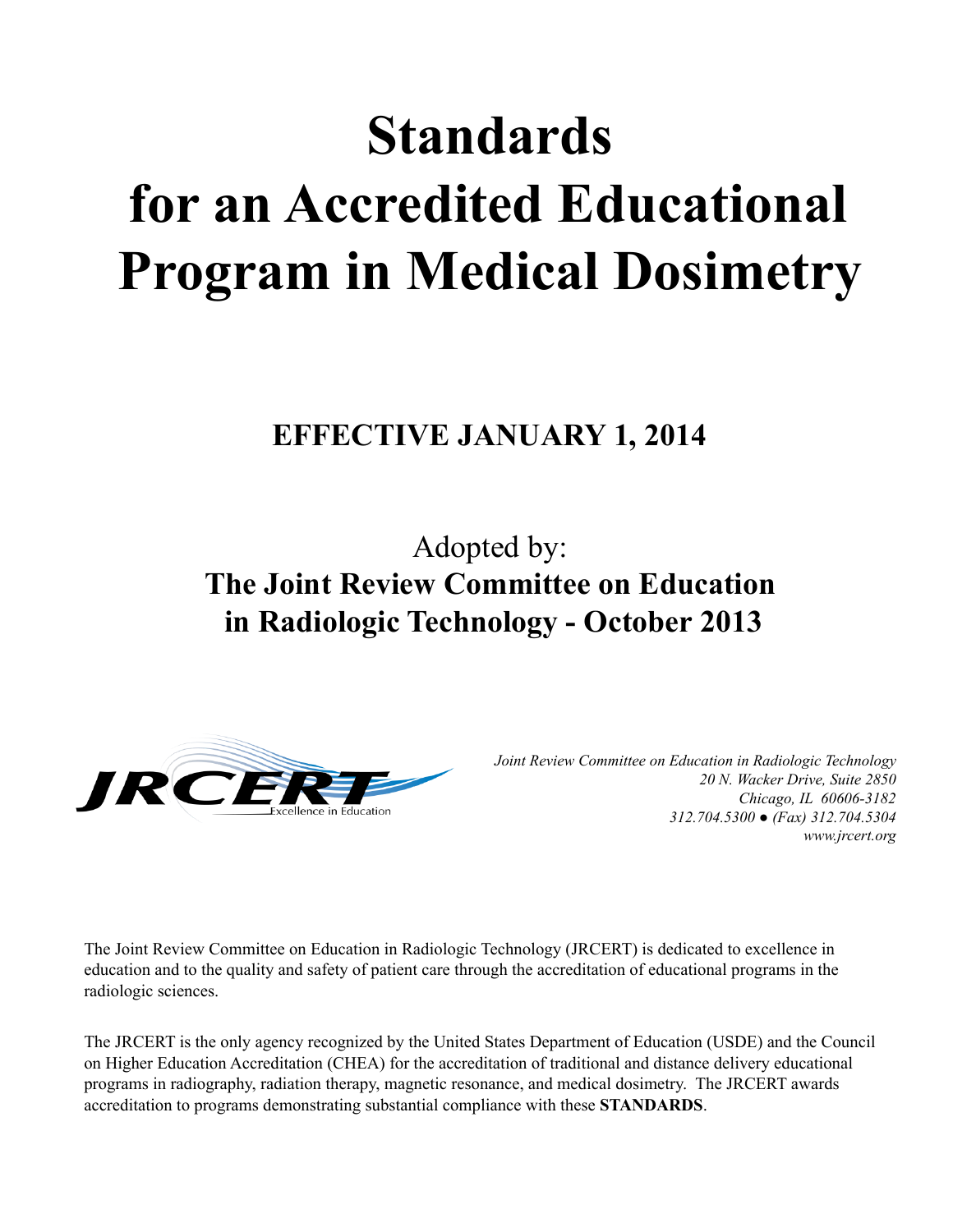# Standards for an Accredited Educational Program in Medical Dosimetry

## EFFECTIVE JANUARY 1, 2014

Adopted by:

**The Joint Review Committee on Education in Radiologic Technology - October 2013**

JRCERT Excellence in Education

*Joint Review Committee on Education in Radiologic Technology*
*20 N. Wacker Drive, Suite 2850*
*Chicago, IL 60606-3182*
*312.704.5300 ● (Fax) 312.704.5304*
*www.jrcert.org*

The Joint Review Committee on Education in Radiologic Technology (JRCERT) is dedicated to excellence in education and to the quality and safety of patient care through the accreditation of educational programs in the radiologic sciences.

The JRCERT is the only agency recognized by the United States Department of Education (USDE) and the Council on Higher Education Accreditation (CHEA) for the accreditation of traditional and distance delivery educational programs in radiography, radiation therapy, magnetic resonance, and medical dosimetry. The JRCERT awards accreditation to programs demonstrating substantial compliance with these **STANDARDS**.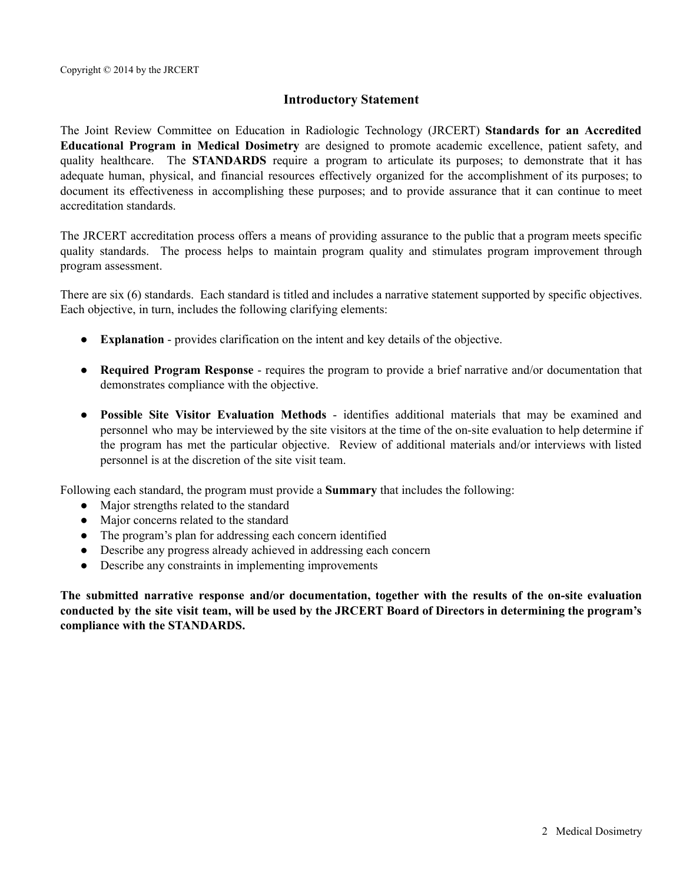Copyright © 2014 by the JRCERT

## Introductory Statement

The Joint Review Committee on Education in Radiologic Technology (JRCERT) **Standards for an Accredited Educational Program in Medical Dosimetry** are designed to promote academic excellence, patient safety, and quality healthcare. The **STANDARDS** require a program to articulate its purposes; to demonstrate that it has adequate human, physical, and financial resources effectively organized for the accomplishment of its purposes; to document its effectiveness in accomplishing these purposes; and to provide assurance that it can continue to meet accreditation standards.

The JRCERT accreditation process offers a means of providing assurance to the public that a program meets specific quality standards. The process helps to maintain program quality and stimulates program improvement through program assessment.

There are six (6) standards. Each standard is titled and includes a narrative statement supported by specific objectives. Each objective, in turn, includes the following clarifying elements:

- **Explanation** - provides clarification on the intent and key details of the objective.
- **Required Program Response** - requires the program to provide a brief narrative and/or documentation that demonstrates compliance with the objective.
- **Possible Site Visitor Evaluation Methods** - identifies additional materials that may be examined and personnel who may be interviewed by the site visitors at the time of the on-site evaluation to help determine if the program has met the particular objective. Review of additional materials and/or interviews with listed personnel is at the discretion of the site visit team.

Following each standard, the program must provide a **Summary** that includes the following:

- Major strengths related to the standard
- Major concerns related to the standard
- The program's plan for addressing each concern identified
- Describe any progress already achieved in addressing each concern
- Describe any constraints in implementing improvements

**The submitted narrative response and/or documentation, together with the results of the on-site evaluation conducted by the site visit team, will be used by the JRCERT Board of Directors in determining the program's compliance with the STANDARDS.**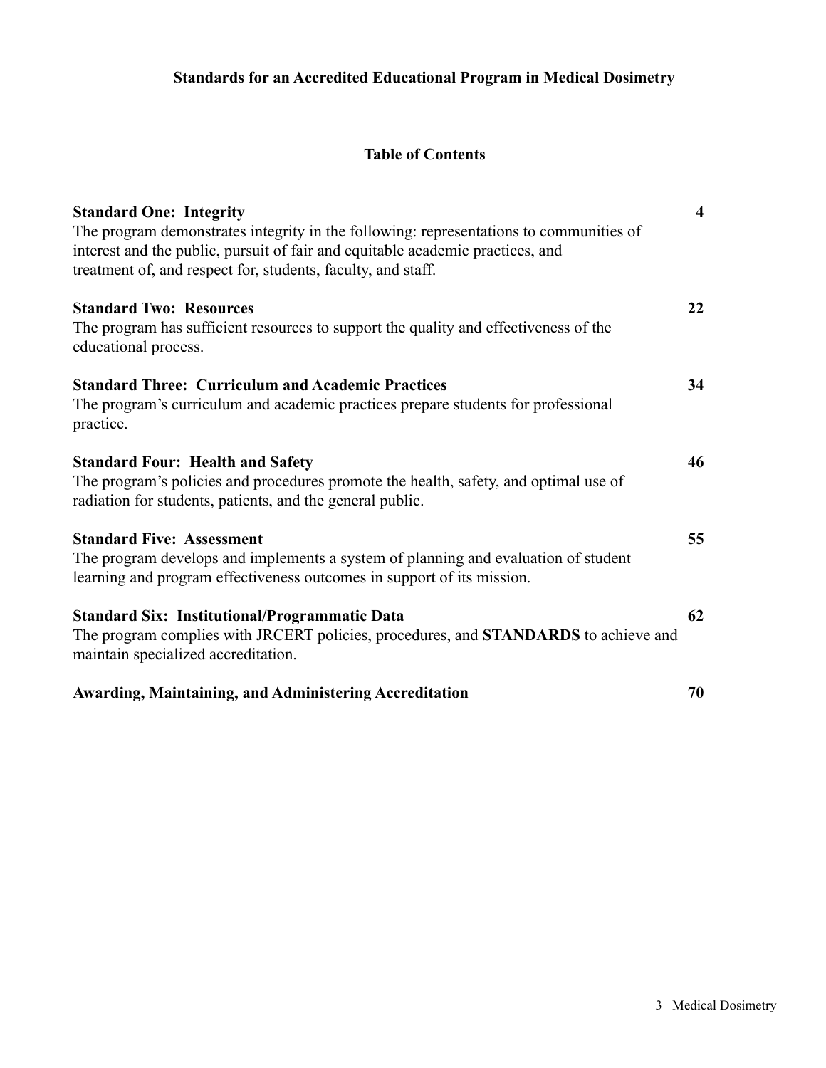## Standards for an Accredited Educational Program in Medical Dosimetry

### Table of Contents

| | |
|---|---|
| **Standard One: Integrity**<br>The program demonstrates integrity in the following: representations to communities of interest and the public, pursuit of fair and equitable academic practices, and treatment of, and respect for, students, faculty, and staff. | **4** |
| **Standard Two: Resources**<br>The program has sufficient resources to support the quality and effectiveness of the educational process. | **22** |
| **Standard Three: Curriculum and Academic Practices**<br>The program's curriculum and academic practices prepare students for professional practice. | **34** |
| **Standard Four: Health and Safety**<br>The program's policies and procedures promote the health, safety, and optimal use of radiation for students, patients, and the general public. | **46** |
| **Standard Five: Assessment**<br>The program develops and implements a system of planning and evaluation of student learning and program effectiveness outcomes in support of its mission. | **55** |
| **Standard Six: Institutional/Programmatic Data**<br>The program complies with JRCERT policies, procedures, and **STANDARDS** to achieve and maintain specialized accreditation. | **62** |
| **Awarding, Maintaining, and Administering Accreditation** | **70** |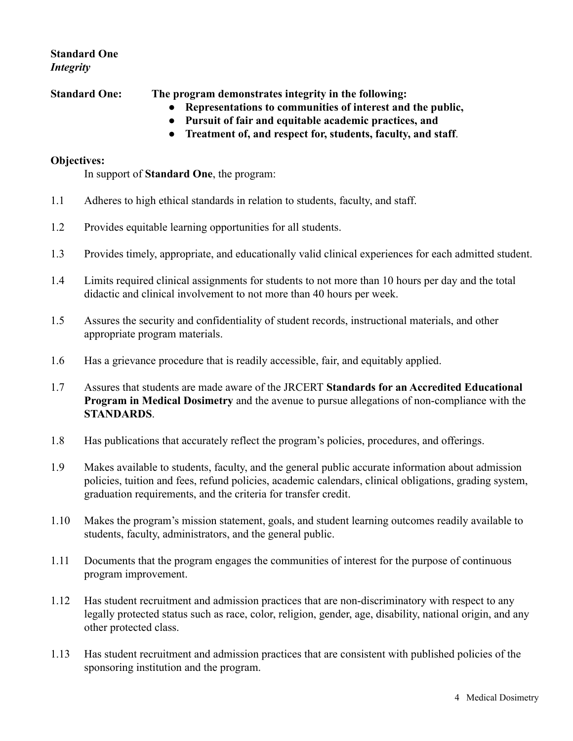**Standard One**
***Integrity***

**Standard One: The program demonstrates integrity in the following:**

- **Representations to communities of interest and the public,**
- **Pursuit of fair and equitable academic practices, and**
- **Treatment of, and respect for, students, faculty, and staff**.

**Objectives:**

In support of **Standard One**, the program:

1.1 Adheres to high ethical standards in relation to students, faculty, and staff.

1.2 Provides equitable learning opportunities for all students.

1.3 Provides timely, appropriate, and educationally valid clinical experiences for each admitted student.

1.4 Limits required clinical assignments for students to not more than 10 hours per day and the total didactic and clinical involvement to not more than 40 hours per week.

1.5 Assures the security and confidentiality of student records, instructional materials, and other appropriate program materials.

1.6 Has a grievance procedure that is readily accessible, fair, and equitably applied.

1.7 Assures that students are made aware of the JRCERT **Standards for an Accredited Educational Program in Medical Dosimetry** and the avenue to pursue allegations of non-compliance with the **STANDARDS**.

1.8 Has publications that accurately reflect the program's policies, procedures, and offerings.

1.9 Makes available to students, faculty, and the general public accurate information about admission policies, tuition and fees, refund policies, academic calendars, clinical obligations, grading system, graduation requirements, and the criteria for transfer credit.

1.10 Makes the program's mission statement, goals, and student learning outcomes readily available to students, faculty, administrators, and the general public.

1.11 Documents that the program engages the communities of interest for the purpose of continuous program improvement.

1.12 Has student recruitment and admission practices that are non-discriminatory with respect to any legally protected status such as race, color, religion, gender, age, disability, national origin, and any other protected class.

1.13 Has student recruitment and admission practices that are consistent with published policies of the sponsoring institution and the program.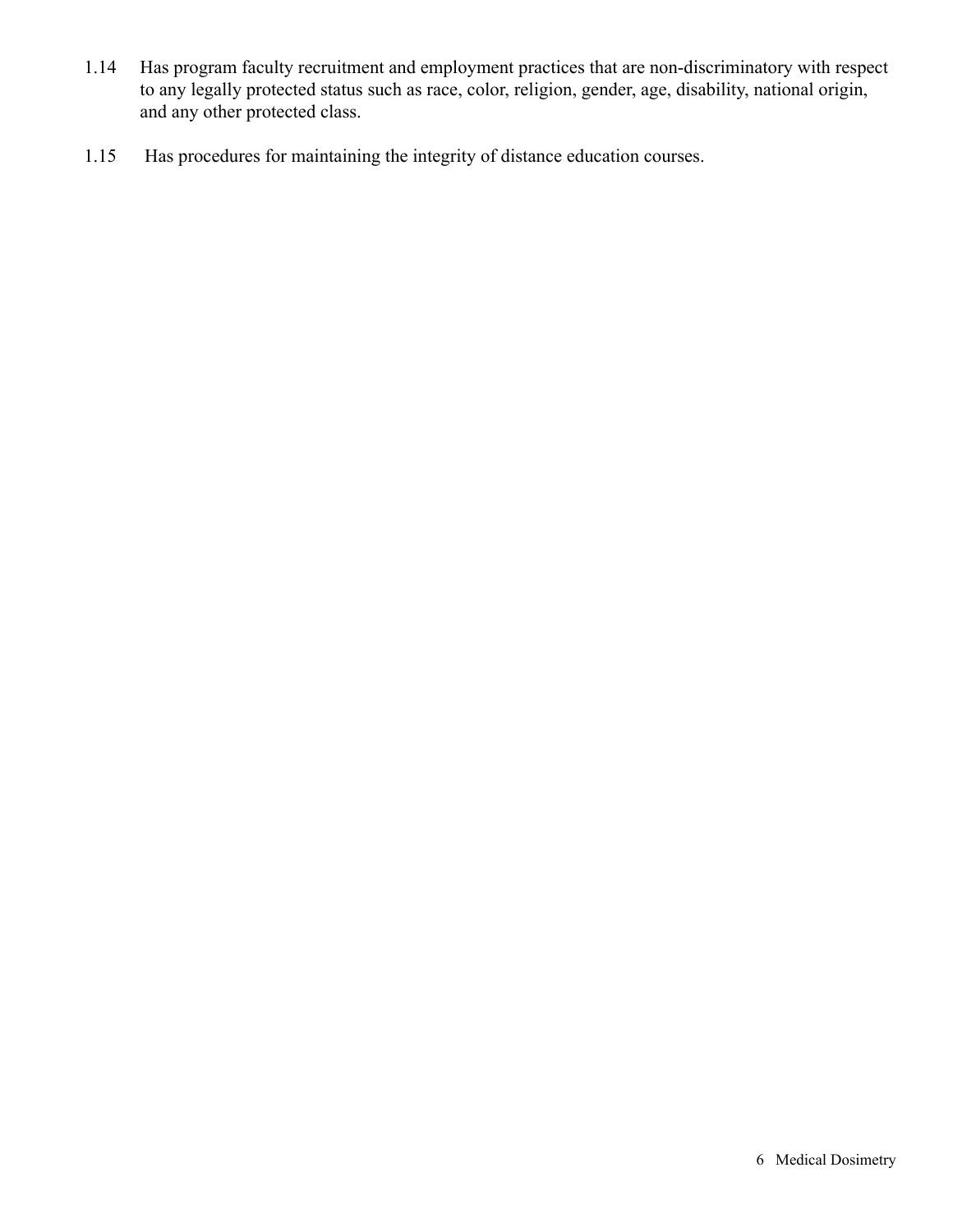1.14 Has program faculty recruitment and employment practices that are non-discriminatory with respect to any legally protected status such as race, color, religion, gender, age, disability, national origin, and any other protected class.

1.15 Has procedures for maintaining the integrity of distance education courses.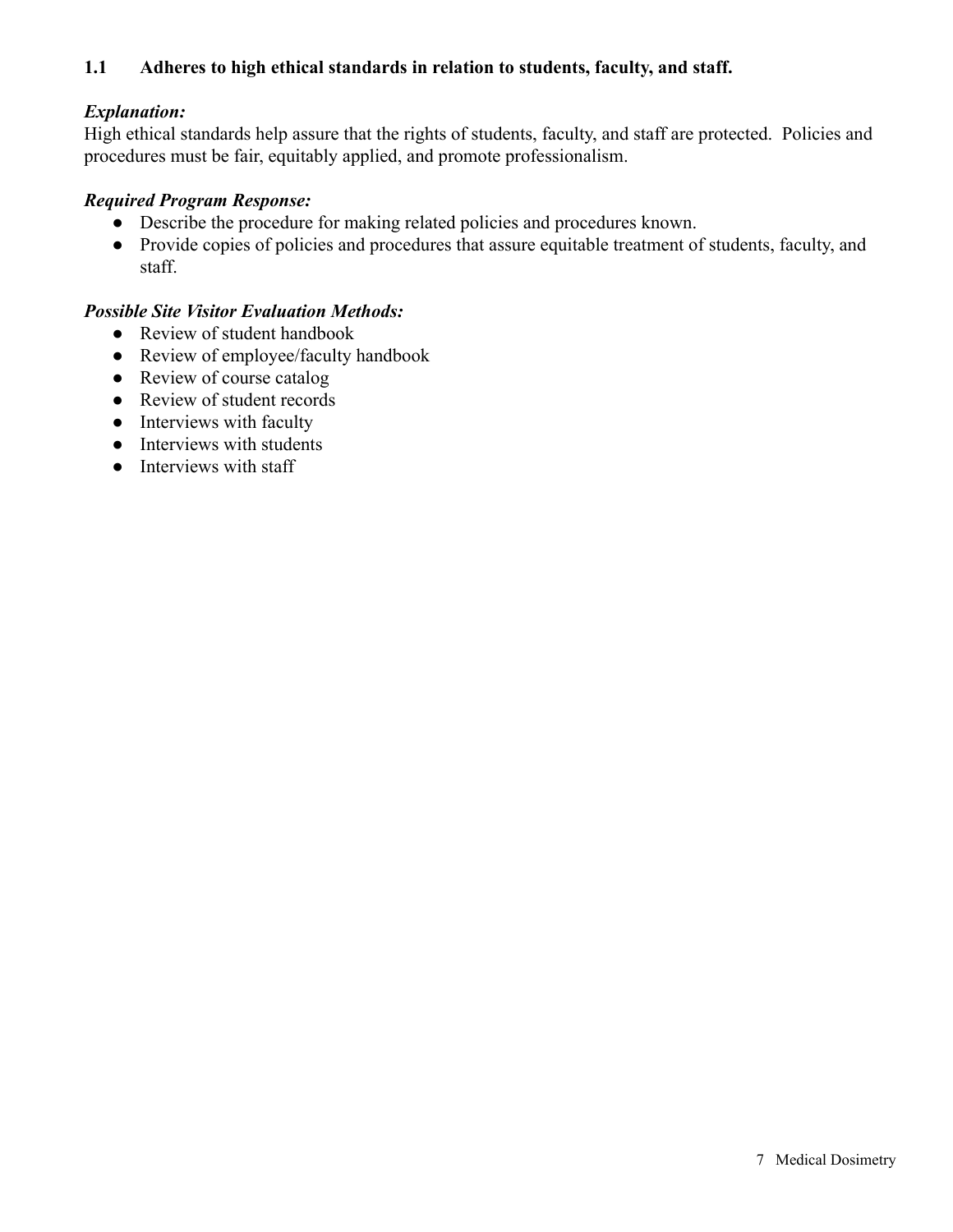### 1.1 Adheres to high ethical standards in relation to students, faculty, and staff.

***Explanation:***
High ethical standards help assure that the rights of students, faculty, and staff are protected. Policies and procedures must be fair, equitably applied, and promote professionalism.

***Required Program Response:***

- Describe the procedure for making related policies and procedures known.
- Provide copies of policies and procedures that assure equitable treatment of students, faculty, and staff.

***Possible Site Visitor Evaluation Methods:***

- Review of student handbook
- Review of employee/faculty handbook
- Review of course catalog
- Review of student records
- Interviews with faculty
- Interviews with students
- Interviews with staff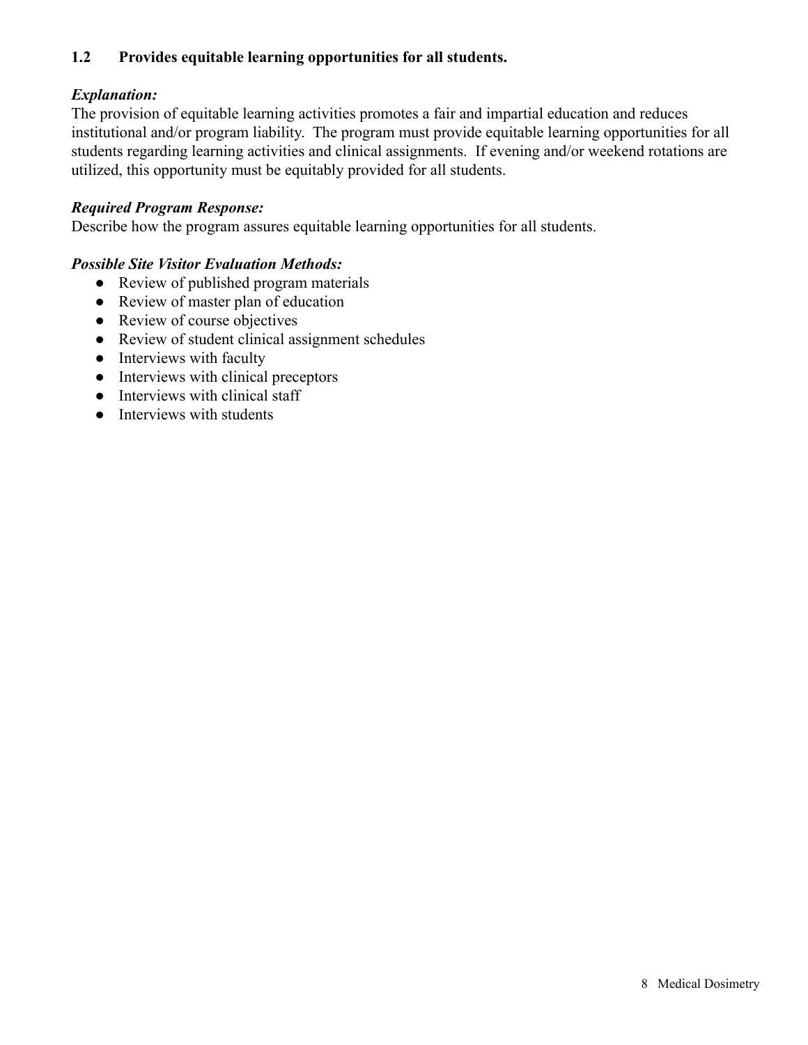### 1.2 Provides equitable learning opportunities for all students.

***Explanation:***
The provision of equitable learning activities promotes a fair and impartial education and reduces institutional and/or program liability. The program must provide equitable learning opportunities for all students regarding learning activities and clinical assignments. If evening and/or weekend rotations are utilized, this opportunity must be equitably provided for all students.

***Required Program Response:***
Describe how the program assures equitable learning opportunities for all students.

***Possible Site Visitor Evaluation Methods:***

- Review of published program materials
- Review of master plan of education
- Review of course objectives
- Review of student clinical assignment schedules
- Interviews with faculty
- Interviews with clinical preceptors
- Interviews with clinical staff
- Interviews with students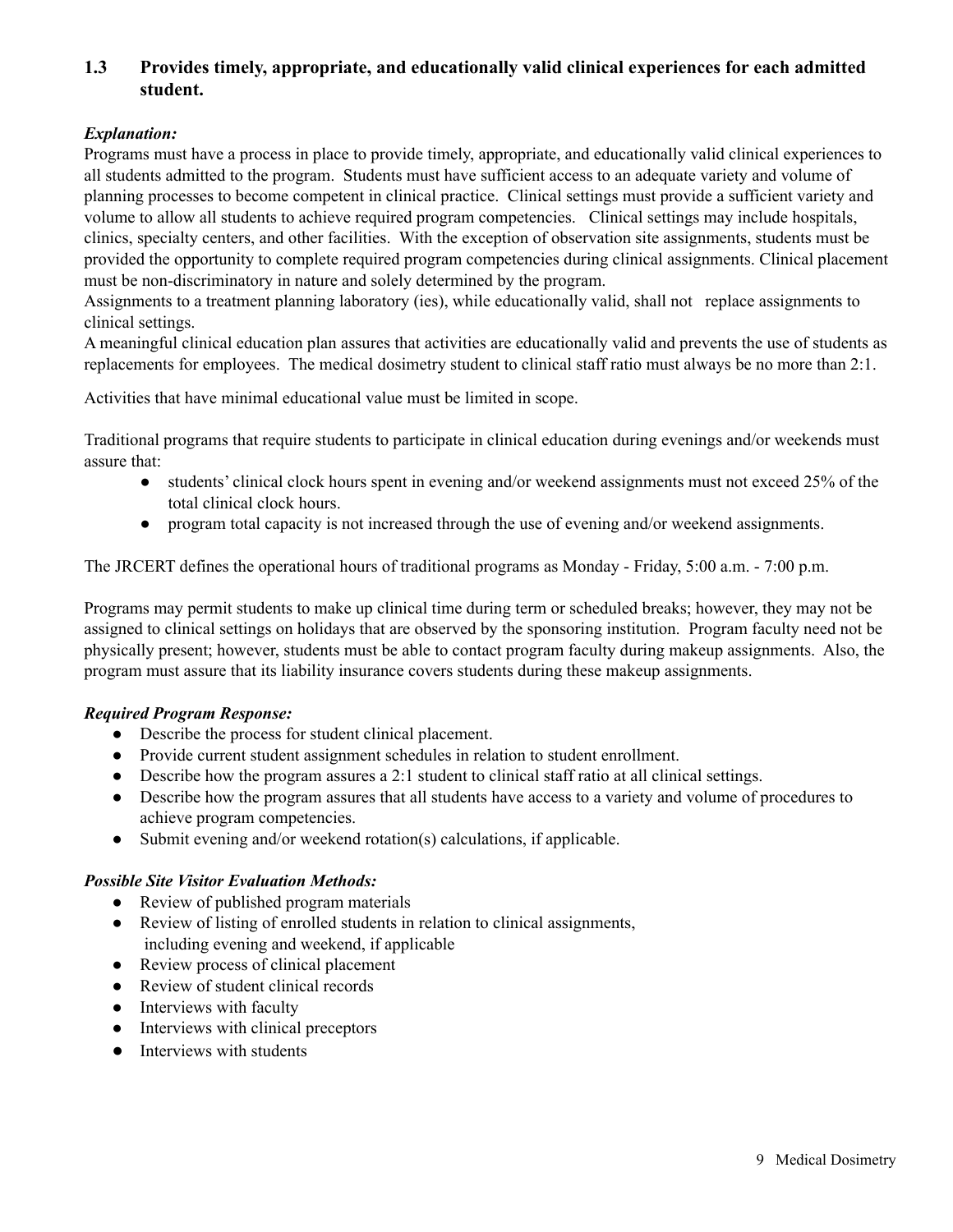### 1.3 Provides timely, appropriate, and educationally valid clinical experiences for each admitted student.

***Explanation:***

Programs must have a process in place to provide timely, appropriate, and educationally valid clinical experiences to all students admitted to the program. Students must have sufficient access to an adequate variety and volume of planning processes to become competent in clinical practice. Clinical settings must provide a sufficient variety and volume to allow all students to achieve required program competencies. Clinical settings may include hospitals, clinics, specialty centers, and other facilities. With the exception of observation site assignments, students must be provided the opportunity to complete required program competencies during clinical assignments. Clinical placement must be non-discriminatory in nature and solely determined by the program.

Assignments to a treatment planning laboratory (ies), while educationally valid, shall not replace assignments to clinical settings.

A meaningful clinical education plan assures that activities are educationally valid and prevents the use of students as replacements for employees. The medical dosimetry student to clinical staff ratio must always be no more than 2:1.

Activities that have minimal educational value must be limited in scope.

Traditional programs that require students to participate in clinical education during evenings and/or weekends must assure that:

- students' clinical clock hours spent in evening and/or weekend assignments must not exceed 25% of the total clinical clock hours.
- program total capacity is not increased through the use of evening and/or weekend assignments.

The JRCERT defines the operational hours of traditional programs as Monday - Friday, 5:00 a.m. - 7:00 p.m.

Programs may permit students to make up clinical time during term or scheduled breaks; however, they may not be assigned to clinical settings on holidays that are observed by the sponsoring institution. Program faculty need not be physically present; however, students must be able to contact program faculty during makeup assignments. Also, the program must assure that its liability insurance covers students during these makeup assignments.

***Required Program Response:***

- Describe the process for student clinical placement.
- Provide current student assignment schedules in relation to student enrollment.
- Describe how the program assures a 2:1 student to clinical staff ratio at all clinical settings.
- Describe how the program assures that all students have access to a variety and volume of procedures to achieve program competencies.
- Submit evening and/or weekend rotation(s) calculations, if applicable.

***Possible Site Visitor Evaluation Methods:***

- Review of published program materials
- Review of listing of enrolled students in relation to clinical assignments, including evening and weekend, if applicable
- Review process of clinical placement
- Review of student clinical records
- Interviews with faculty
- Interviews with clinical preceptors
- Interviews with students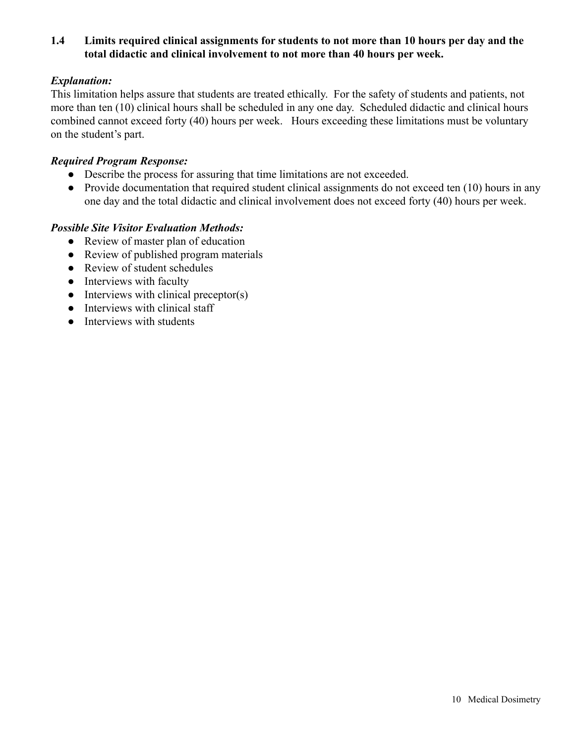**1.4 Limits required clinical assignments for students to not more than 10 hours per day and the total didactic and clinical involvement to not more than 40 hours per week.**

***Explanation:***

This limitation helps assure that students are treated ethically. For the safety of students and patients, not more than ten (10) clinical hours shall be scheduled in any one day. Scheduled didactic and clinical hours combined cannot exceed forty (40) hours per week. Hours exceeding these limitations must be voluntary on the student's part.

***Required Program Response:***

- Describe the process for assuring that time limitations are not exceeded.
- Provide documentation that required student clinical assignments do not exceed ten (10) hours in any one day and the total didactic and clinical involvement does not exceed forty (40) hours per week.

***Possible Site Visitor Evaluation Methods:***

- Review of master plan of education
- Review of published program materials
- Review of student schedules
- Interviews with faculty
- Interviews with clinical preceptor(s)
- Interviews with clinical staff
- Interviews with students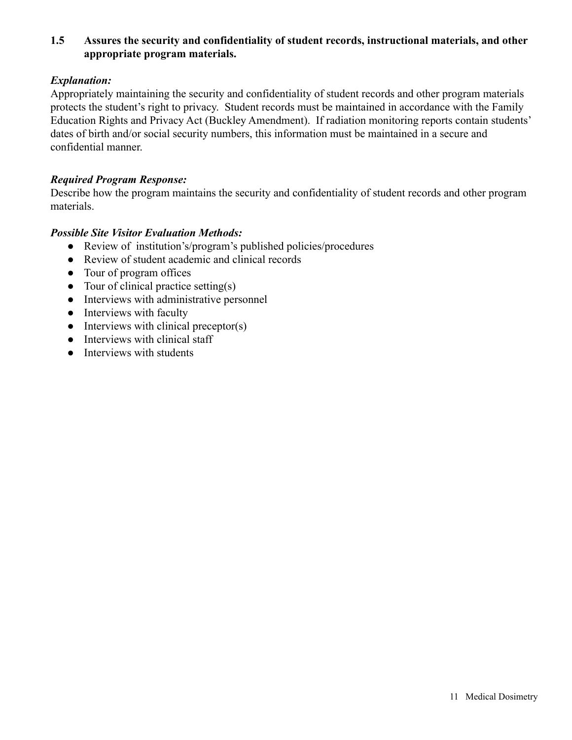**1.5 Assures the security and confidentiality of student records, instructional materials, and other appropriate program materials.**

***Explanation:***

Appropriately maintaining the security and confidentiality of student records and other program materials protects the student's right to privacy. Student records must be maintained in accordance with the Family Education Rights and Privacy Act (Buckley Amendment). If radiation monitoring reports contain students' dates of birth and/or social security numbers, this information must be maintained in a secure and confidential manner.

***Required Program Response:***

Describe how the program maintains the security and confidentiality of student records and other program materials.

***Possible Site Visitor Evaluation Methods:***

- Review of institution's/program's published policies/procedures
- Review of student academic and clinical records
- Tour of program offices
- Tour of clinical practice setting(s)
- Interviews with administrative personnel
- Interviews with faculty
- Interviews with clinical preceptor(s)
- Interviews with clinical staff
- Interviews with students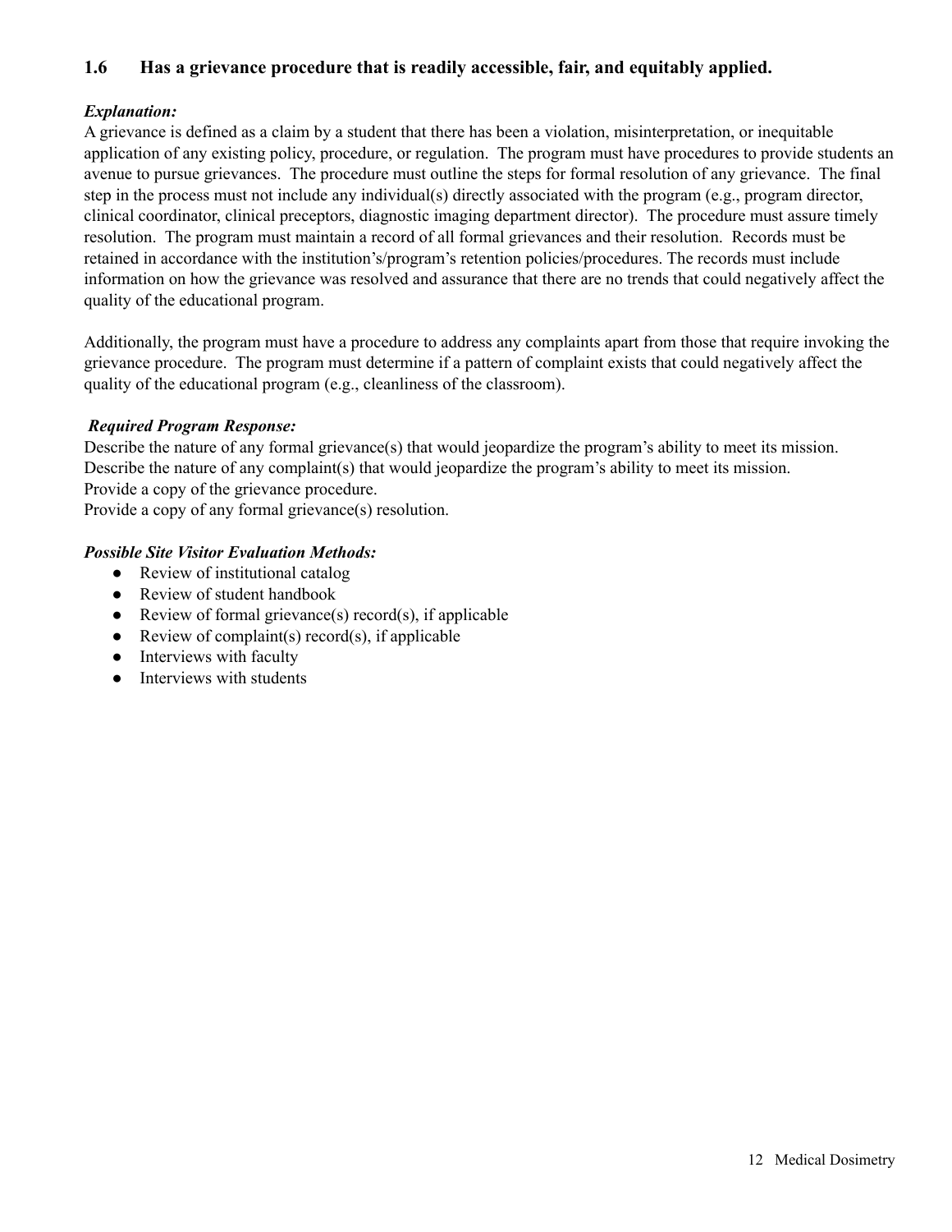### 1.6 Has a grievance procedure that is readily accessible, fair, and equitably applied.

***Explanation:***

A grievance is defined as a claim by a student that there has been a violation, misinterpretation, or inequitable application of any existing policy, procedure, or regulation. The program must have procedures to provide students an avenue to pursue grievances. The procedure must outline the steps for formal resolution of any grievance. The final step in the process must not include any individual(s) directly associated with the program (e.g., program director, clinical coordinator, clinical preceptors, diagnostic imaging department director). The procedure must assure timely resolution. The program must maintain a record of all formal grievances and their resolution. Records must be retained in accordance with the institution's/program's retention policies/procedures. The records must include information on how the grievance was resolved and assurance that there are no trends that could negatively affect the quality of the educational program.

Additionally, the program must have a procedure to address any complaints apart from those that require invoking the grievance procedure. The program must determine if a pattern of complaint exists that could negatively affect the quality of the educational program (e.g., cleanliness of the classroom).

***Required Program Response:***

Describe the nature of any formal grievance(s) that would jeopardize the program's ability to meet its mission.
Describe the nature of any complaint(s) that would jeopardize the program's ability to meet its mission.
Provide a copy of the grievance procedure.
Provide a copy of any formal grievance(s) resolution.

***Possible Site Visitor Evaluation Methods:***

- Review of institutional catalog
- Review of student handbook
- Review of formal grievance(s) record(s), if applicable
- Review of complaint(s) record(s), if applicable
- Interviews with faculty
- Interviews with students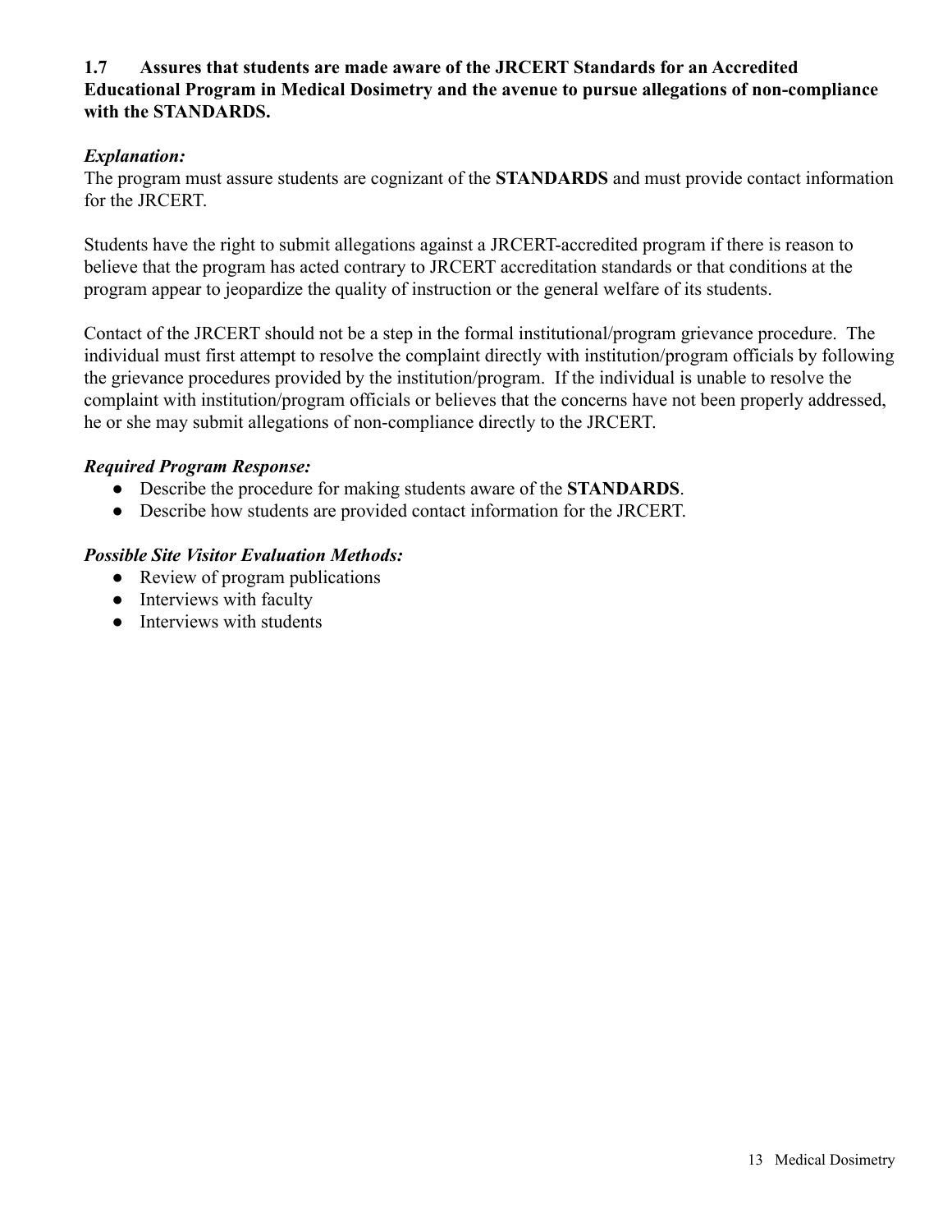**1.7 Assures that students are made aware of the JRCERT Standards for an Accredited Educational Program in Medical Dosimetry and the avenue to pursue allegations of non-compliance with the STANDARDS.**

***Explanation:***

The program must assure students are cognizant of the **STANDARDS** and must provide contact information for the JRCERT.

Students have the right to submit allegations against a JRCERT-accredited program if there is reason to believe that the program has acted contrary to JRCERT accreditation standards or that conditions at the program appear to jeopardize the quality of instruction or the general welfare of its students.

Contact of the JRCERT should not be a step in the formal institutional/program grievance procedure. The individual must first attempt to resolve the complaint directly with institution/program officials by following the grievance procedures provided by the institution/program. If the individual is unable to resolve the complaint with institution/program officials or believes that the concerns have not been properly addressed, he or she may submit allegations of non-compliance directly to the JRCERT.

***Required Program Response:***

- Describe the procedure for making students aware of the **STANDARDS**.
- Describe how students are provided contact information for the JRCERT.

***Possible Site Visitor Evaluation Methods:***

- Review of program publications
- Interviews with faculty
- Interviews with students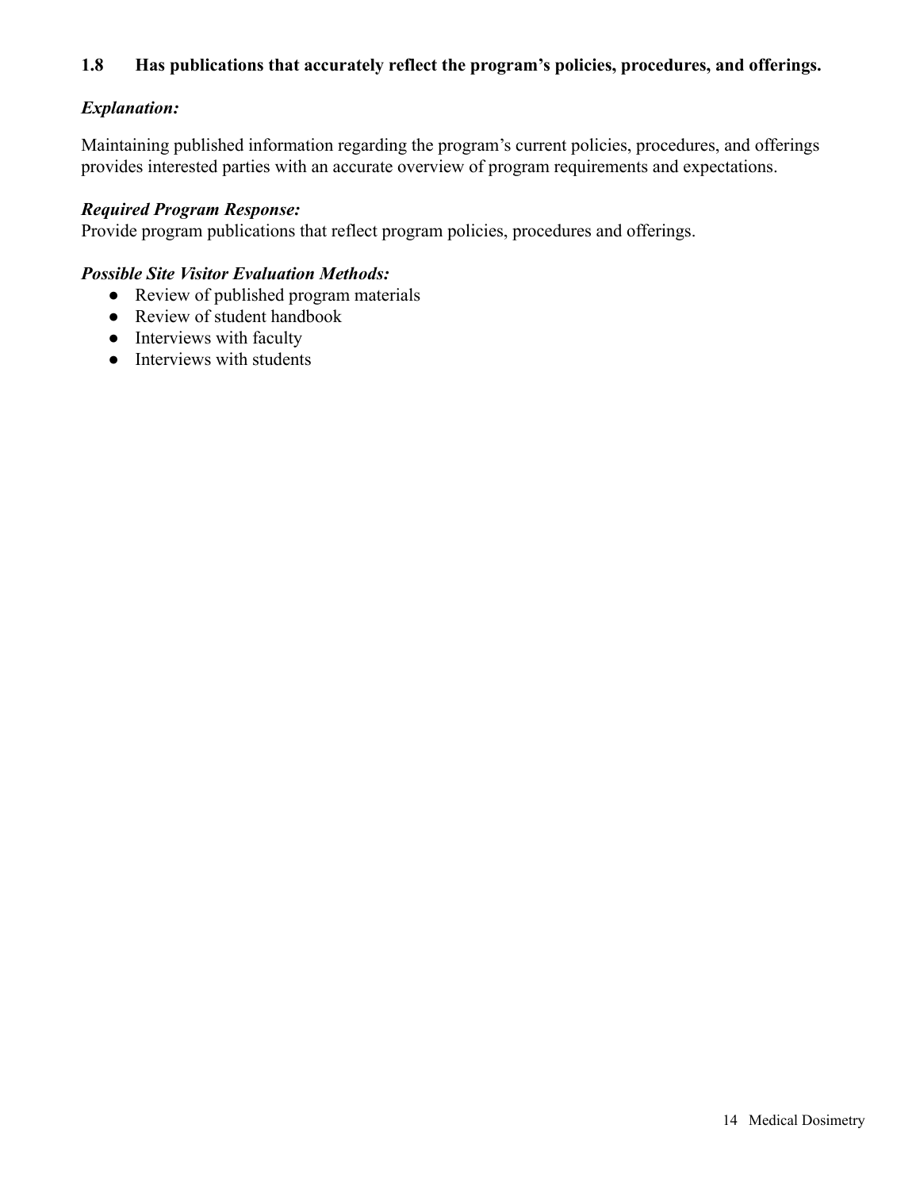### 1.8 Has publications that accurately reflect the program's policies, procedures, and offerings.

***Explanation:***

Maintaining published information regarding the program's current policies, procedures, and offerings provides interested parties with an accurate overview of program requirements and expectations.

***Required Program Response:***

Provide program publications that reflect program policies, procedures and offerings.

***Possible Site Visitor Evaluation Methods:***

- Review of published program materials
- Review of student handbook
- Interviews with faculty
- Interviews with students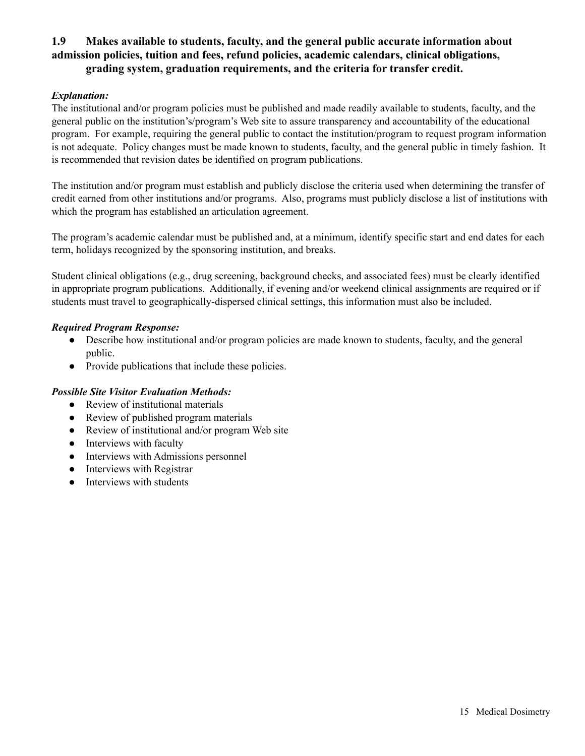### 1.9 Makes available to students, faculty, and the general public accurate information about admission policies, tuition and fees, refund policies, academic calendars, clinical obligations, grading system, graduation requirements, and the criteria for transfer credit.

***Explanation:***

The institutional and/or program policies must be published and made readily available to students, faculty, and the general public on the institution's/program's Web site to assure transparency and accountability of the educational program. For example, requiring the general public to contact the institution/program to request program information is not adequate. Policy changes must be made known to students, faculty, and the general public in timely fashion. It is recommended that revision dates be identified on program publications.

The institution and/or program must establish and publicly disclose the criteria used when determining the transfer of credit earned from other institutions and/or programs. Also, programs must publicly disclose a list of institutions with which the program has established an articulation agreement.

The program's academic calendar must be published and, at a minimum, identify specific start and end dates for each term, holidays recognized by the sponsoring institution, and breaks.

Student clinical obligations (e.g., drug screening, background checks, and associated fees) must be clearly identified in appropriate program publications. Additionally, if evening and/or weekend clinical assignments are required or if students must travel to geographically-dispersed clinical settings, this information must also be included.

***Required Program Response:***

- Describe how institutional and/or program policies are made known to students, faculty, and the general public.
- Provide publications that include these policies.

***Possible Site Visitor Evaluation Methods:***

- Review of institutional materials
- Review of published program materials
- Review of institutional and/or program Web site
- Interviews with faculty
- Interviews with Admissions personnel
- Interviews with Registrar
- Interviews with students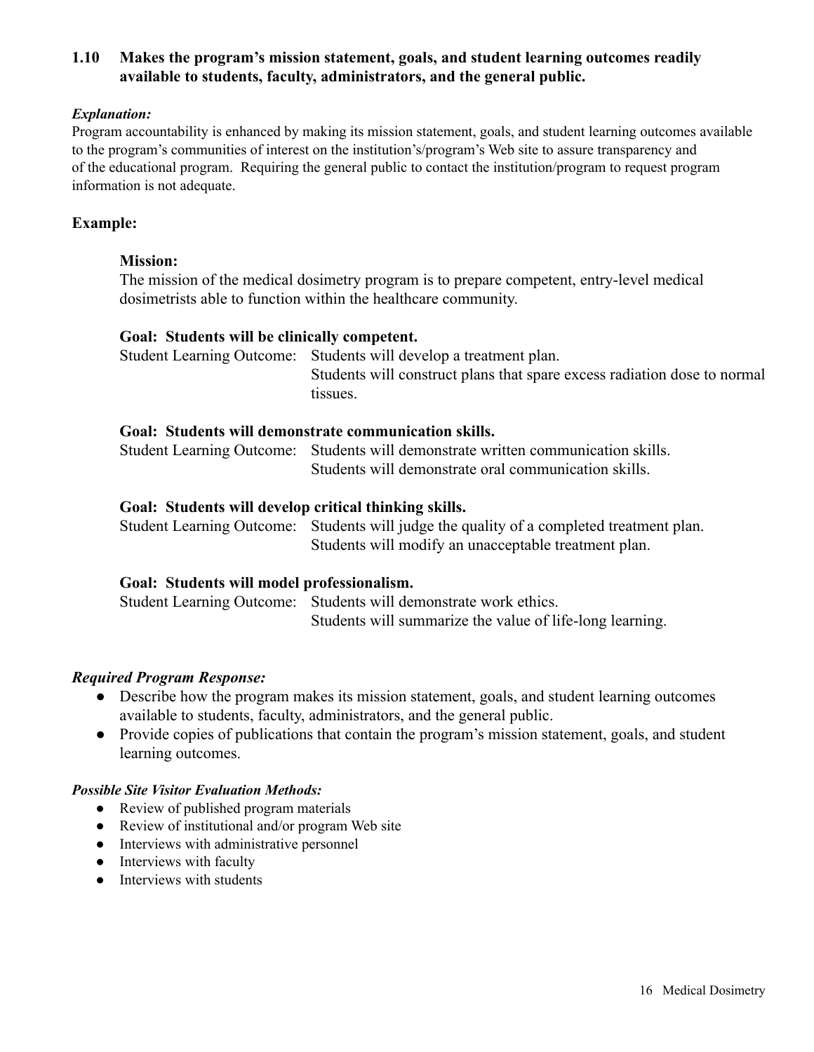### 1.10 Makes the program's mission statement, goals, and student learning outcomes readily available to students, faculty, administrators, and the general public.

***Explanation:***

Program accountability is enhanced by making its mission statement, goals, and student learning outcomes available to the program's communities of interest on the institution's/program's Web site to assure transparency and of the educational program. Requiring the general public to contact the institution/program to request program information is not adequate.

**Example:**

**Mission:**

The mission of the medical dosimetry program is to prepare competent, entry-level medical dosimetrists able to function within the healthcare community.

**Goal: Students will be clinically competent.**

Student Learning Outcome: Students will develop a treatment plan.
Students will construct plans that spare excess radiation dose to normal tissues.

**Goal: Students will demonstrate communication skills.**

Student Learning Outcome: Students will demonstrate written communication skills.
Students will demonstrate oral communication skills.

**Goal: Students will develop critical thinking skills.**

Student Learning Outcome: Students will judge the quality of a completed treatment plan.
Students will modify an unacceptable treatment plan.

**Goal: Students will model professionalism.**

Student Learning Outcome: Students will demonstrate work ethics.
Students will summarize the value of life-long learning.

***Required Program Response:***

- Describe how the program makes its mission statement, goals, and student learning outcomes available to students, faculty, administrators, and the general public.
- Provide copies of publications that contain the program's mission statement, goals, and student learning outcomes.

***Possible Site Visitor Evaluation Methods:***

- Review of published program materials
- Review of institutional and/or program Web site
- Interviews with administrative personnel
- Interviews with faculty
- Interviews with students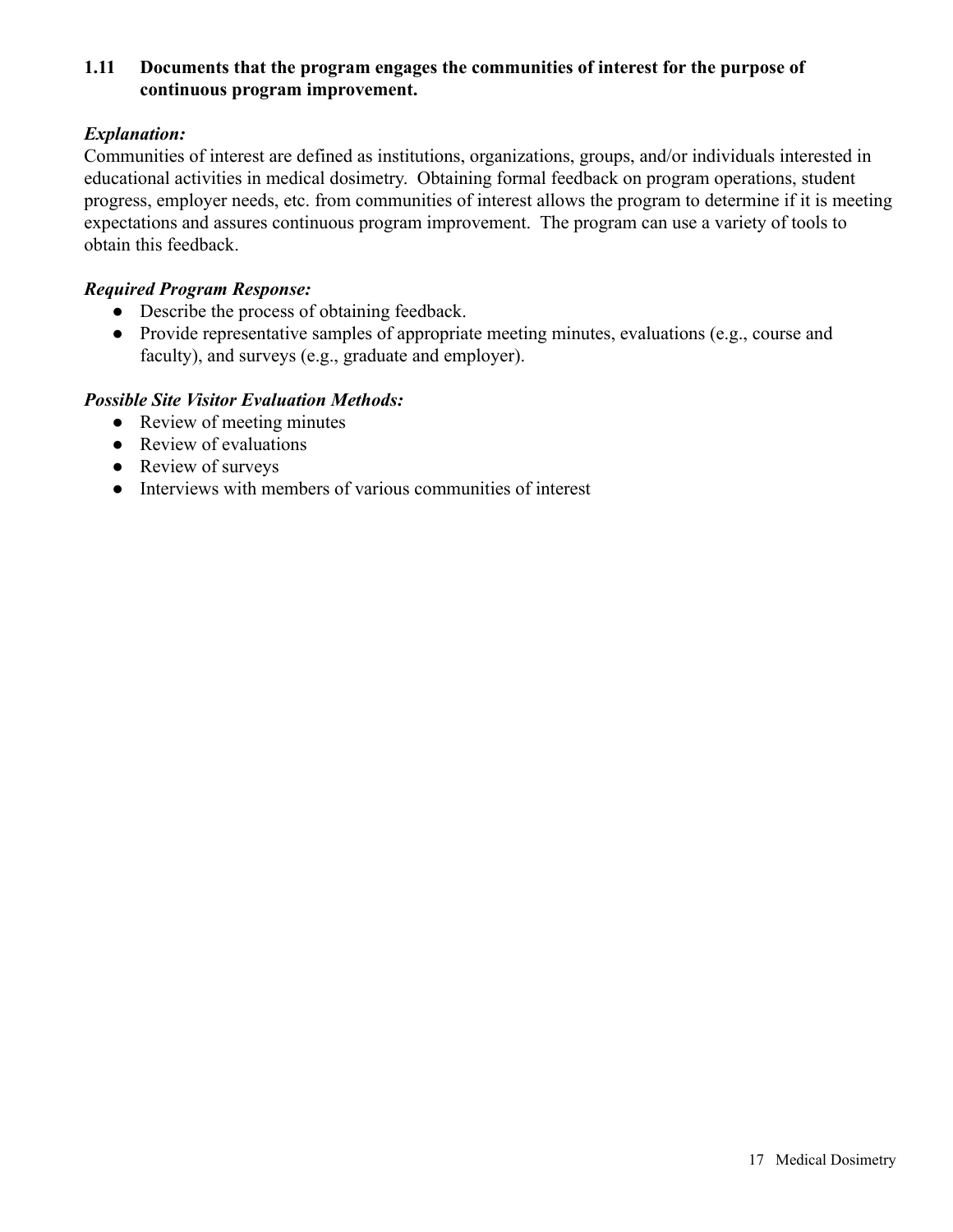**1.11 Documents that the program engages the communities of interest for the purpose of continuous program improvement.**

***Explanation:***

Communities of interest are defined as institutions, organizations, groups, and/or individuals interested in educational activities in medical dosimetry. Obtaining formal feedback on program operations, student progress, employer needs, etc. from communities of interest allows the program to determine if it is meeting expectations and assures continuous program improvement. The program can use a variety of tools to obtain this feedback.

***Required Program Response:***

- Describe the process of obtaining feedback.
- Provide representative samples of appropriate meeting minutes, evaluations (e.g., course and faculty), and surveys (e.g., graduate and employer).

***Possible Site Visitor Evaluation Methods:***

- Review of meeting minutes
- Review of evaluations
- Review of surveys
- Interviews with members of various communities of interest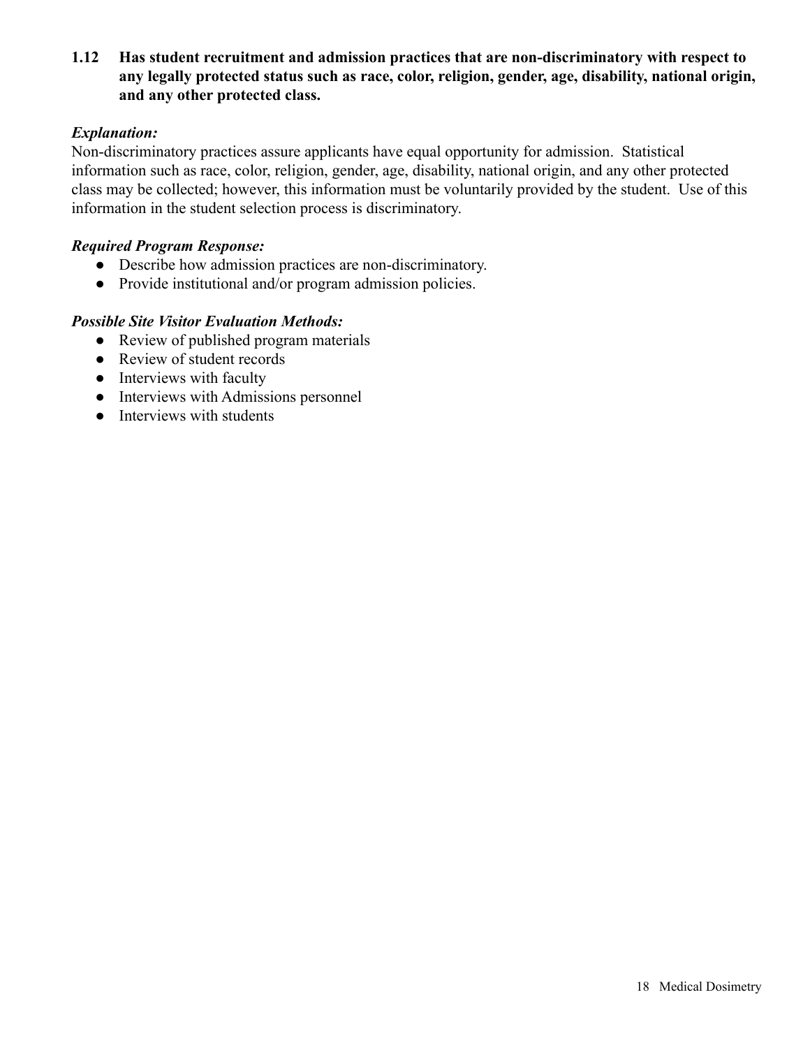**1.12 Has student recruitment and admission practices that are non-discriminatory with respect to any legally protected status such as race, color, religion, gender, age, disability, national origin, and any other protected class.**

***Explanation:***

Non-discriminatory practices assure applicants have equal opportunity for admission. Statistical information such as race, color, religion, gender, age, disability, national origin, and any other protected class may be collected; however, this information must be voluntarily provided by the student. Use of this information in the student selection process is discriminatory.

***Required Program Response:***

- Describe how admission practices are non-discriminatory.
- Provide institutional and/or program admission policies.

***Possible Site Visitor Evaluation Methods:***

- Review of published program materials
- Review of student records
- Interviews with faculty
- Interviews with Admissions personnel
- Interviews with students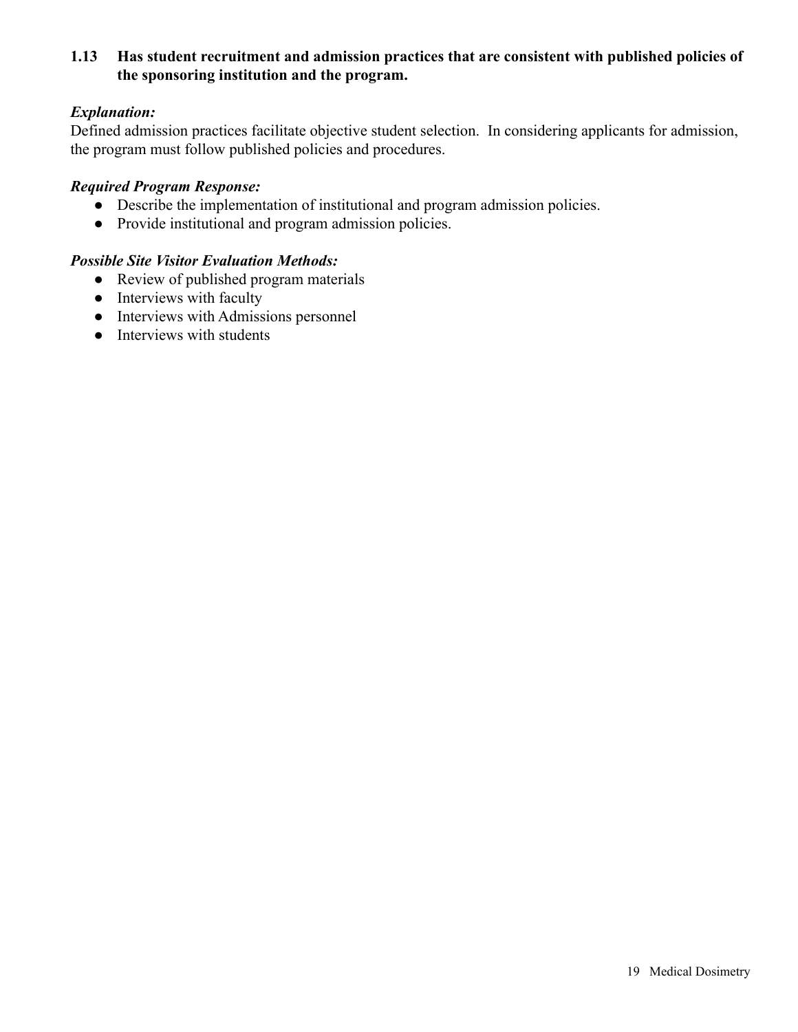### 1.13 Has student recruitment and admission practices that are consistent with published policies of the sponsoring institution and the program.

***Explanation:***

Defined admission practices facilitate objective student selection. In considering applicants for admission, the program must follow published policies and procedures.

***Required Program Response:***

- Describe the implementation of institutional and program admission policies.
- Provide institutional and program admission policies.

***Possible Site Visitor Evaluation Methods:***

- Review of published program materials
- Interviews with faculty
- Interviews with Admissions personnel
- Interviews with students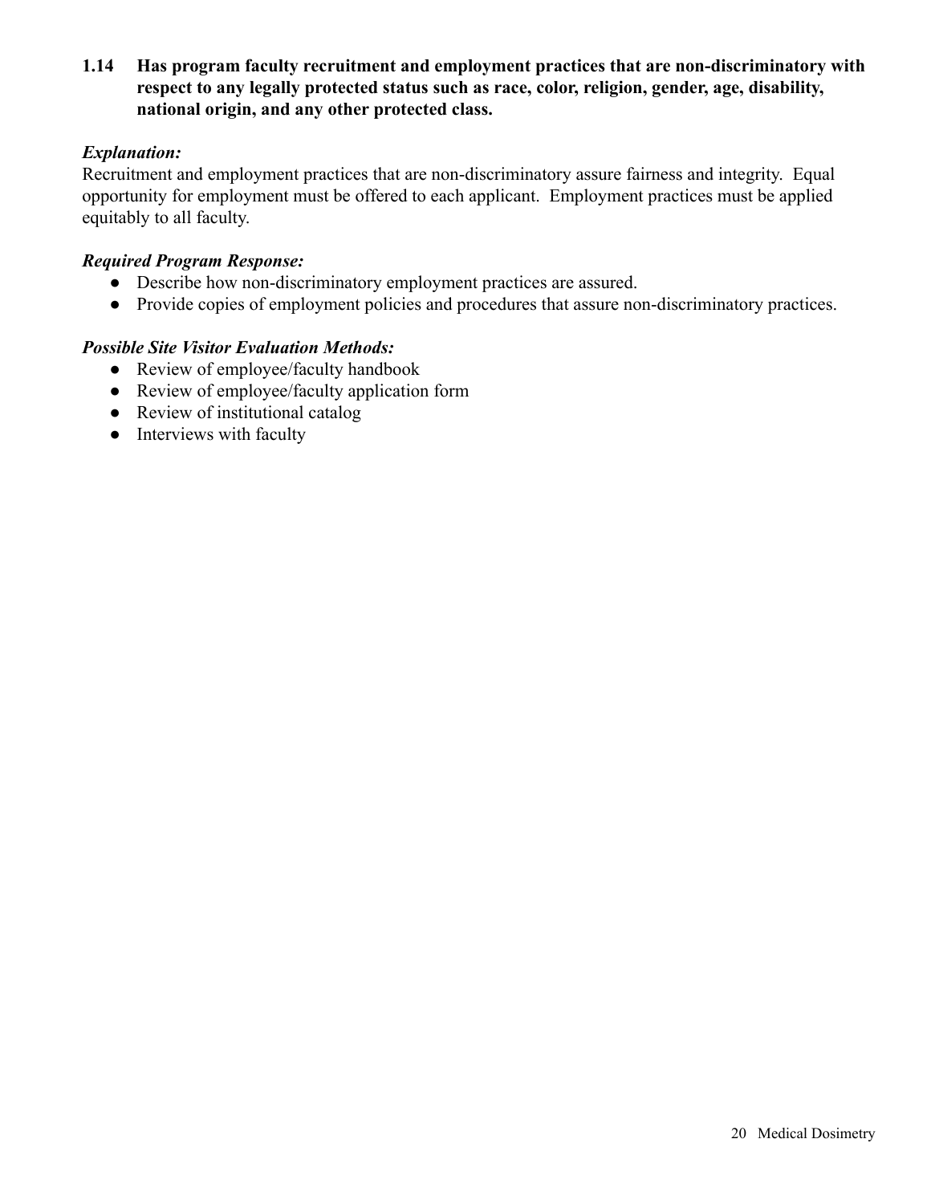**1.14 Has program faculty recruitment and employment practices that are non-discriminatory with respect to any legally protected status such as race, color, religion, gender, age, disability, national origin, and any other protected class.**

***Explanation:***

Recruitment and employment practices that are non-discriminatory assure fairness and integrity. Equal opportunity for employment must be offered to each applicant. Employment practices must be applied equitably to all faculty.

***Required Program Response:***

- Describe how non-discriminatory employment practices are assured.
- Provide copies of employment policies and procedures that assure non-discriminatory practices.

***Possible Site Visitor Evaluation Methods:***

- Review of employee/faculty handbook
- Review of employee/faculty application form
- Review of institutional catalog
- Interviews with faculty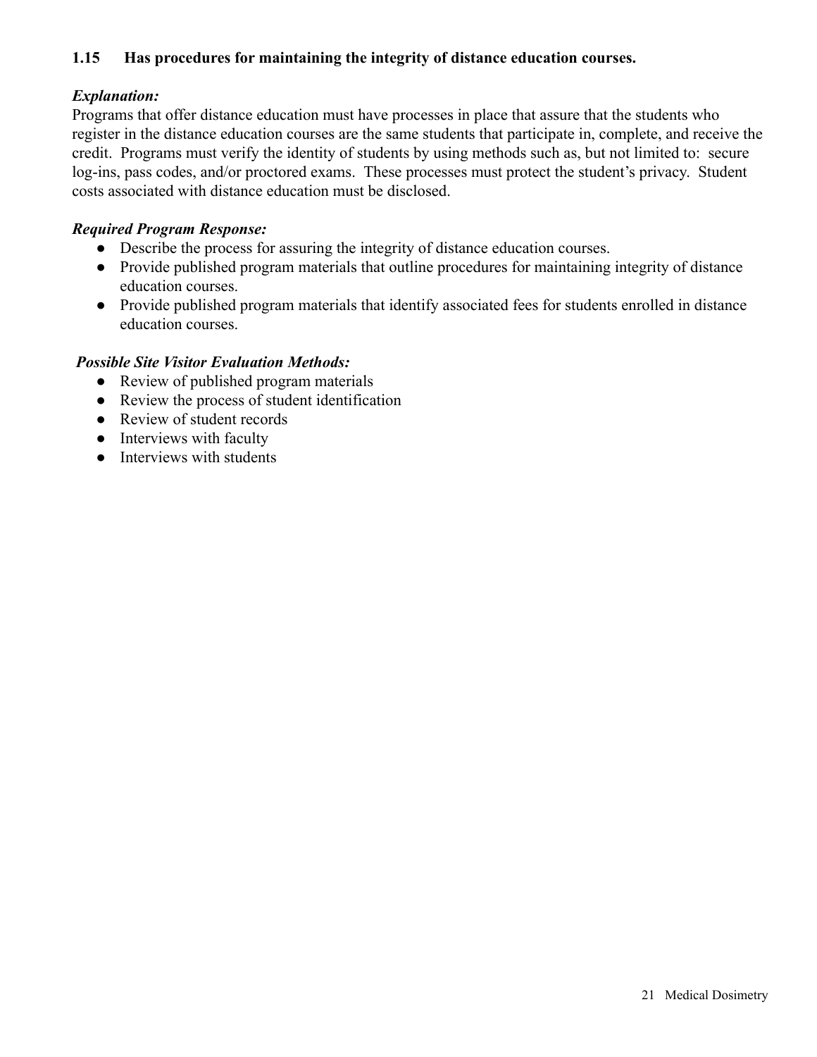**1.15 Has procedures for maintaining the integrity of distance education courses.**

***Explanation:***

Programs that offer distance education must have processes in place that assure that the students who register in the distance education courses are the same students that participate in, complete, and receive the credit. Programs must verify the identity of students by using methods such as, but not limited to: secure log-ins, pass codes, and/or proctored exams. These processes must protect the student's privacy. Student costs associated with distance education must be disclosed.

***Required Program Response:***

- Describe the process for assuring the integrity of distance education courses.
- Provide published program materials that outline procedures for maintaining integrity of distance education courses.
- Provide published program materials that identify associated fees for students enrolled in distance education courses.

***Possible Site Visitor Evaluation Methods:***

- Review of published program materials
- Review the process of student identification
- Review of student records
- Interviews with faculty
- Interviews with students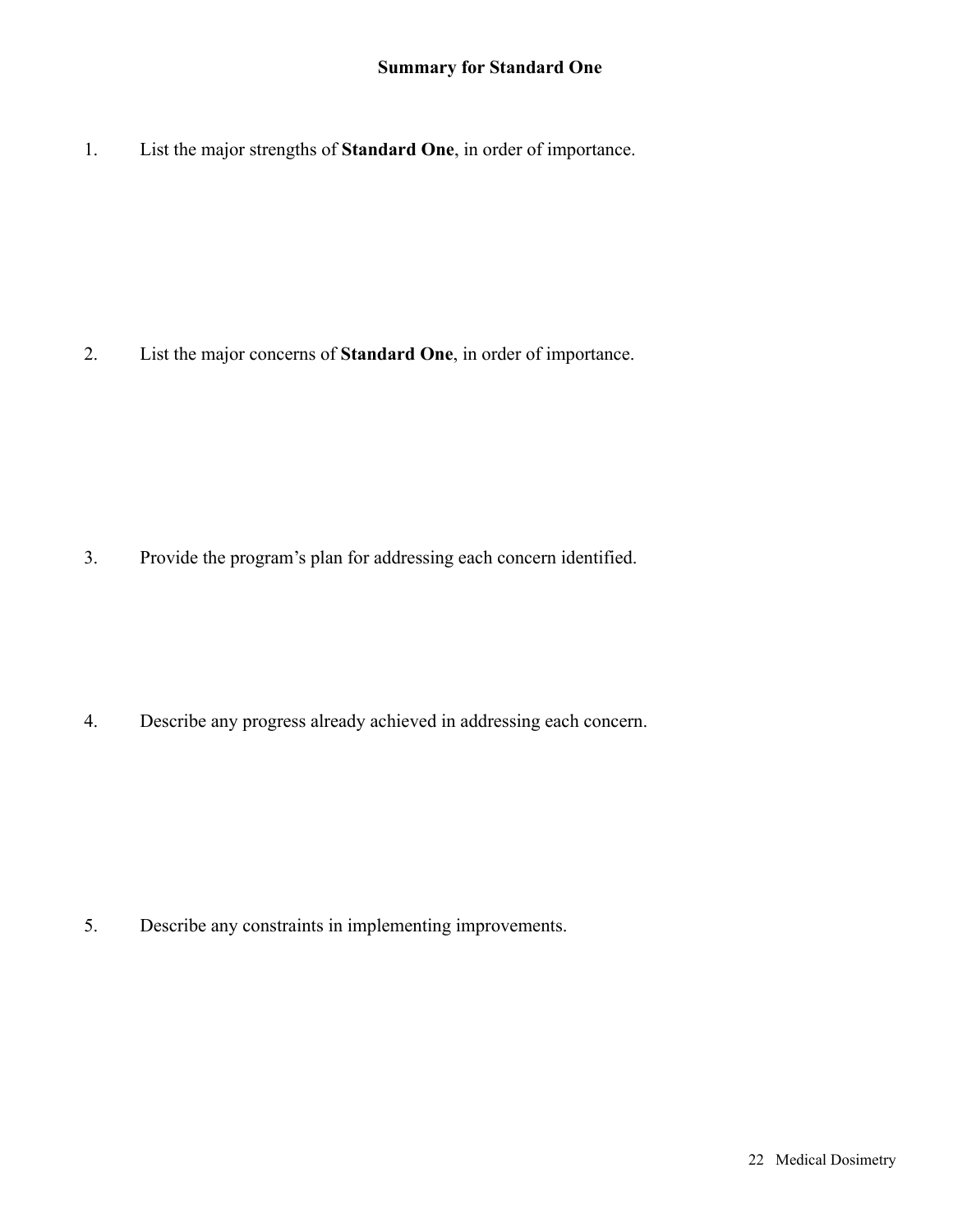## Summary for Standard One

1. List the major strengths of **Standard One**, in order of importance.

2. List the major concerns of **Standard One**, in order of importance.

3. Provide the program's plan for addressing each concern identified.

4. Describe any progress already achieved in addressing each concern.

5. Describe any constraints in implementing improvements.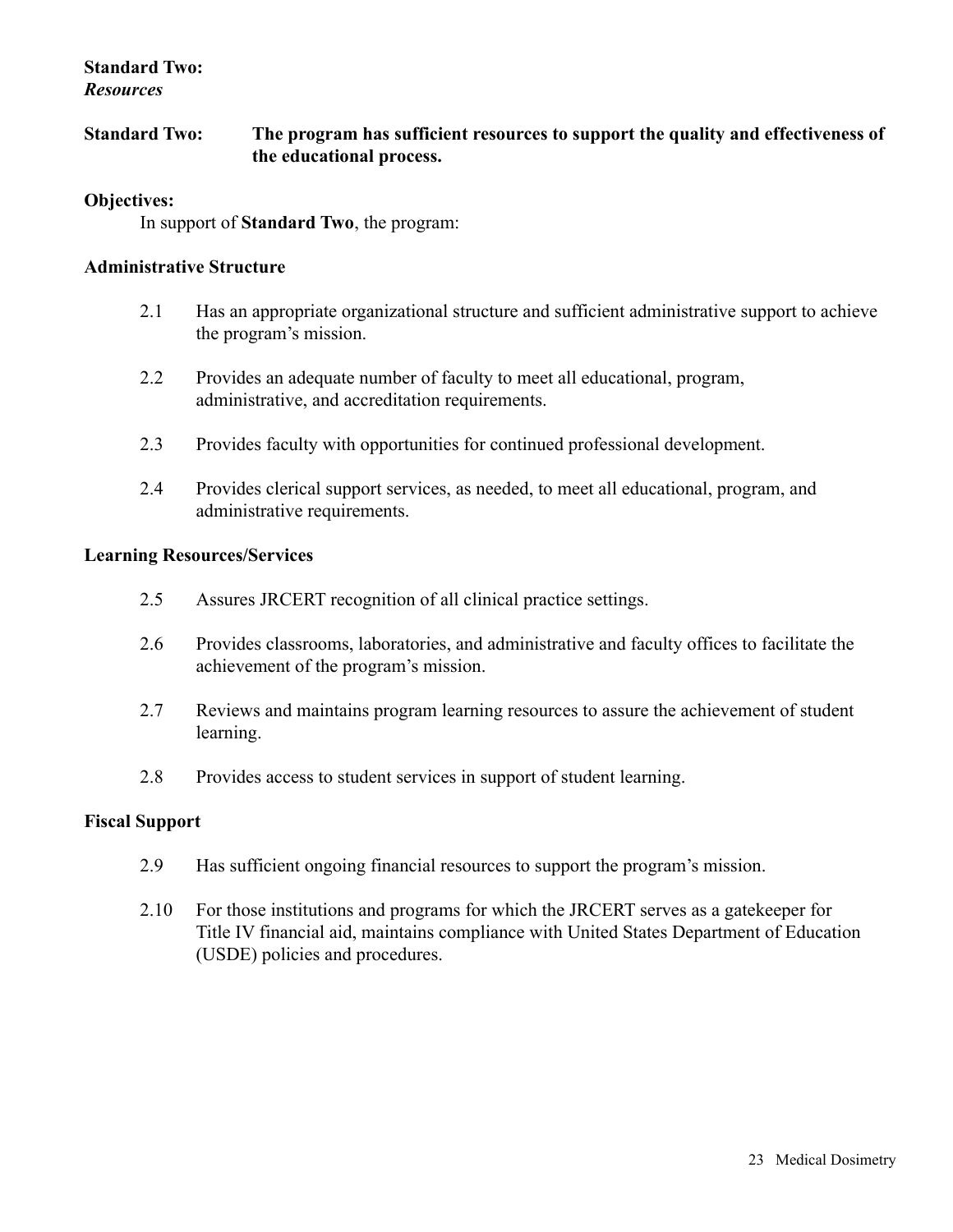**Standard Two:**
***Resources***

**Standard Two: The program has sufficient resources to support the quality and effectiveness of the educational process.**

**Objectives:**

In support of **Standard Two**, the program:

**Administrative Structure**

2.1 Has an appropriate organizational structure and sufficient administrative support to achieve the program's mission.

2.2 Provides an adequate number of faculty to meet all educational, program, administrative, and accreditation requirements.

2.3 Provides faculty with opportunities for continued professional development.

2.4 Provides clerical support services, as needed, to meet all educational, program, and administrative requirements.

**Learning Resources/Services**

2.5 Assures JRCERT recognition of all clinical practice settings.

2.6 Provides classrooms, laboratories, and administrative and faculty offices to facilitate the achievement of the program's mission.

2.7 Reviews and maintains program learning resources to assure the achievement of student learning.

2.8 Provides access to student services in support of student learning.

**Fiscal Support**

2.9 Has sufficient ongoing financial resources to support the program's mission.

2.10 For those institutions and programs for which the JRCERT serves as a gatekeeper for Title IV financial aid, maintains compliance with United States Department of Education (USDE) policies and procedures.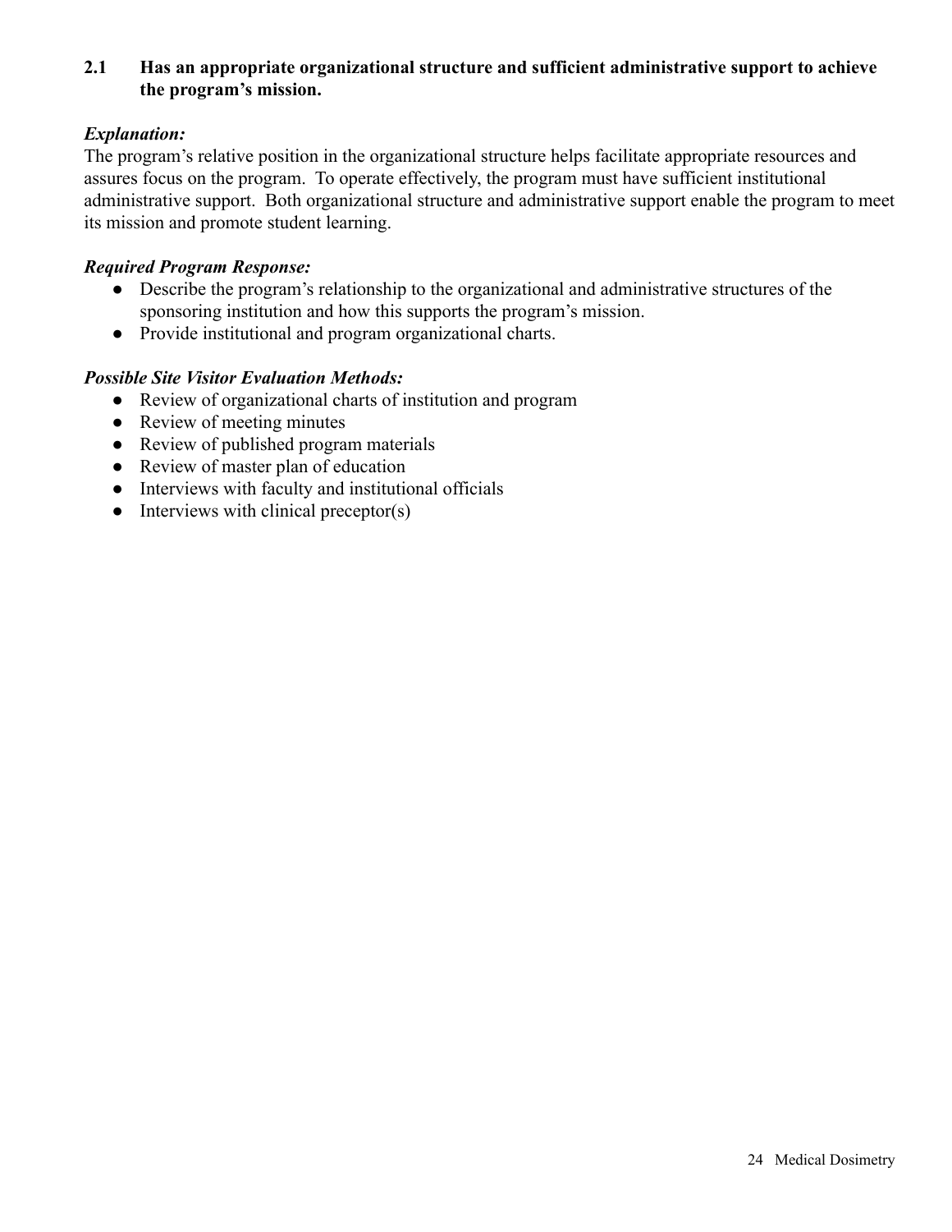**2.1 Has an appropriate organizational structure and sufficient administrative support to achieve the program's mission.**

***Explanation:***

The program's relative position in the organizational structure helps facilitate appropriate resources and assures focus on the program. To operate effectively, the program must have sufficient institutional administrative support. Both organizational structure and administrative support enable the program to meet its mission and promote student learning.

***Required Program Response:***

- Describe the program's relationship to the organizational and administrative structures of the sponsoring institution and how this supports the program's mission.
- Provide institutional and program organizational charts.

***Possible Site Visitor Evaluation Methods:***

- Review of organizational charts of institution and program
- Review of meeting minutes
- Review of published program materials
- Review of master plan of education
- Interviews with faculty and institutional officials
- Interviews with clinical preceptor(s)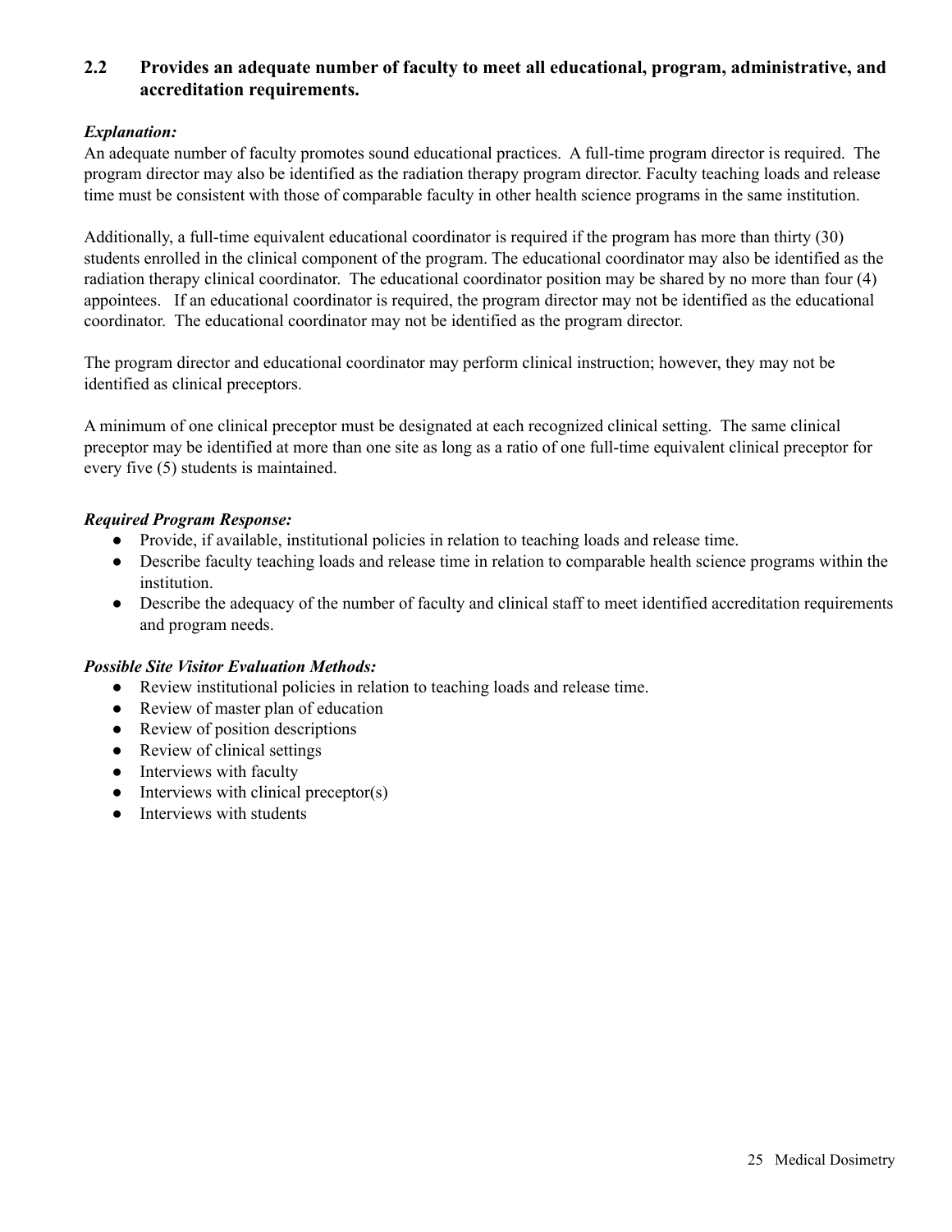## 2.2 Provides an adequate number of faculty to meet all educational, program, administrative, and accreditation requirements.

***Explanation:***

An adequate number of faculty promotes sound educational practices. A full-time program director is required. The program director may also be identified as the radiation therapy program director. Faculty teaching loads and release time must be consistent with those of comparable faculty in other health science programs in the same institution.

Additionally, a full-time equivalent educational coordinator is required if the program has more than thirty (30) students enrolled in the clinical component of the program. The educational coordinator may also be identified as the radiation therapy clinical coordinator. The educational coordinator position may be shared by no more than four (4) appointees. If an educational coordinator is required, the program director may not be identified as the educational coordinator. The educational coordinator may not be identified as the program director.

The program director and educational coordinator may perform clinical instruction; however, they may not be identified as clinical preceptors.

A minimum of one clinical preceptor must be designated at each recognized clinical setting. The same clinical preceptor may be identified at more than one site as long as a ratio of one full-time equivalent clinical preceptor for every five (5) students is maintained.

***Required Program Response:***

- Provide, if available, institutional policies in relation to teaching loads and release time.
- Describe faculty teaching loads and release time in relation to comparable health science programs within the institution.
- Describe the adequacy of the number of faculty and clinical staff to meet identified accreditation requirements and program needs.

***Possible Site Visitor Evaluation Methods:***

- Review institutional policies in relation to teaching loads and release time.
- Review of master plan of education
- Review of position descriptions
- Review of clinical settings
- Interviews with faculty
- Interviews with clinical preceptor(s)
- Interviews with students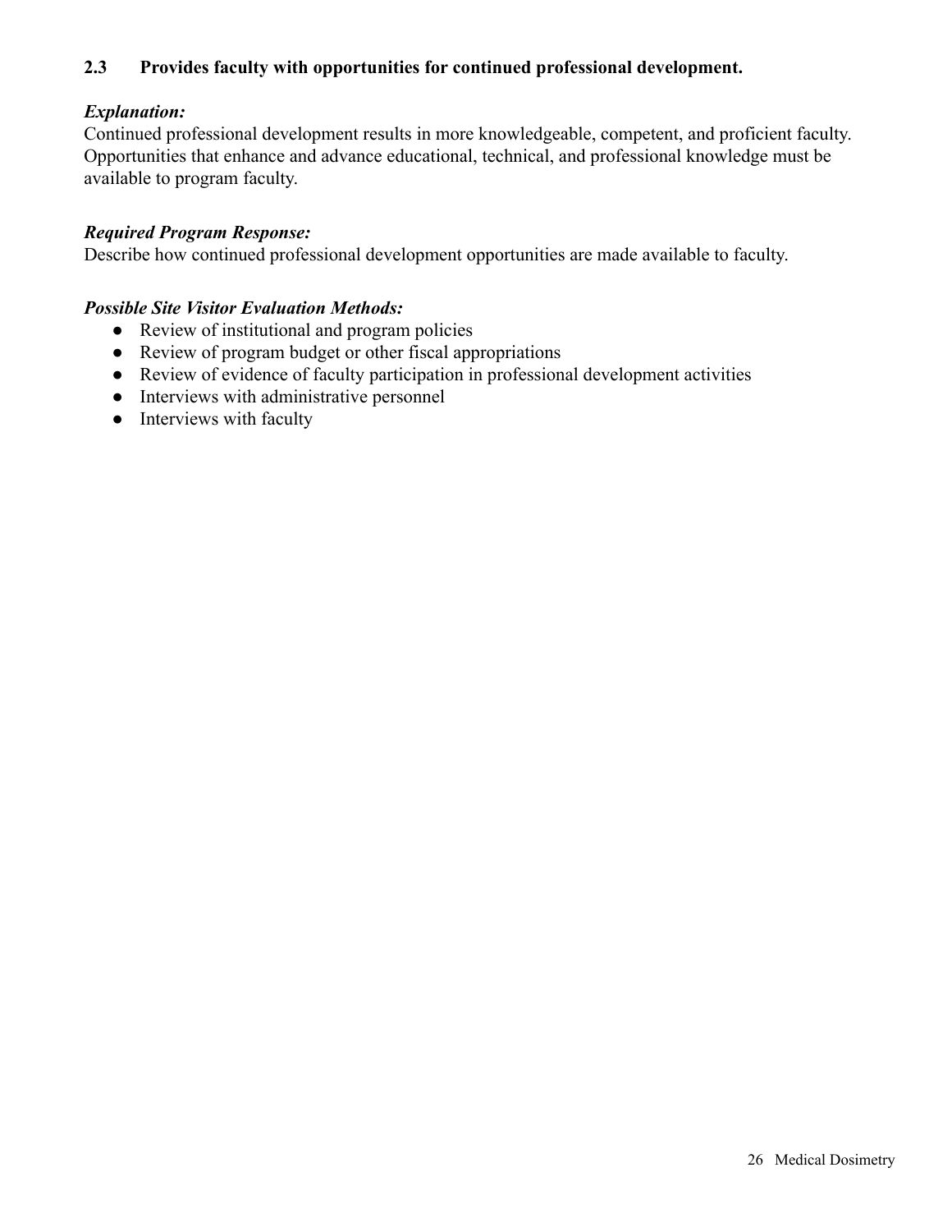**2.3 Provides faculty with opportunities for continued professional development.**

***Explanation:***

Continued professional development results in more knowledgeable, competent, and proficient faculty. Opportunities that enhance and advance educational, technical, and professional knowledge must be available to program faculty.

***Required Program Response:***

Describe how continued professional development opportunities are made available to faculty.

***Possible Site Visitor Evaluation Methods:***

- Review of institutional and program policies
- Review of program budget or other fiscal appropriations
- Review of evidence of faculty participation in professional development activities
- Interviews with administrative personnel
- Interviews with faculty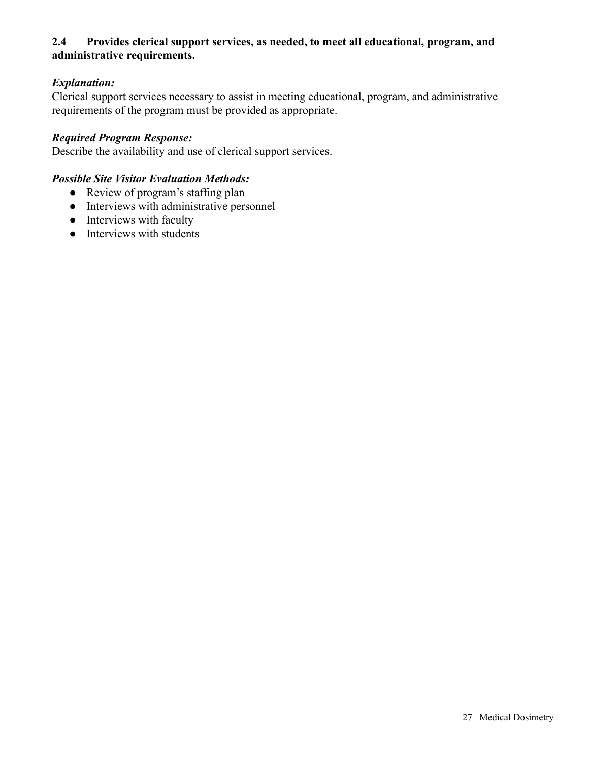**2.4 Provides clerical support services, as needed, to meet all educational, program, and administrative requirements.**

***Explanation:***

Clerical support services necessary to assist in meeting educational, program, and administrative requirements of the program must be provided as appropriate.

***Required Program Response:***

Describe the availability and use of clerical support services.

***Possible Site Visitor Evaluation Methods:***

- Review of program's staffing plan
- Interviews with administrative personnel
- Interviews with faculty
- Interviews with students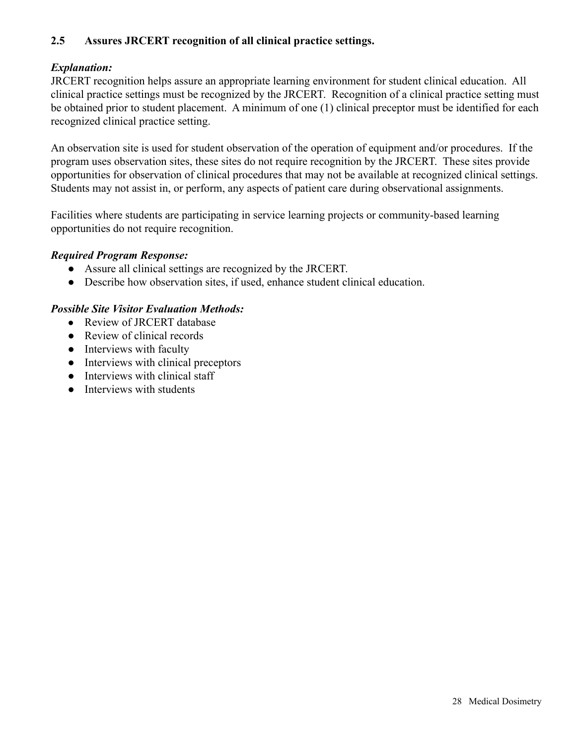### 2.5 Assures JRCERT recognition of all clinical practice settings.

***Explanation:***

JRCERT recognition helps assure an appropriate learning environment for student clinical education. All clinical practice settings must be recognized by the JRCERT. Recognition of a clinical practice setting must be obtained prior to student placement. A minimum of one (1) clinical preceptor must be identified for each recognized clinical practice setting.

An observation site is used for student observation of the operation of equipment and/or procedures. If the program uses observation sites, these sites do not require recognition by the JRCERT. These sites provide opportunities for observation of clinical procedures that may not be available at recognized clinical settings. Students may not assist in, or perform, any aspects of patient care during observational assignments.

Facilities where students are participating in service learning projects or community-based learning opportunities do not require recognition.

***Required Program Response:***

- Assure all clinical settings are recognized by the JRCERT.
- Describe how observation sites, if used, enhance student clinical education.

***Possible Site Visitor Evaluation Methods:***

- Review of JRCERT database
- Review of clinical records
- Interviews with faculty
- Interviews with clinical preceptors
- Interviews with clinical staff
- Interviews with students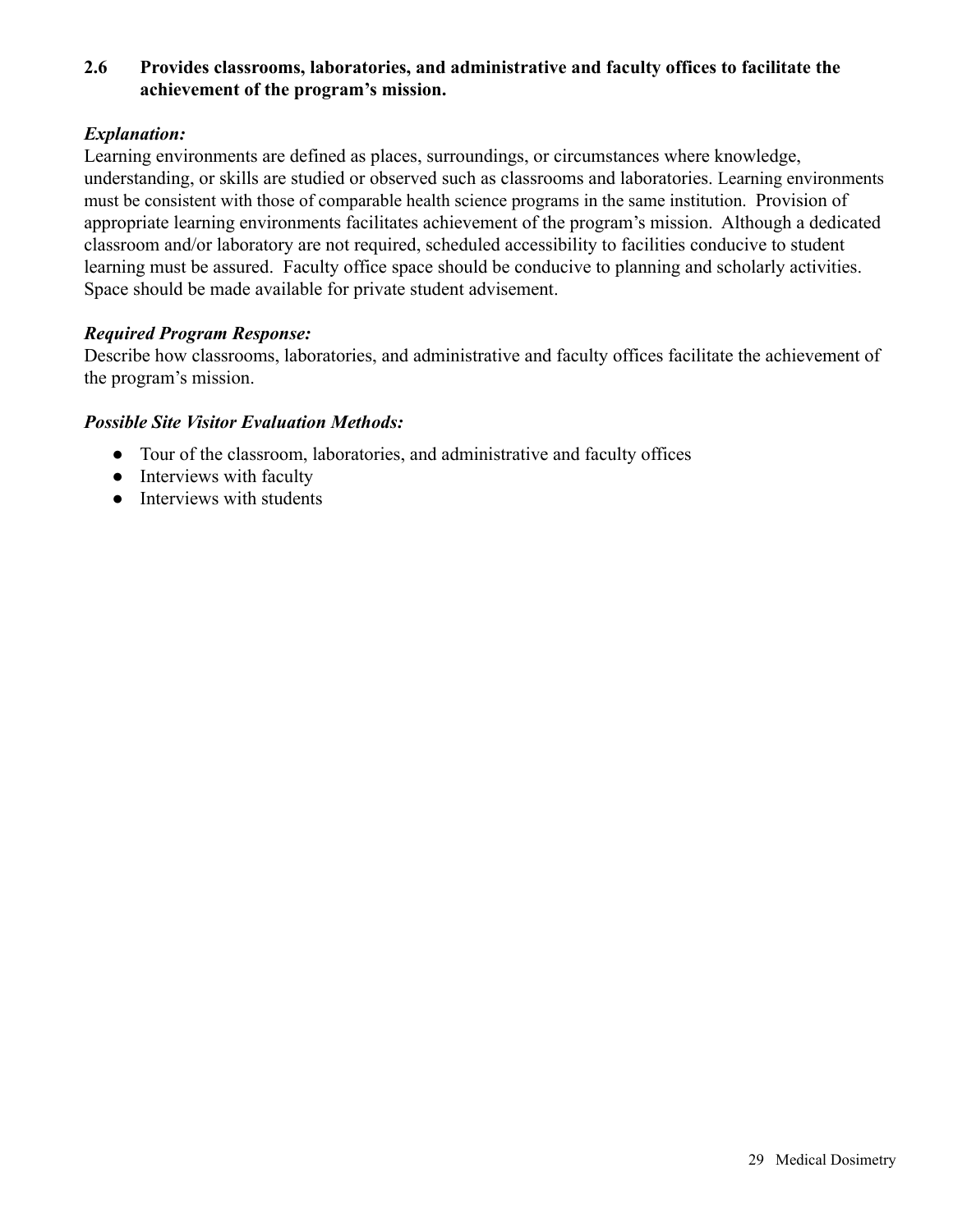**2.6 Provides classrooms, laboratories, and administrative and faculty offices to facilitate the achievement of the program's mission.**

***Explanation:***

Learning environments are defined as places, surroundings, or circumstances where knowledge, understanding, or skills are studied or observed such as classrooms and laboratories. Learning environments must be consistent with those of comparable health science programs in the same institution. Provision of appropriate learning environments facilitates achievement of the program's mission. Although a dedicated classroom and/or laboratory are not required, scheduled accessibility to facilities conducive to student learning must be assured. Faculty office space should be conducive to planning and scholarly activities. Space should be made available for private student advisement.

***Required Program Response:***

Describe how classrooms, laboratories, and administrative and faculty offices facilitate the achievement of the program's mission.

***Possible Site Visitor Evaluation Methods:***

- Tour of the classroom, laboratories, and administrative and faculty offices
- Interviews with faculty
- Interviews with students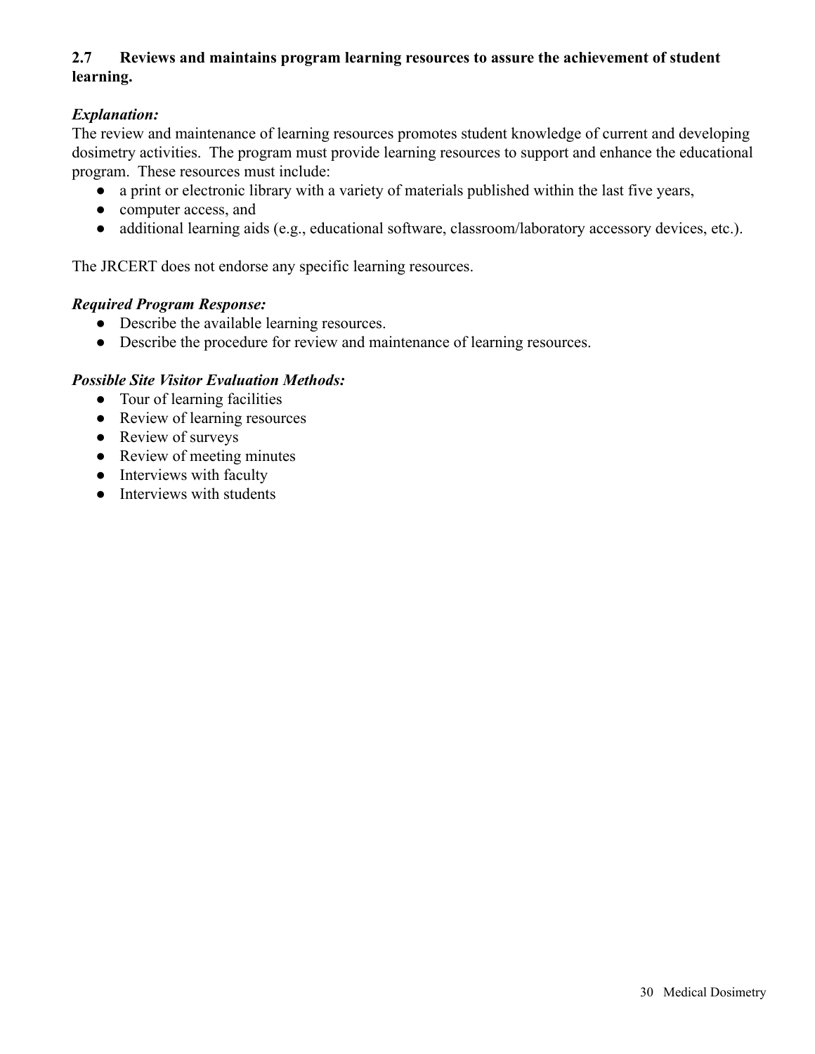**2.7 Reviews and maintains program learning resources to assure the achievement of student learning.**

***Explanation:***

The review and maintenance of learning resources promotes student knowledge of current and developing dosimetry activities. The program must provide learning resources to support and enhance the educational program. These resources must include:

- a print or electronic library with a variety of materials published within the last five years,
- computer access, and
- additional learning aids (e.g., educational software, classroom/laboratory accessory devices, etc.).

The JRCERT does not endorse any specific learning resources.

***Required Program Response:***

- Describe the available learning resources.
- Describe the procedure for review and maintenance of learning resources.

***Possible Site Visitor Evaluation Methods:***

- Tour of learning facilities
- Review of learning resources
- Review of surveys
- Review of meeting minutes
- Interviews with faculty
- Interviews with students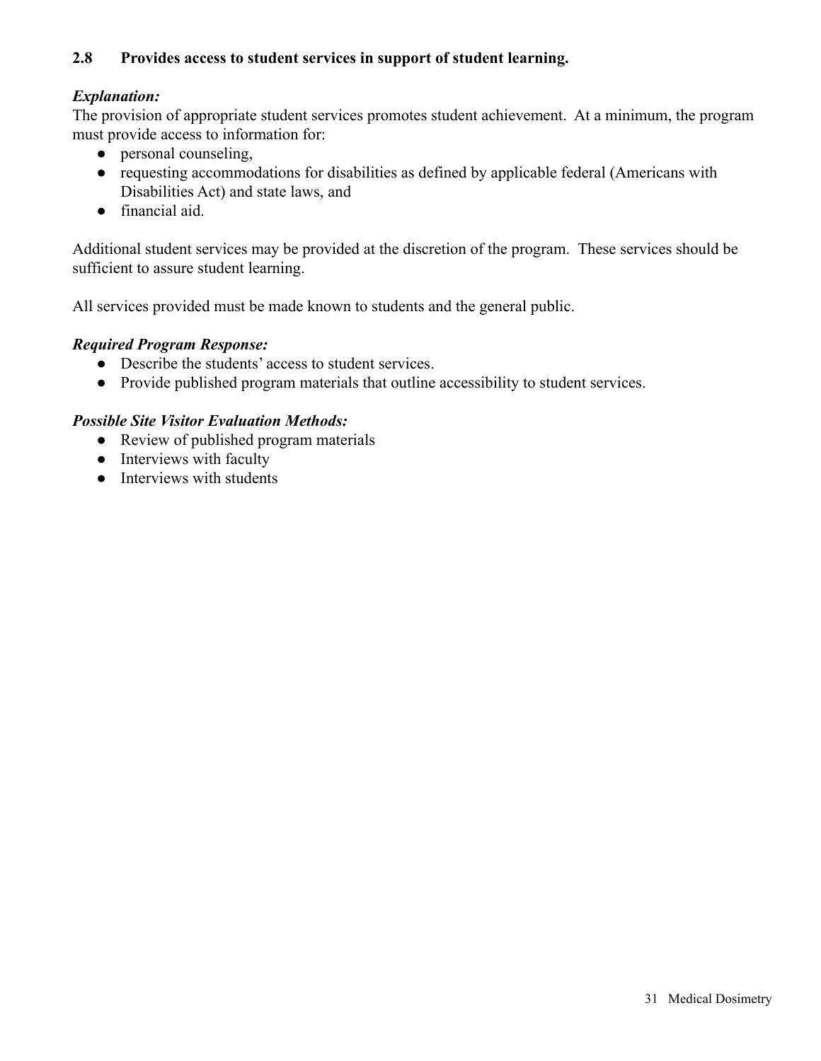### 2.8 Provides access to student services in support of student learning.

***Explanation:***

The provision of appropriate student services promotes student achievement. At a minimum, the program must provide access to information for:

- personal counseling,
- requesting accommodations for disabilities as defined by applicable federal (Americans with Disabilities Act) and state laws, and
- financial aid.

Additional student services may be provided at the discretion of the program. These services should be sufficient to assure student learning.

All services provided must be made known to students and the general public.

***Required Program Response:***

- Describe the students' access to student services.
- Provide published program materials that outline accessibility to student services.

***Possible Site Visitor Evaluation Methods:***

- Review of published program materials
- Interviews with faculty
- Interviews with students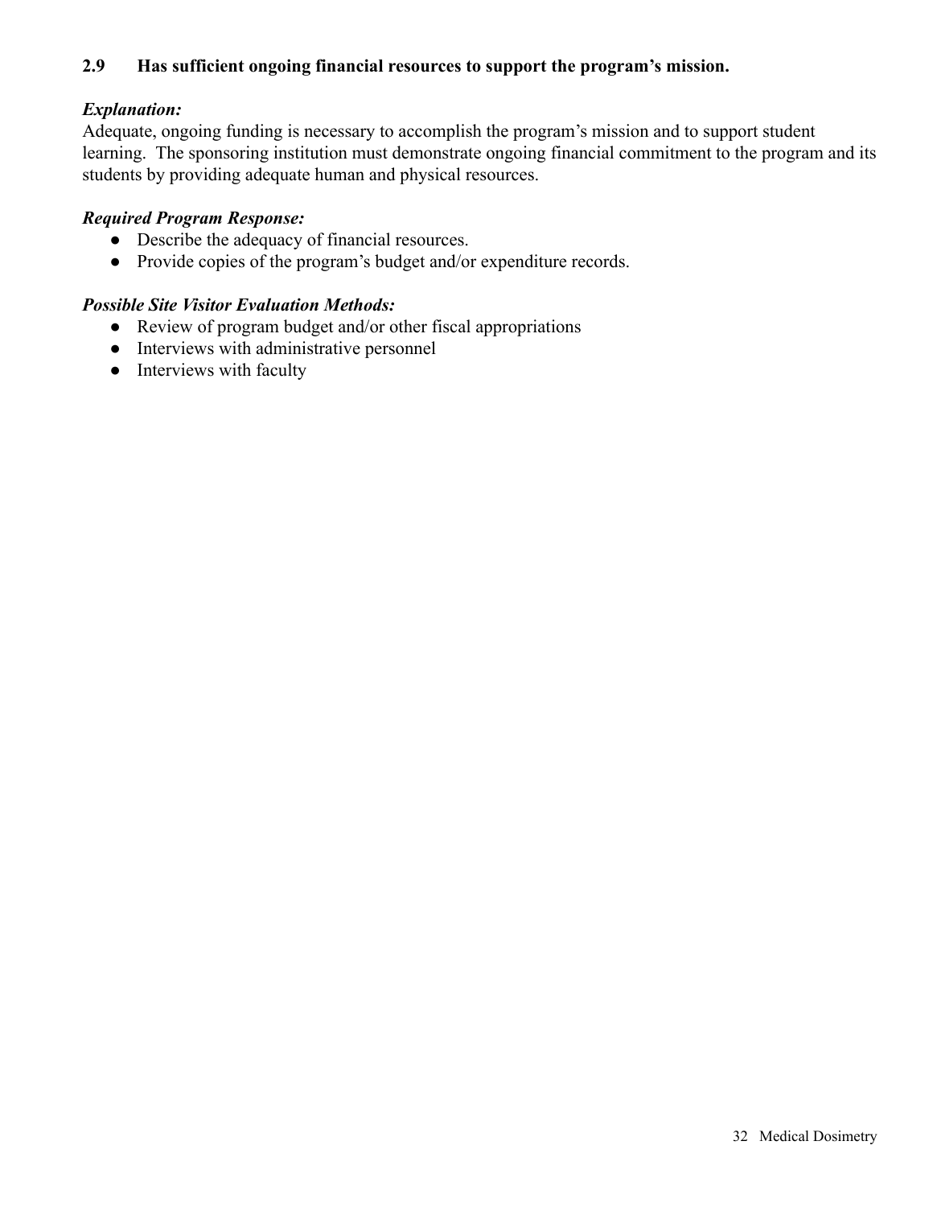### 2.9 Has sufficient ongoing financial resources to support the program's mission.

***Explanation:***

Adequate, ongoing funding is necessary to accomplish the program's mission and to support student learning. The sponsoring institution must demonstrate ongoing financial commitment to the program and its students by providing adequate human and physical resources.

***Required Program Response:***

- Describe the adequacy of financial resources.
- Provide copies of the program's budget and/or expenditure records.

***Possible Site Visitor Evaluation Methods:***

- Review of program budget and/or other fiscal appropriations
- Interviews with administrative personnel
- Interviews with faculty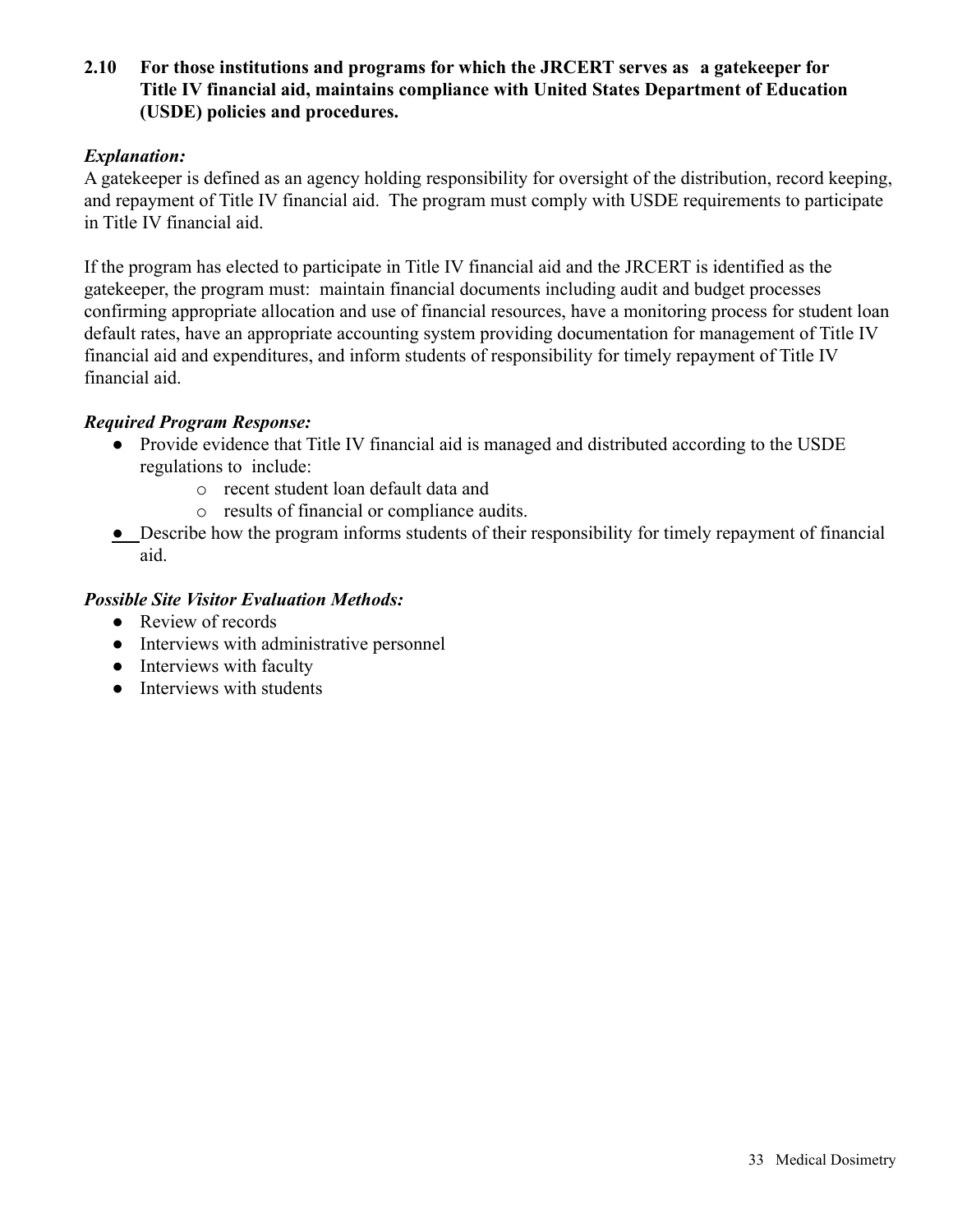**2.10 For those institutions and programs for which the JRCERT serves as a gatekeeper for Title IV financial aid, maintains compliance with United States Department of Education (USDE) policies and procedures.**

***Explanation:***

A gatekeeper is defined as an agency holding responsibility for oversight of the distribution, record keeping, and repayment of Title IV financial aid. The program must comply with USDE requirements to participate in Title IV financial aid.

If the program has elected to participate in Title IV financial aid and the JRCERT is identified as the gatekeeper, the program must: maintain financial documents including audit and budget processes confirming appropriate allocation and use of financial resources, have a monitoring process for student loan default rates, have an appropriate accounting system providing documentation for management of Title IV financial aid and expenditures, and inform students of responsibility for timely repayment of Title IV financial aid.

***Required Program Response:***

- Provide evidence that Title IV financial aid is managed and distributed according to the USDE regulations to include:
  - recent student loan default data and
  - results of financial or compliance audits.
- Describe how the program informs students of their responsibility for timely repayment of financial aid.

***Possible Site Visitor Evaluation Methods:***

- Review of records
- Interviews with administrative personnel
- Interviews with faculty
- Interviews with students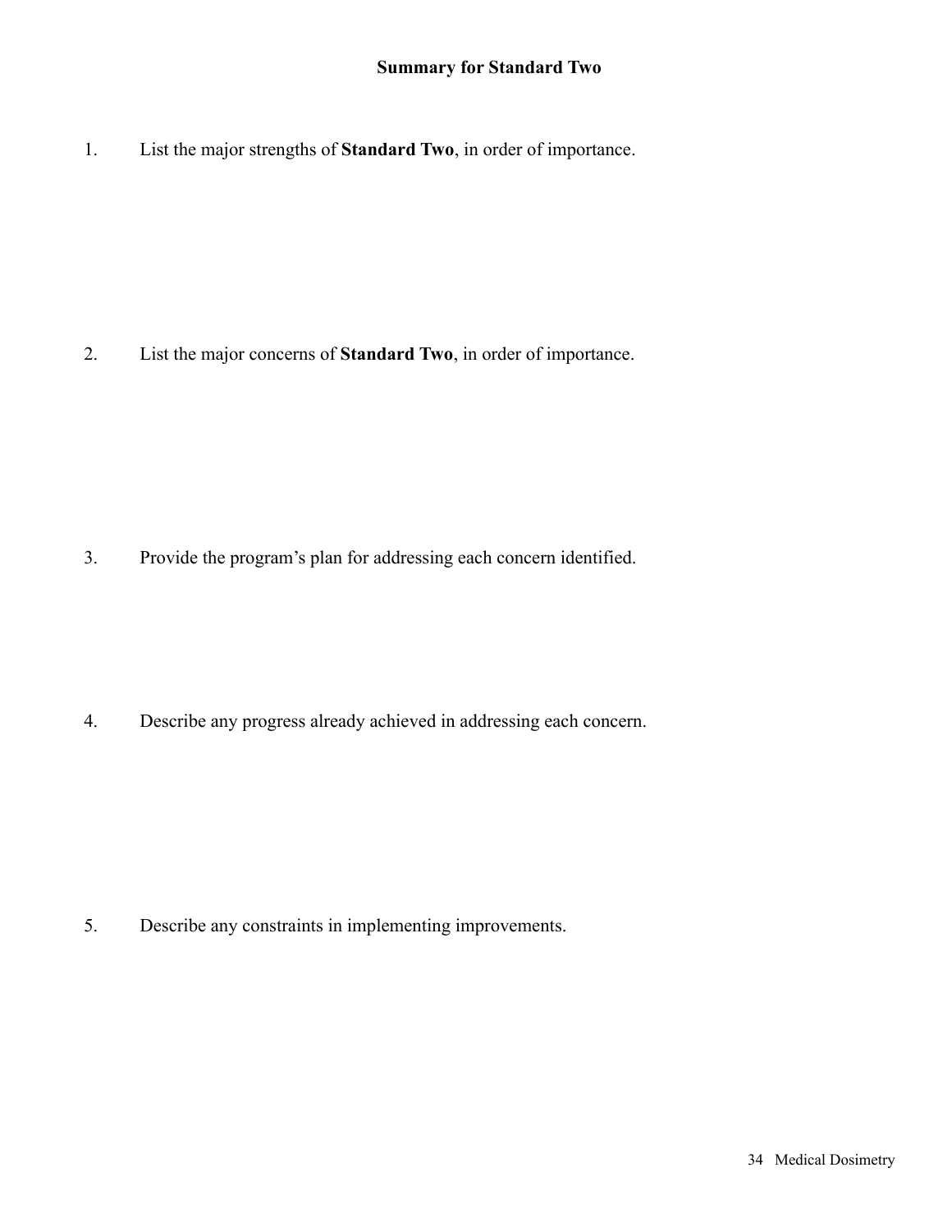## Summary for Standard Two

1. List the major strengths of **Standard Two**, in order of importance.

2. List the major concerns of **Standard Two**, in order of importance.

3. Provide the program's plan for addressing each concern identified.

4. Describe any progress already achieved in addressing each concern.

5. Describe any constraints in implementing improvements.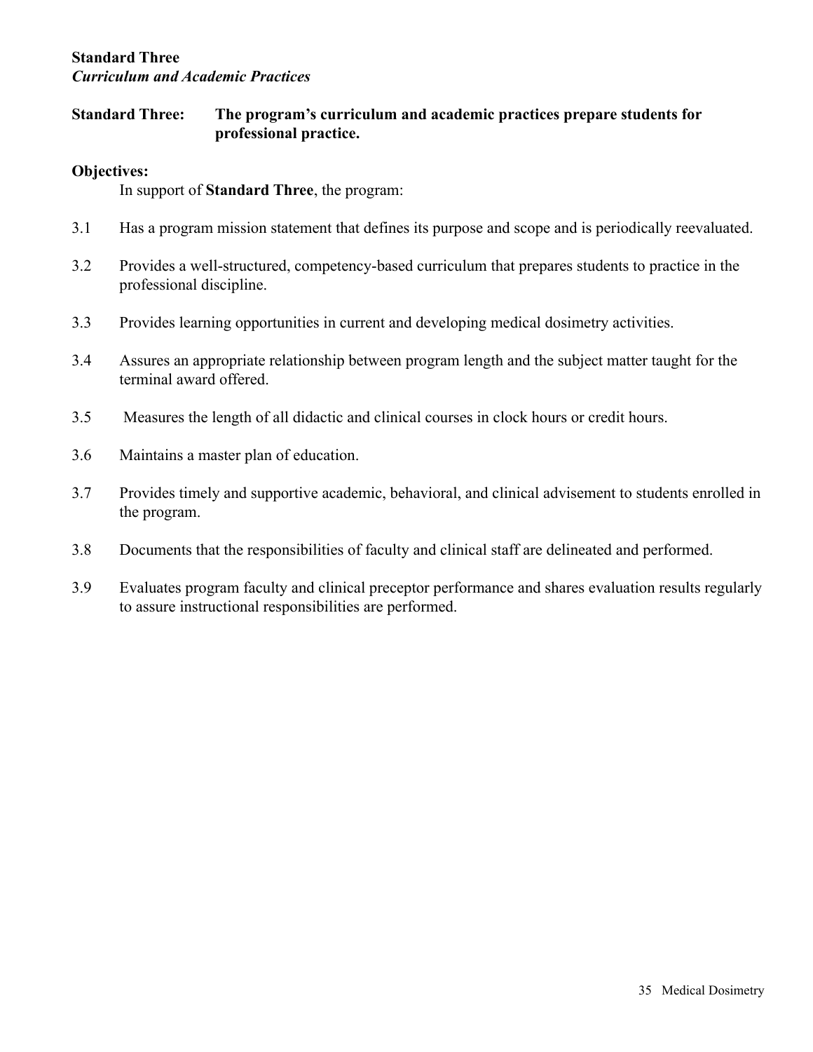## Standard Three
### *Curriculum and Academic Practices*

**Standard Three: The program's curriculum and academic practices prepare students for professional practice.**

**Objectives:**

In support of **Standard Three**, the program:

3.1 Has a program mission statement that defines its purpose and scope and is periodically reevaluated.

3.2 Provides a well-structured, competency-based curriculum that prepares students to practice in the professional discipline.

3.3 Provides learning opportunities in current and developing medical dosimetry activities.

3.4 Assures an appropriate relationship between program length and the subject matter taught for the terminal award offered.

3.5 Measures the length of all didactic and clinical courses in clock hours or credit hours.

3.6 Maintains a master plan of education.

3.7 Provides timely and supportive academic, behavioral, and clinical advisement to students enrolled in the program.

3.8 Documents that the responsibilities of faculty and clinical staff are delineated and performed.

3.9 Evaluates program faculty and clinical preceptor performance and shares evaluation results regularly to assure instructional responsibilities are performed.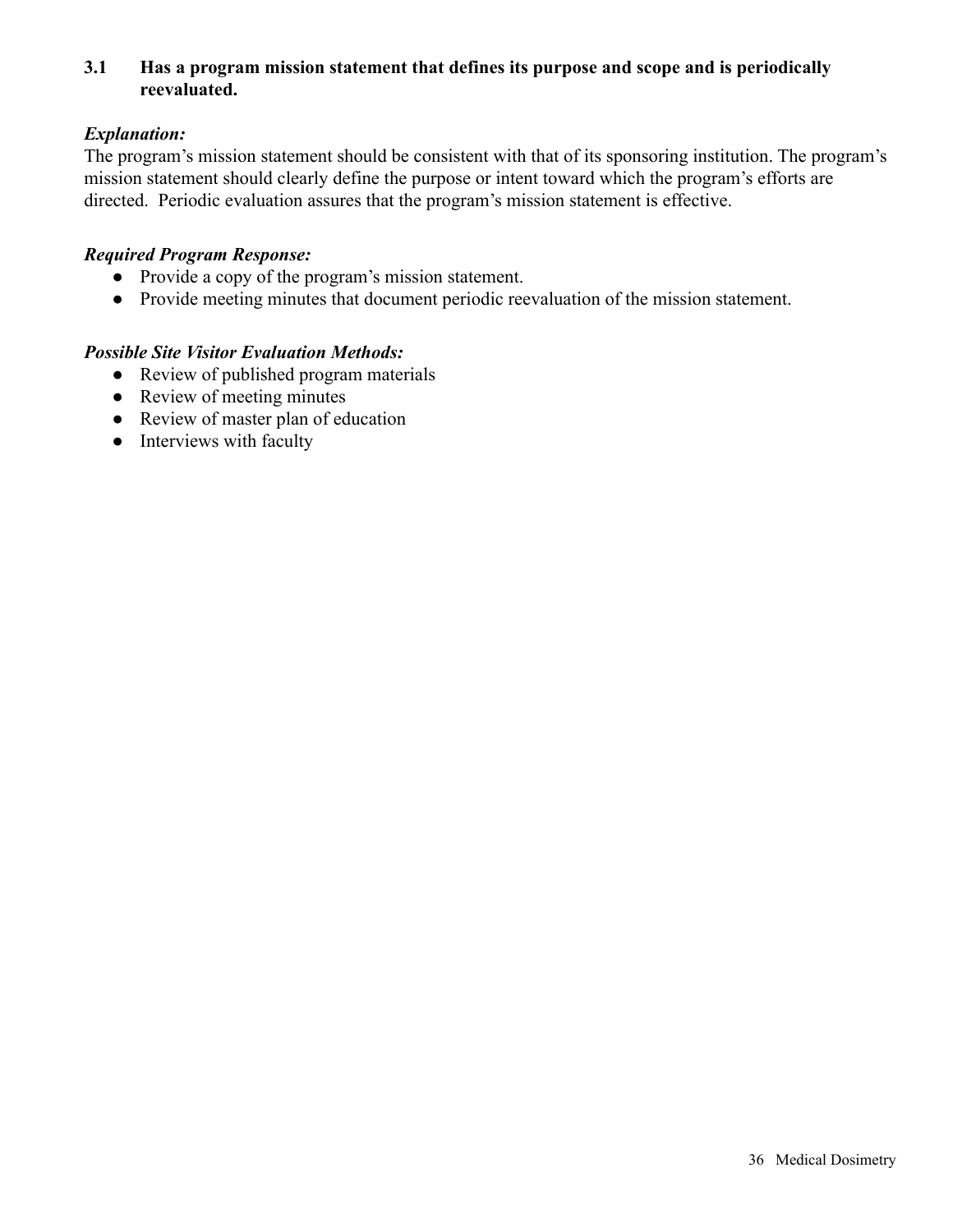**3.1 Has a program mission statement that defines its purpose and scope and is periodically reevaluated.**

***Explanation:***

The program's mission statement should be consistent with that of its sponsoring institution. The program's mission statement should clearly define the purpose or intent toward which the program's efforts are directed. Periodic evaluation assures that the program's mission statement is effective.

***Required Program Response:***

- Provide a copy of the program's mission statement.
- Provide meeting minutes that document periodic reevaluation of the mission statement.

***Possible Site Visitor Evaluation Methods:***

- Review of published program materials
- Review of meeting minutes
- Review of master plan of education
- Interviews with faculty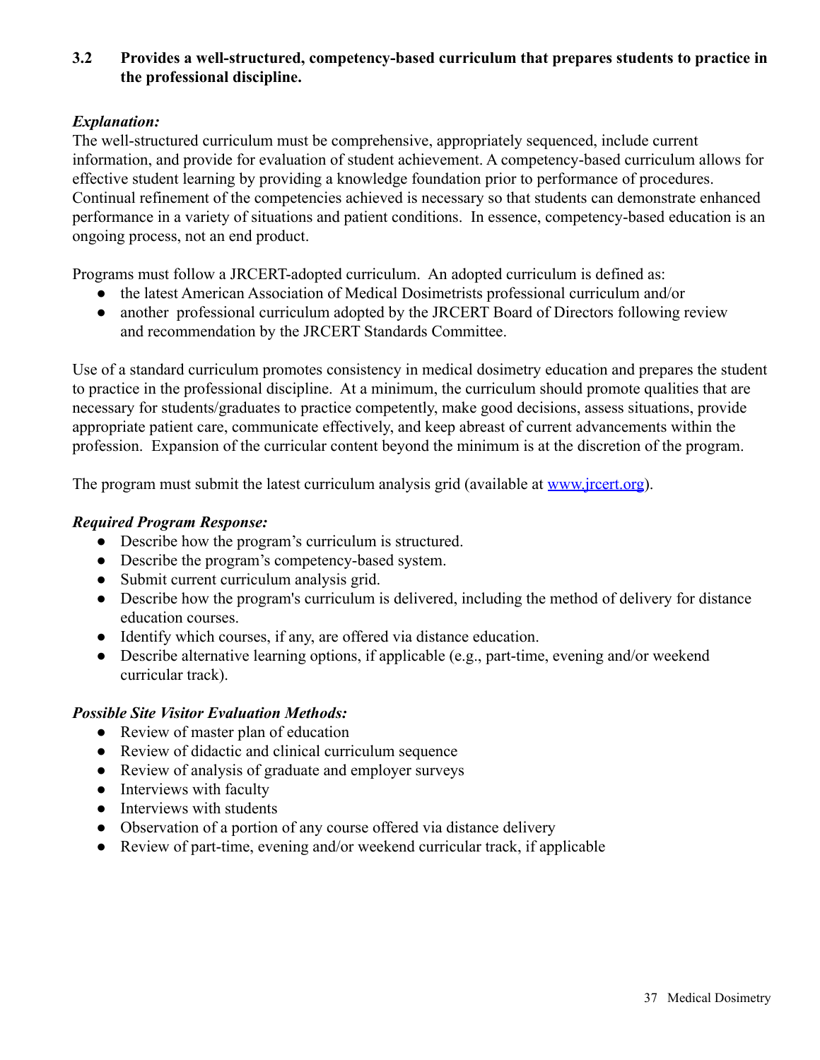### 3.2 Provides a well-structured, competency-based curriculum that prepares students to practice in the professional discipline.

***Explanation:***

The well-structured curriculum must be comprehensive, appropriately sequenced, include current information, and provide for evaluation of student achievement. A competency-based curriculum allows for effective student learning by providing a knowledge foundation prior to performance of procedures. Continual refinement of the competencies achieved is necessary so that students can demonstrate enhanced performance in a variety of situations and patient conditions. In essence, competency-based education is an ongoing process, not an end product.

Programs must follow a JRCERT-adopted curriculum. An adopted curriculum is defined as:

- the latest American Association of Medical Dosimetrists professional curriculum and/or
- another professional curriculum adopted by the JRCERT Board of Directors following review and recommendation by the JRCERT Standards Committee.

Use of a standard curriculum promotes consistency in medical dosimetry education and prepares the student to practice in the professional discipline. At a minimum, the curriculum should promote qualities that are necessary for students/graduates to practice competently, make good decisions, assess situations, provide appropriate patient care, communicate effectively, and keep abreast of current advancements within the profession. Expansion of the curricular content beyond the minimum is at the discretion of the program.

The program must submit the latest curriculum analysis grid (available at [www.jrcert.org](http://www.jrcert.org)).

***Required Program Response:***

- Describe how the program's curriculum is structured.
- Describe the program's competency-based system.
- Submit current curriculum analysis grid.
- Describe how the program's curriculum is delivered, including the method of delivery for distance education courses.
- Identify which courses, if any, are offered via distance education.
- Describe alternative learning options, if applicable (e.g., part-time, evening and/or weekend curricular track).

***Possible Site Visitor Evaluation Methods:***

- Review of master plan of education
- Review of didactic and clinical curriculum sequence
- Review of analysis of graduate and employer surveys
- Interviews with faculty
- Interviews with students
- Observation of a portion of any course offered via distance delivery
- Review of part-time, evening and/or weekend curricular track, if applicable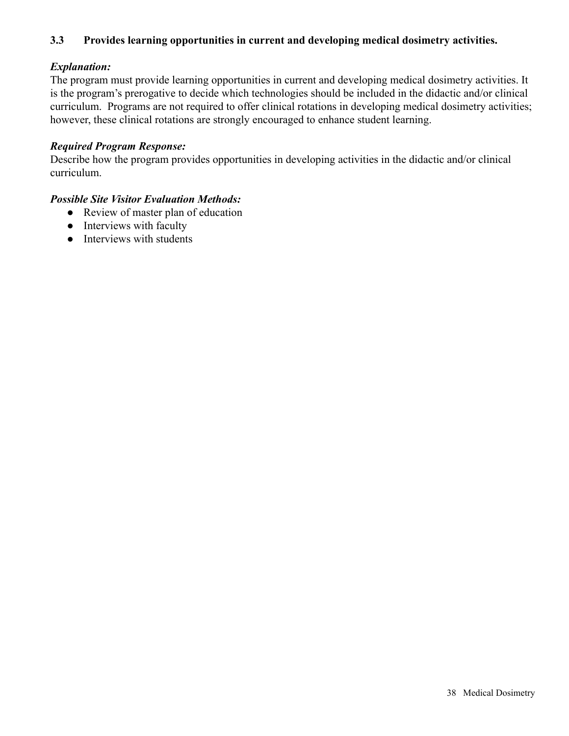### 3.3 Provides learning opportunities in current and developing medical dosimetry activities.

***Explanation:***

The program must provide learning opportunities in current and developing medical dosimetry activities. It is the program's prerogative to decide which technologies should be included in the didactic and/or clinical curriculum. Programs are not required to offer clinical rotations in developing medical dosimetry activities; however, these clinical rotations are strongly encouraged to enhance student learning.

***Required Program Response:***

Describe how the program provides opportunities in developing activities in the didactic and/or clinical curriculum.

***Possible Site Visitor Evaluation Methods:***

- Review of master plan of education
- Interviews with faculty
- Interviews with students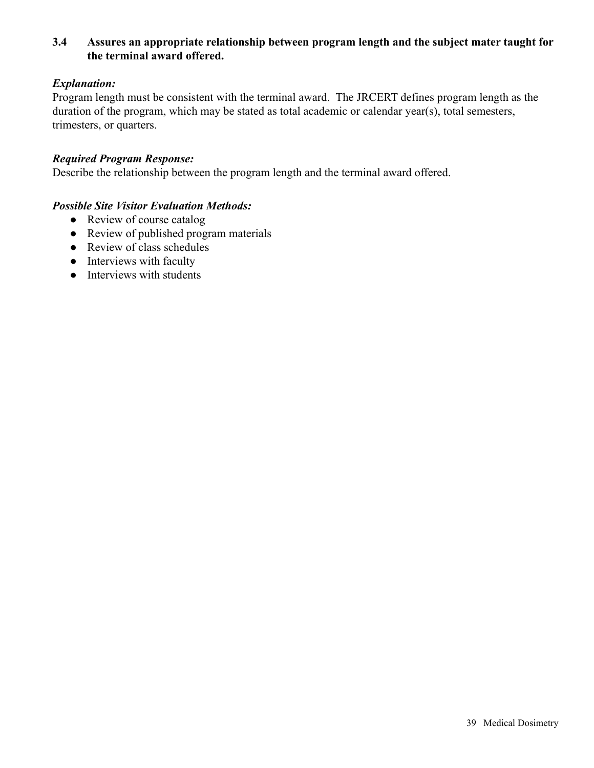**3.4 Assures an appropriate relationship between program length and the subject mater taught for the terminal award offered.**

***Explanation:***
Program length must be consistent with the terminal award. The JRCERT defines program length as the duration of the program, which may be stated as total academic or calendar year(s), total semesters, trimesters, or quarters.

***Required Program Response:***
Describe the relationship between the program length and the terminal award offered.

***Possible Site Visitor Evaluation Methods:***

- Review of course catalog
- Review of published program materials
- Review of class schedules
- Interviews with faculty
- Interviews with students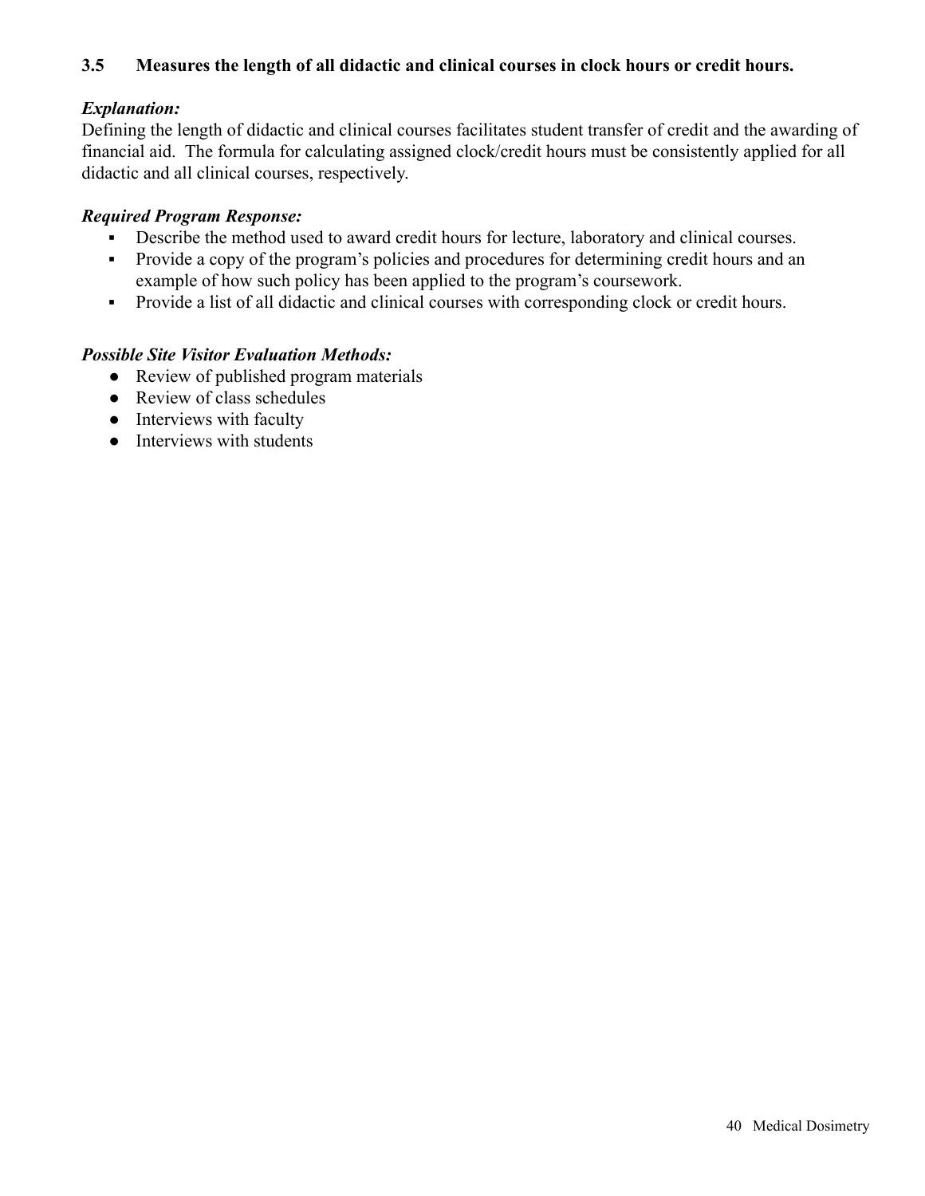### 3.5 Measures the length of all didactic and clinical courses in clock hours or credit hours.

***Explanation:***
Defining the length of didactic and clinical courses facilitates student transfer of credit and the awarding of financial aid. The formula for calculating assigned clock/credit hours must be consistently applied for all didactic and all clinical courses, respectively.

***Required Program Response:***
- Describe the method used to award credit hours for lecture, laboratory and clinical courses.
- Provide a copy of the program's policies and procedures for determining credit hours and an example of how such policy has been applied to the program's coursework.
- Provide a list of all didactic and clinical courses with corresponding clock or credit hours.

***Possible Site Visitor Evaluation Methods:***
- Review of published program materials
- Review of class schedules
- Interviews with faculty
- Interviews with students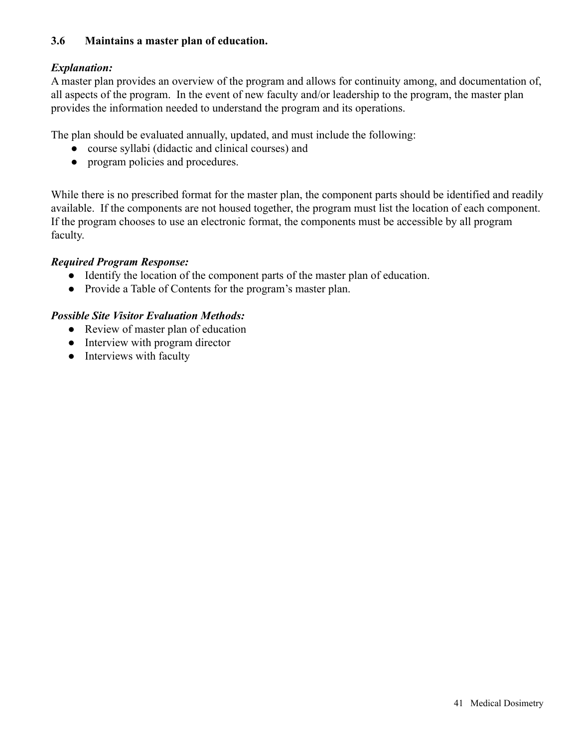### 3.6 Maintains a master plan of education.

***Explanation:***
A master plan provides an overview of the program and allows for continuity among, and documentation of, all aspects of the program. In the event of new faculty and/or leadership to the program, the master plan provides the information needed to understand the program and its operations.

The plan should be evaluated annually, updated, and must include the following:

- course syllabi (didactic and clinical courses) and
- program policies and procedures.

While there is no prescribed format for the master plan, the component parts should be identified and readily available. If the components are not housed together, the program must list the location of each component. If the program chooses to use an electronic format, the components must be accessible by all program faculty.

***Required Program Response:***

- Identify the location of the component parts of the master plan of education.
- Provide a Table of Contents for the program's master plan.

***Possible Site Visitor Evaluation Methods:***

- Review of master plan of education
- Interview with program director
- Interviews with faculty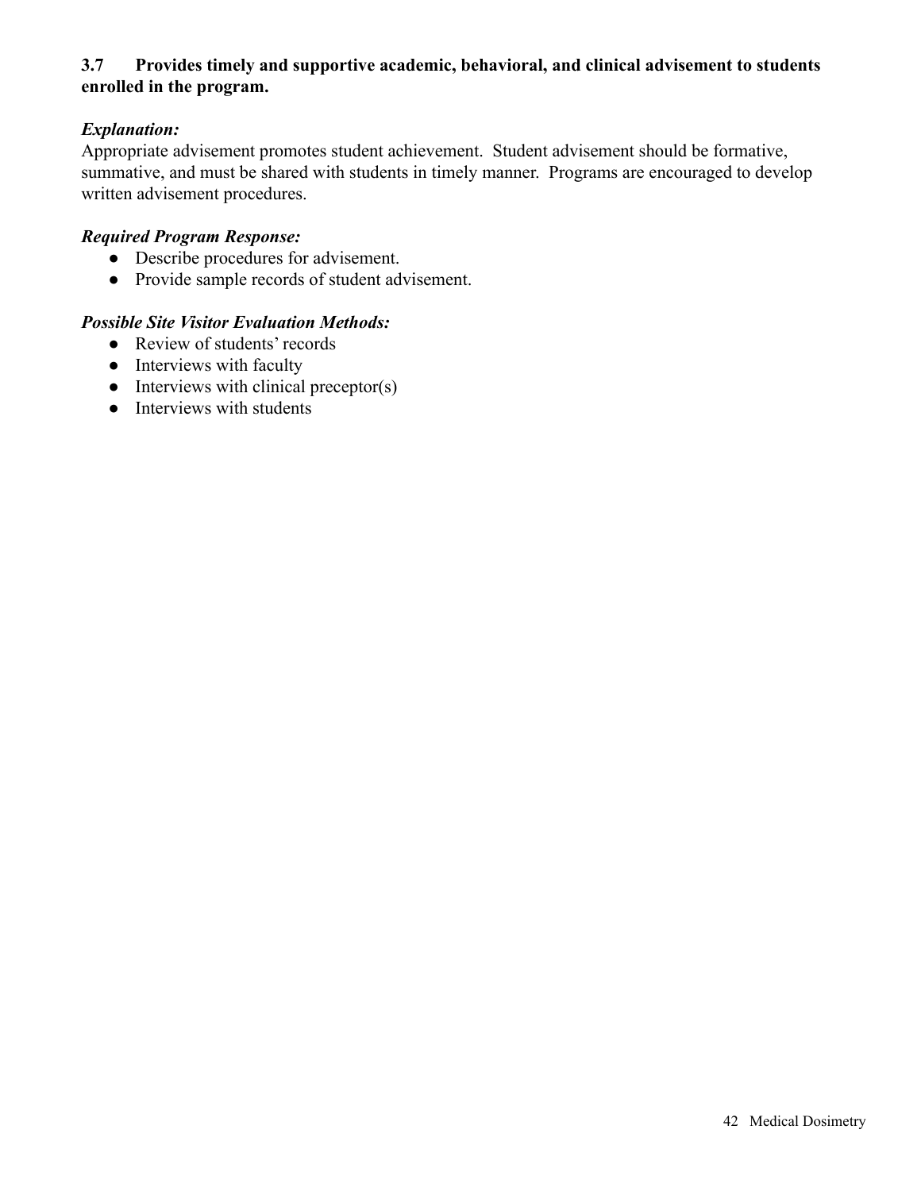**3.7 Provides timely and supportive academic, behavioral, and clinical advisement to students enrolled in the program.**

***Explanation:***
Appropriate advisement promotes student achievement. Student advisement should be formative, summative, and must be shared with students in timely manner. Programs are encouraged to develop written advisement procedures.

***Required Program Response:***
- Describe procedures for advisement.
- Provide sample records of student advisement.

***Possible Site Visitor Evaluation Methods:***
- Review of students' records
- Interviews with faculty
- Interviews with clinical preceptor(s)
- Interviews with students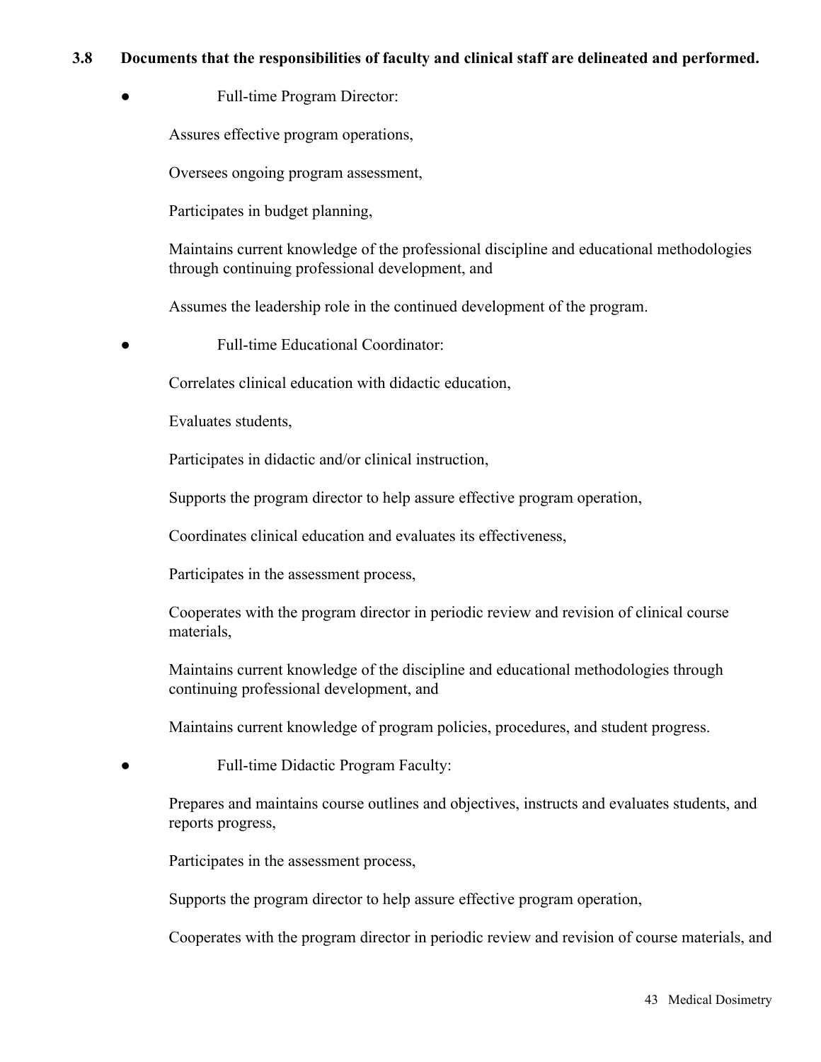**3.8 Documents that the responsibilities of faculty and clinical staff are delineated and performed.**

- Full-time Program Director:

  Assures effective program operations,

  Oversees ongoing program assessment,

  Participates in budget planning,

  Maintains current knowledge of the professional discipline and educational methodologies through continuing professional development, and

  Assumes the leadership role in the continued development of the program.

- Full-time Educational Coordinator:

  Correlates clinical education with didactic education,

  Evaluates students,

  Participates in didactic and/or clinical instruction,

  Supports the program director to help assure effective program operation,

  Coordinates clinical education and evaluates its effectiveness,

  Participates in the assessment process,

  Cooperates with the program director in periodic review and revision of clinical course materials,

  Maintains current knowledge of the discipline and educational methodologies through continuing professional development, and

  Maintains current knowledge of program policies, procedures, and student progress.

- Full-time Didactic Program Faculty:

  Prepares and maintains course outlines and objectives, instructs and evaluates students, and reports progress,

  Participates in the assessment process,

  Supports the program director to help assure effective program operation,

  Cooperates with the program director in periodic review and revision of course materials, and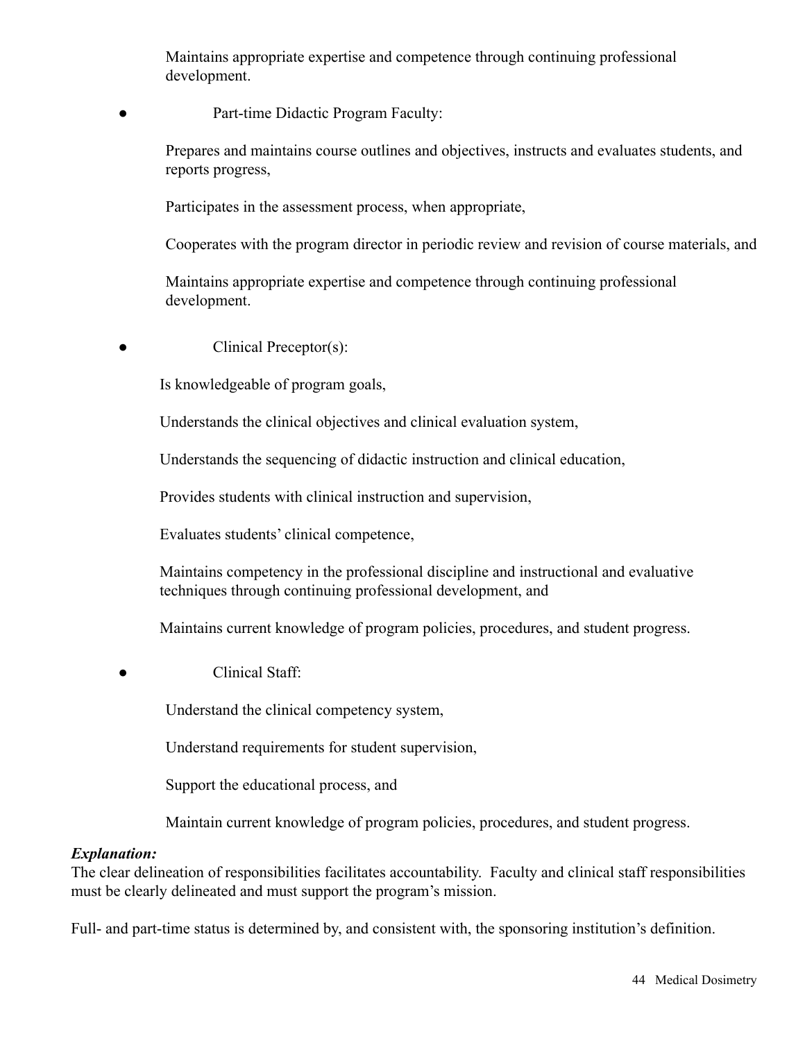Maintains appropriate expertise and competence through continuing professional development.

- Part-time Didactic Program Faculty:

  Prepares and maintains course outlines and objectives, instructs and evaluates students, and reports progress,

  Participates in the assessment process, when appropriate,

  Cooperates with the program director in periodic review and revision of course materials, and

  Maintains appropriate expertise and competence through continuing professional development.

- Clinical Preceptor(s):

  Is knowledgeable of program goals,

  Understands the clinical objectives and clinical evaluation system,

  Understands the sequencing of didactic instruction and clinical education,

  Provides students with clinical instruction and supervision,

  Evaluates students' clinical competence,

  Maintains competency in the professional discipline and instructional and evaluative techniques through continuing professional development, and

  Maintains current knowledge of program policies, procedures, and student progress.

- Clinical Staff:

  Understand the clinical competency system,

  Understand requirements for student supervision,

  Support the educational process, and

  Maintain current knowledge of program policies, procedures, and student progress.

***Explanation:***
The clear delineation of responsibilities facilitates accountability. Faculty and clinical staff responsibilities must be clearly delineated and must support the program's mission.

Full- and part-time status is determined by, and consistent with, the sponsoring institution's definition.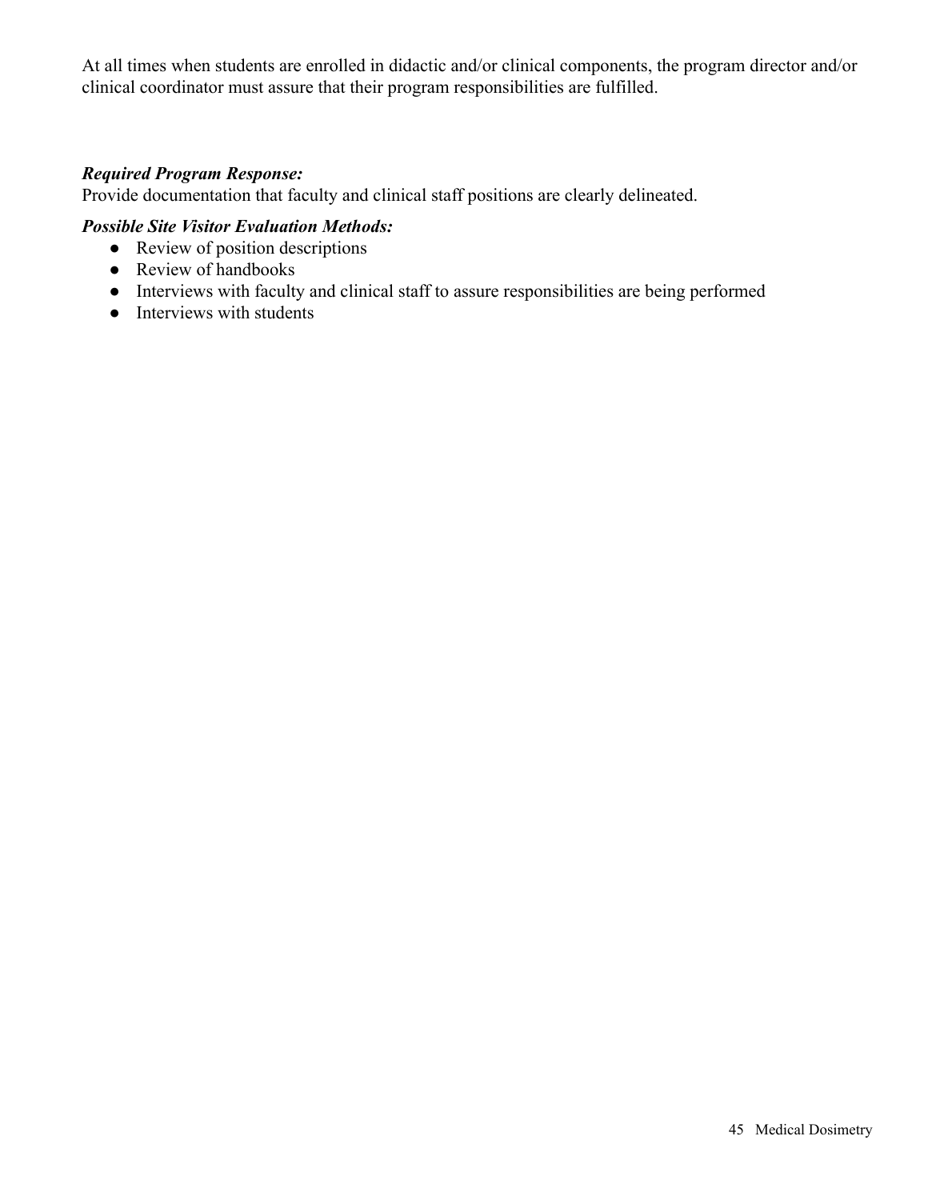At all times when students are enrolled in didactic and/or clinical components, the program director and/or clinical coordinator must assure that their program responsibilities are fulfilled.

***Required Program Response:***
Provide documentation that faculty and clinical staff positions are clearly delineated.

***Possible Site Visitor Evaluation Methods:***

- Review of position descriptions
- Review of handbooks
- Interviews with faculty and clinical staff to assure responsibilities are being performed
- Interviews with students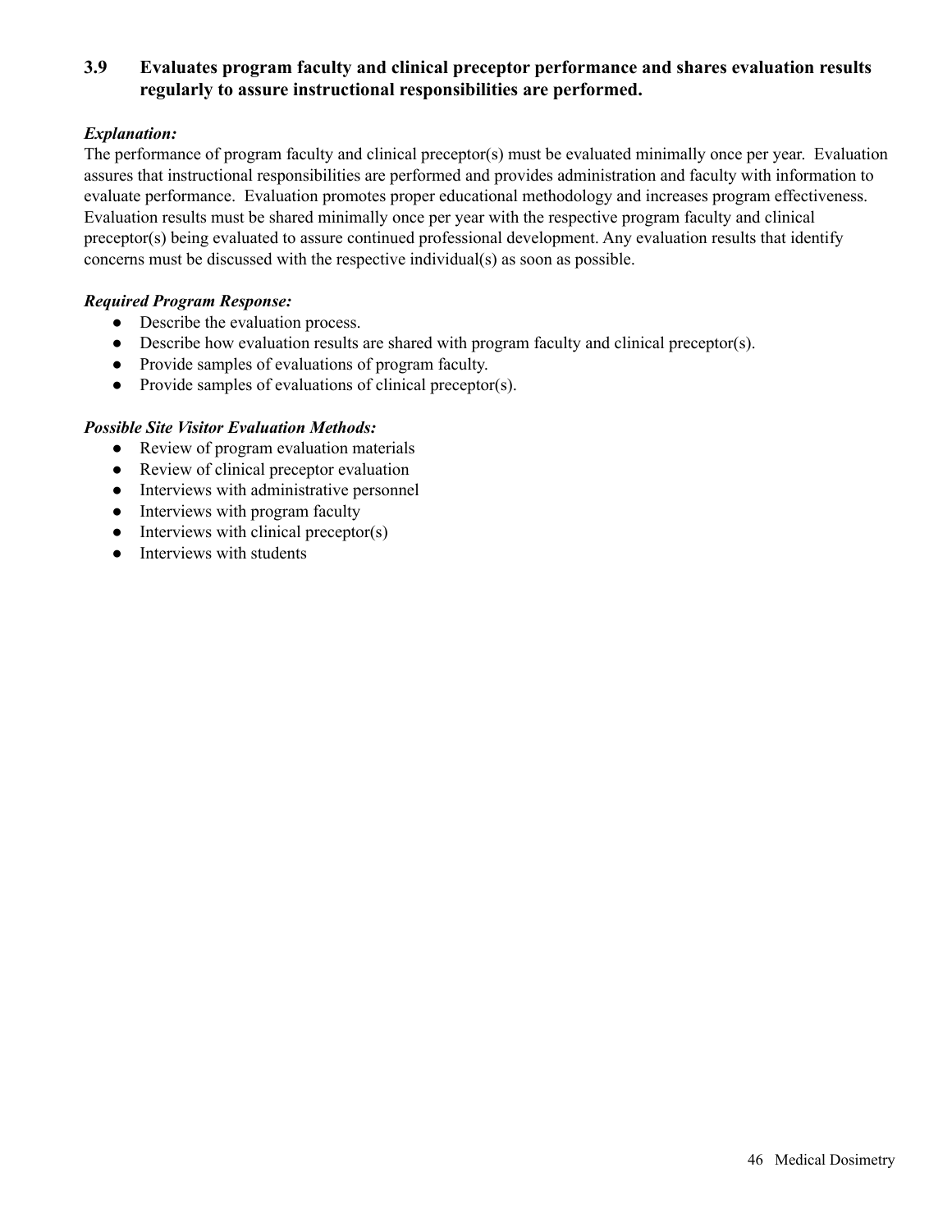### 3.9 Evaluates program faculty and clinical preceptor performance and shares evaluation results regularly to assure instructional responsibilities are performed.

***Explanation:***

The performance of program faculty and clinical preceptor(s) must be evaluated minimally once per year. Evaluation assures that instructional responsibilities are performed and provides administration and faculty with information to evaluate performance. Evaluation promotes proper educational methodology and increases program effectiveness. Evaluation results must be shared minimally once per year with the respective program faculty and clinical preceptor(s) being evaluated to assure continued professional development. Any evaluation results that identify concerns must be discussed with the respective individual(s) as soon as possible.

***Required Program Response:***

- Describe the evaluation process.
- Describe how evaluation results are shared with program faculty and clinical preceptor(s).
- Provide samples of evaluations of program faculty.
- Provide samples of evaluations of clinical preceptor(s).

***Possible Site Visitor Evaluation Methods:***

- Review of program evaluation materials
- Review of clinical preceptor evaluation
- Interviews with administrative personnel
- Interviews with program faculty
- Interviews with clinical preceptor(s)
- Interviews with students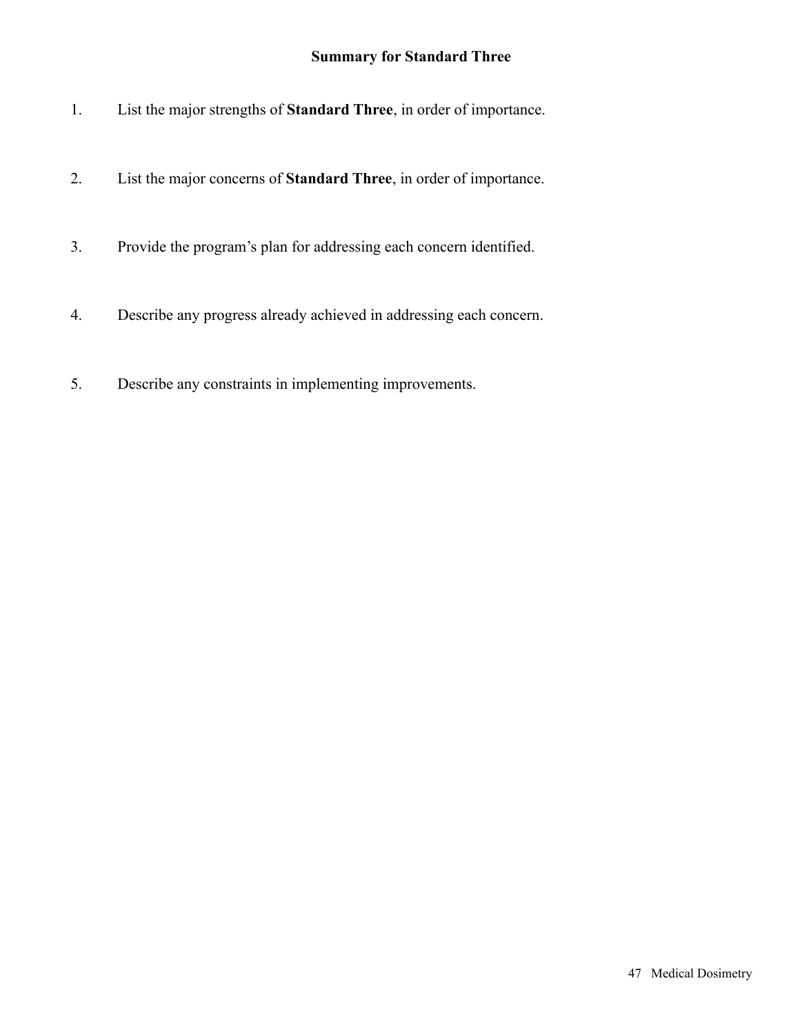## Summary for Standard Three

1. List the major strengths of **Standard Three**, in order of importance.

2. List the major concerns of **Standard Three**, in order of importance.

3. Provide the program's plan for addressing each concern identified.

4. Describe any progress already achieved in addressing each concern.

5. Describe any constraints in implementing improvements.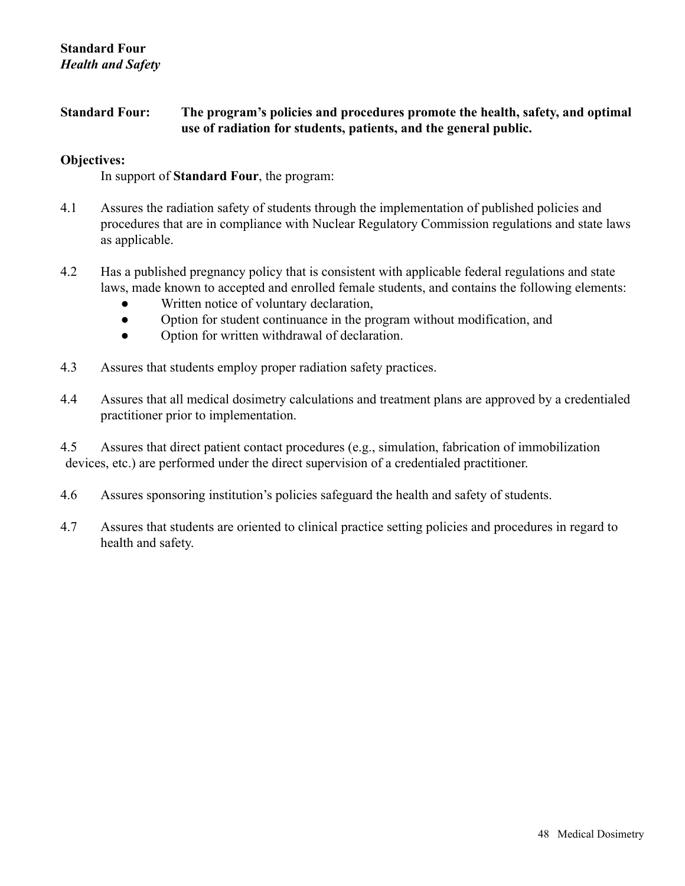## Standard Four
### *Health and Safety*

**Standard Four: The program's policies and procedures promote the health, safety, and optimal use of radiation for students, patients, and the general public.**

**Objectives:**

In support of **Standard Four**, the program:

4.1 Assures the radiation safety of students through the implementation of published policies and procedures that are in compliance with Nuclear Regulatory Commission regulations and state laws as applicable.

4.2 Has a published pregnancy policy that is consistent with applicable federal regulations and state laws, made known to accepted and enrolled female students, and contains the following elements:

- Written notice of voluntary declaration,
- Option for student continuance in the program without modification, and
- Option for written withdrawal of declaration.

4.3 Assures that students employ proper radiation safety practices.

4.4 Assures that all medical dosimetry calculations and treatment plans are approved by a credentialed practitioner prior to implementation.

4.5 Assures that direct patient contact procedures (e.g., simulation, fabrication of immobilization devices, etc.) are performed under the direct supervision of a credentialed practitioner.

4.6 Assures sponsoring institution's policies safeguard the health and safety of students.

4.7 Assures that students are oriented to clinical practice setting policies and procedures in regard to health and safety.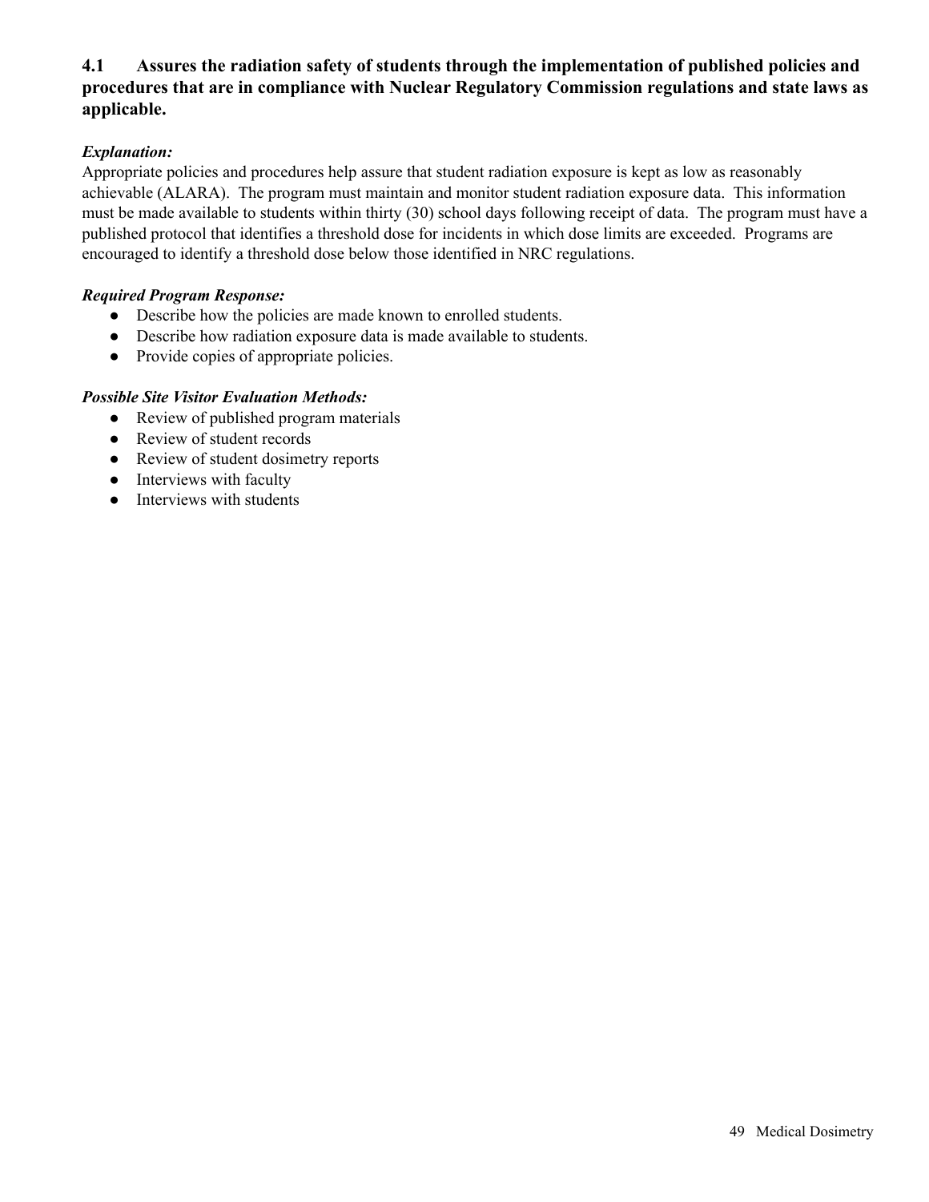**4.1 Assures the radiation safety of students through the implementation of published policies and procedures that are in compliance with Nuclear Regulatory Commission regulations and state laws as applicable.**

***Explanation:***

Appropriate policies and procedures help assure that student radiation exposure is kept as low as reasonably achievable (ALARA). The program must maintain and monitor student radiation exposure data. This information must be made available to students within thirty (30) school days following receipt of data. The program must have a published protocol that identifies a threshold dose for incidents in which dose limits are exceeded. Programs are encouraged to identify a threshold dose below those identified in NRC regulations.

***Required Program Response:***

- Describe how the policies are made known to enrolled students.
- Describe how radiation exposure data is made available to students.
- Provide copies of appropriate policies.

***Possible Site Visitor Evaluation Methods:***

- Review of published program materials
- Review of student records
- Review of student dosimetry reports
- Interviews with faculty
- Interviews with students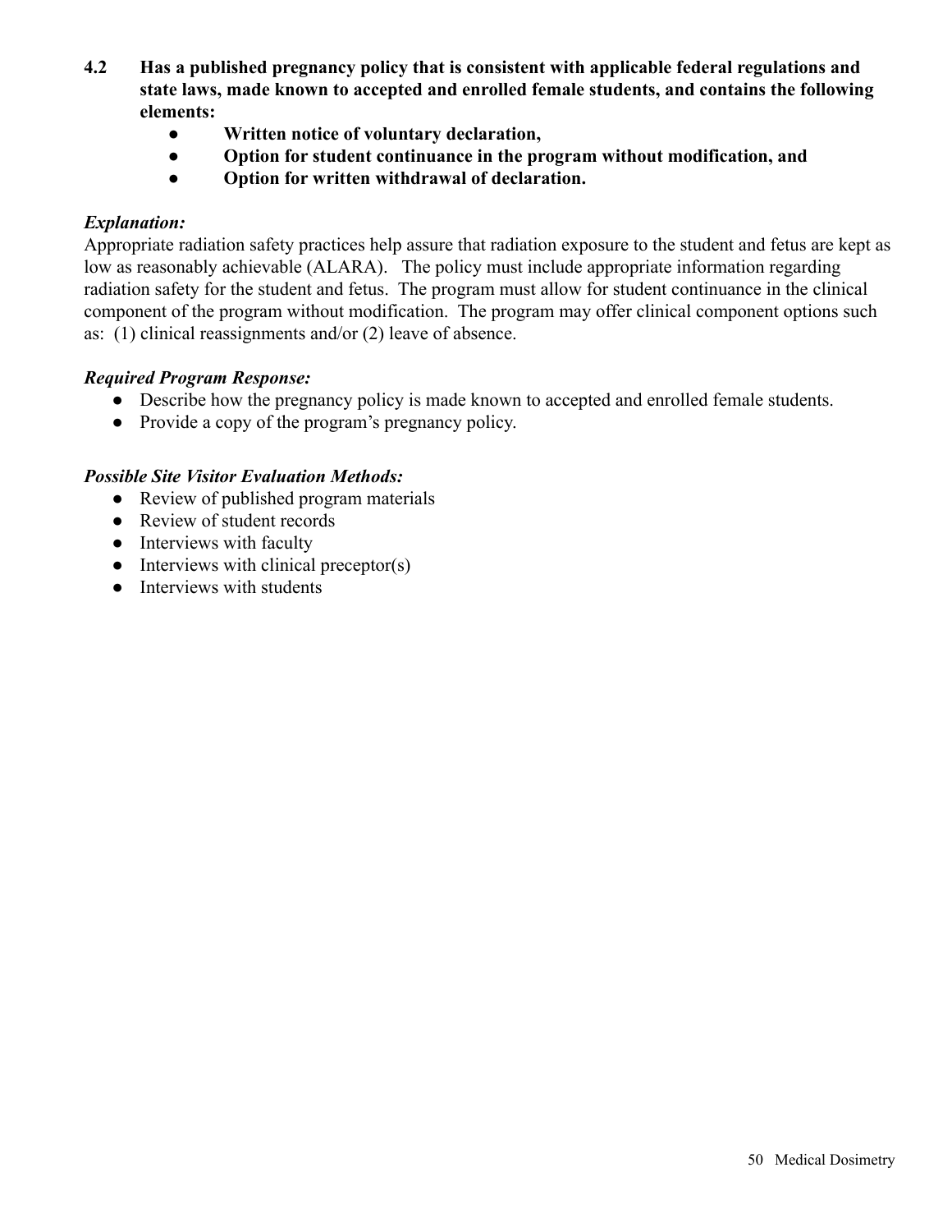**4.2 Has a published pregnancy policy that is consistent with applicable federal regulations and state laws, made known to accepted and enrolled female students, and contains the following elements:**

- **Written notice of voluntary declaration,**
- **Option for student continuance in the program without modification, and**
- **Option for written withdrawal of declaration.**

***Explanation:***

Appropriate radiation safety practices help assure that radiation exposure to the student and fetus are kept as low as reasonably achievable (ALARA). The policy must include appropriate information regarding radiation safety for the student and fetus. The program must allow for student continuance in the clinical component of the program without modification. The program may offer clinical component options such as: (1) clinical reassignments and/or (2) leave of absence.

***Required Program Response:***

- Describe how the pregnancy policy is made known to accepted and enrolled female students.
- Provide a copy of the program's pregnancy policy.

***Possible Site Visitor Evaluation Methods:***

- Review of published program materials
- Review of student records
- Interviews with faculty
- Interviews with clinical preceptor(s)
- Interviews with students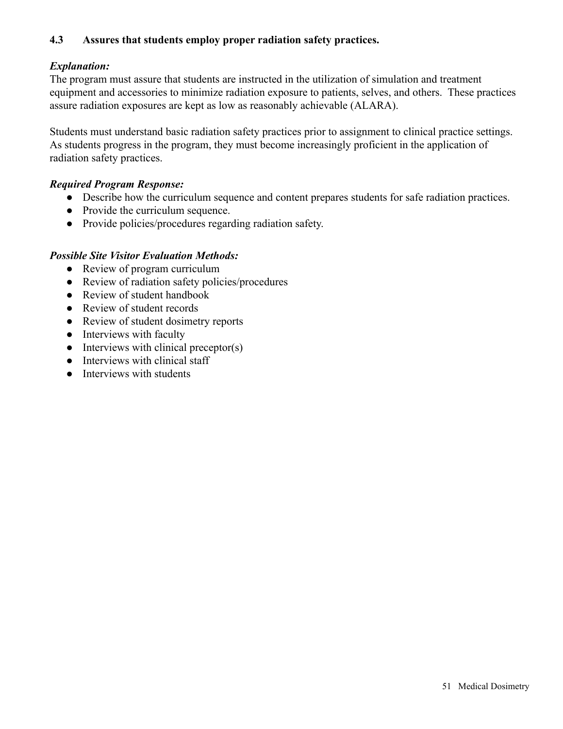### 4.3 Assures that students employ proper radiation safety practices.

***Explanation:***
The program must assure that students are instructed in the utilization of simulation and treatment equipment and accessories to minimize radiation exposure to patients, selves, and others. These practices assure radiation exposures are kept as low as reasonably achievable (ALARA).

Students must understand basic radiation safety practices prior to assignment to clinical practice settings. As students progress in the program, they must become increasingly proficient in the application of radiation safety practices.

***Required Program Response:***

- Describe how the curriculum sequence and content prepares students for safe radiation practices.
- Provide the curriculum sequence.
- Provide policies/procedures regarding radiation safety.

***Possible Site Visitor Evaluation Methods:***

- Review of program curriculum
- Review of radiation safety policies/procedures
- Review of student handbook
- Review of student records
- Review of student dosimetry reports
- Interviews with faculty
- Interviews with clinical preceptor(s)
- Interviews with clinical staff
- Interviews with students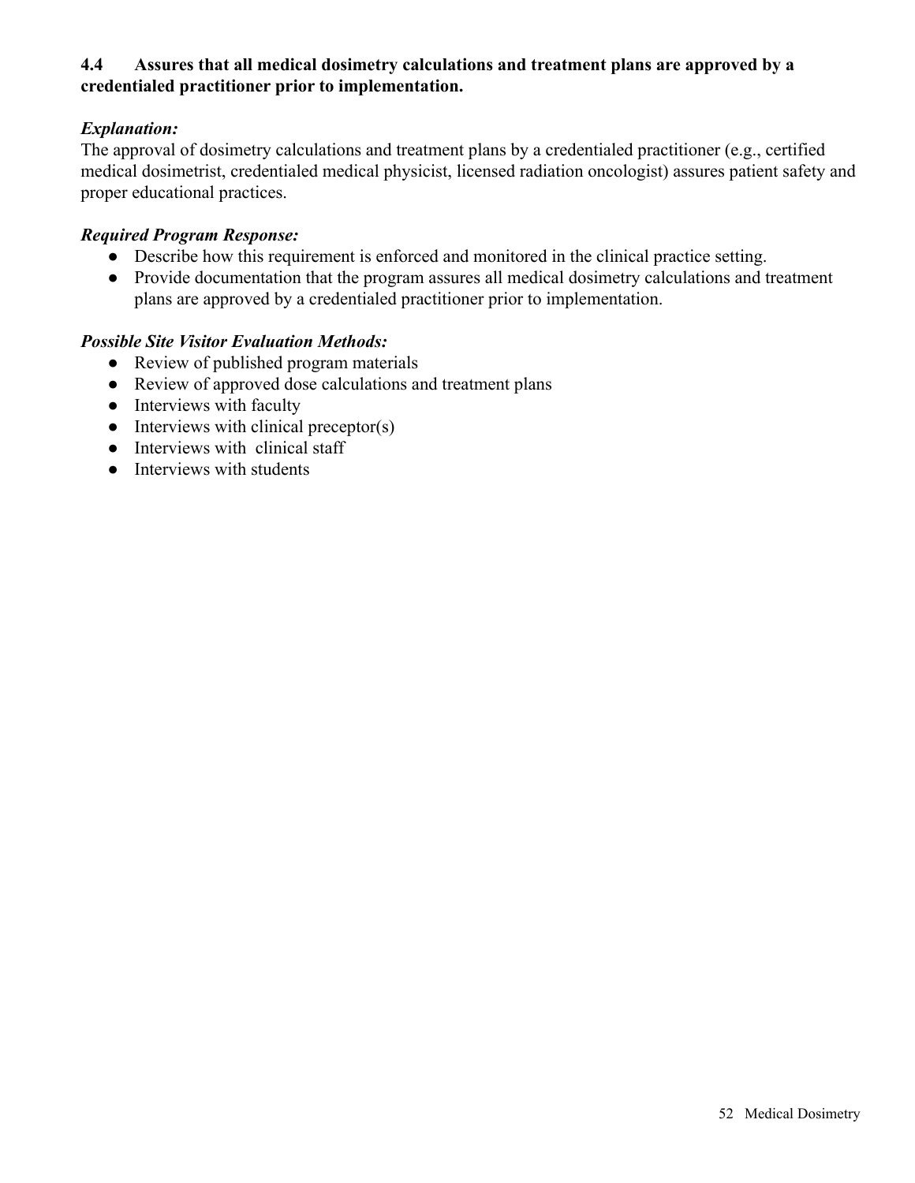**4.4 Assures that all medical dosimetry calculations and treatment plans are approved by a credentialed practitioner prior to implementation.**

***Explanation:***

The approval of dosimetry calculations and treatment plans by a credentialed practitioner (e.g., certified medical dosimetrist, credentialed medical physicist, licensed radiation oncologist) assures patient safety and proper educational practices.

***Required Program Response:***

- Describe how this requirement is enforced and monitored in the clinical practice setting.
- Provide documentation that the program assures all medical dosimetry calculations and treatment plans are approved by a credentialed practitioner prior to implementation.

***Possible Site Visitor Evaluation Methods:***

- Review of published program materials
- Review of approved dose calculations and treatment plans
- Interviews with faculty
- Interviews with clinical preceptor(s)
- Interviews with clinical staff
- Interviews with students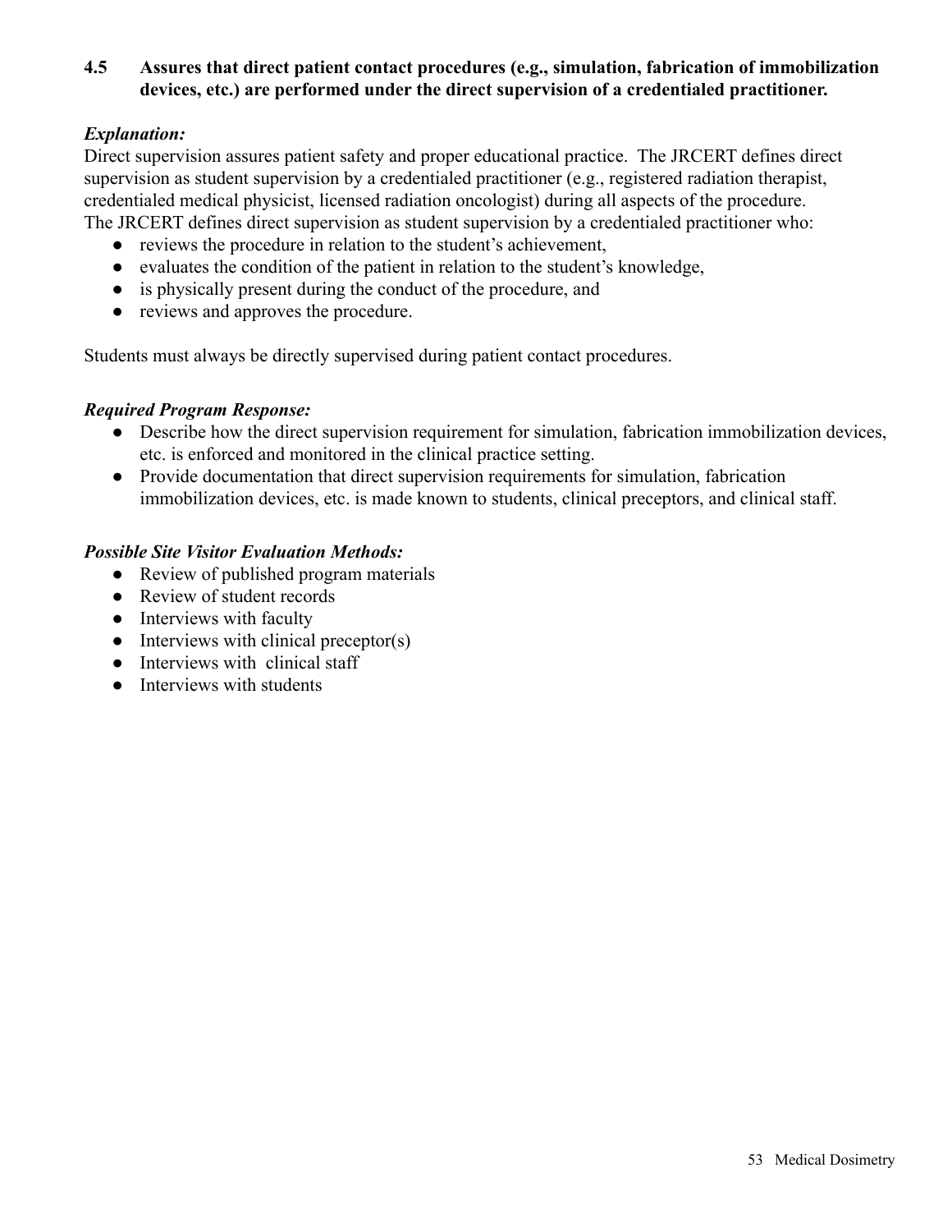**4.5 Assures that direct patient contact procedures (e.g., simulation, fabrication of immobilization devices, etc.) are performed under the direct supervision of a credentialed practitioner.**

***Explanation:***

Direct supervision assures patient safety and proper educational practice. The JRCERT defines direct supervision as student supervision by a credentialed practitioner (e.g., registered radiation therapist, credentialed medical physicist, licensed radiation oncologist) during all aspects of the procedure. The JRCERT defines direct supervision as student supervision by a credentialed practitioner who:

- reviews the procedure in relation to the student's achievement,
- evaluates the condition of the patient in relation to the student's knowledge,
- is physically present during the conduct of the procedure, and
- reviews and approves the procedure.

Students must always be directly supervised during patient contact procedures.

***Required Program Response:***

- Describe how the direct supervision requirement for simulation, fabrication immobilization devices, etc. is enforced and monitored in the clinical practice setting.
- Provide documentation that direct supervision requirements for simulation, fabrication immobilization devices, etc. is made known to students, clinical preceptors, and clinical staff.

***Possible Site Visitor Evaluation Methods:***

- Review of published program materials
- Review of student records
- Interviews with faculty
- Interviews with clinical preceptor(s)
- Interviews with clinical staff
- Interviews with students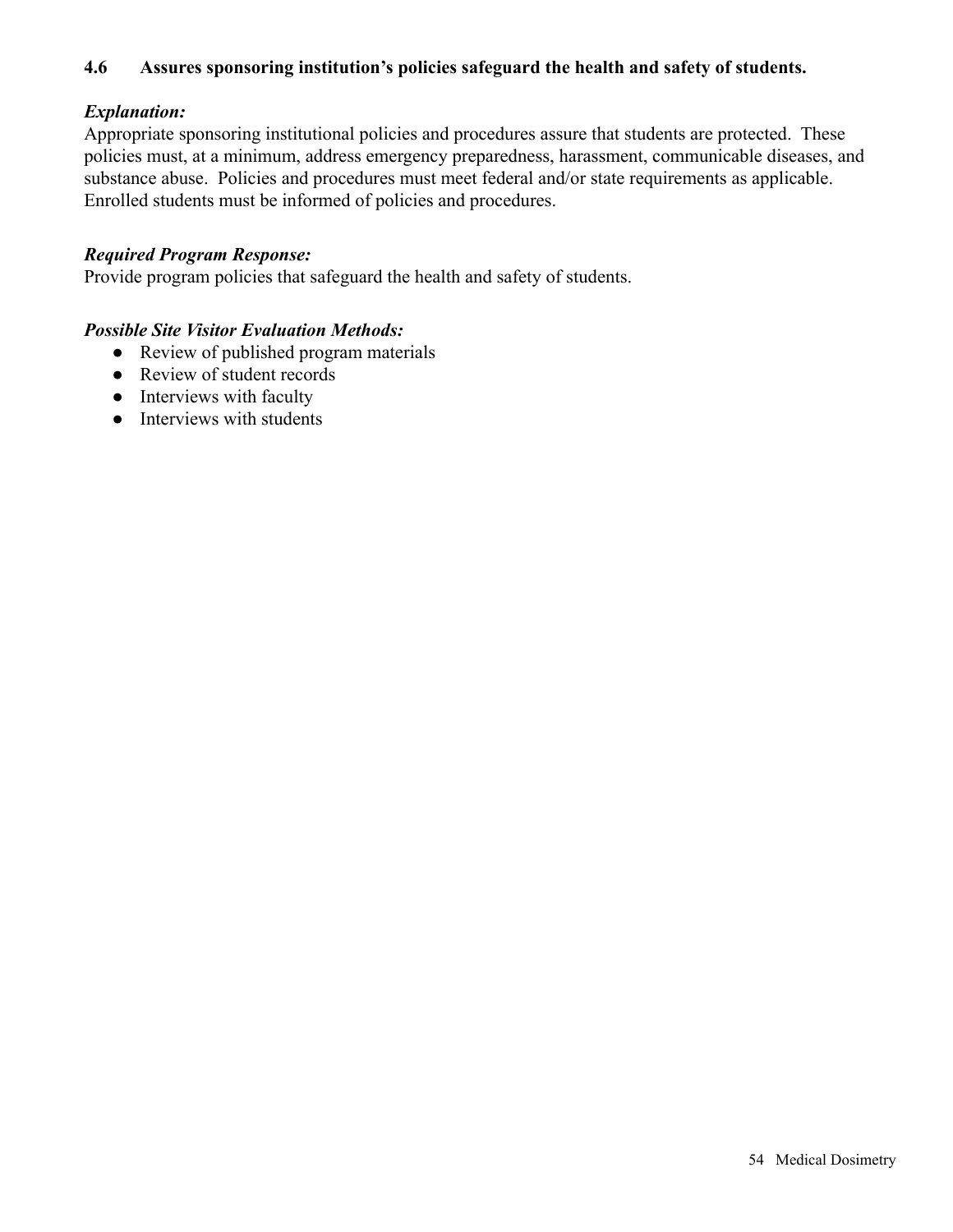**4.6 Assures sponsoring institution's policies safeguard the health and safety of students.**

***Explanation:***
Appropriate sponsoring institutional policies and procedures assure that students are protected. These policies must, at a minimum, address emergency preparedness, harassment, communicable diseases, and substance abuse. Policies and procedures must meet federal and/or state requirements as applicable. Enrolled students must be informed of policies and procedures.

***Required Program Response:***
Provide program policies that safeguard the health and safety of students.

***Possible Site Visitor Evaluation Methods:***

- Review of published program materials
- Review of student records
- Interviews with faculty
- Interviews with students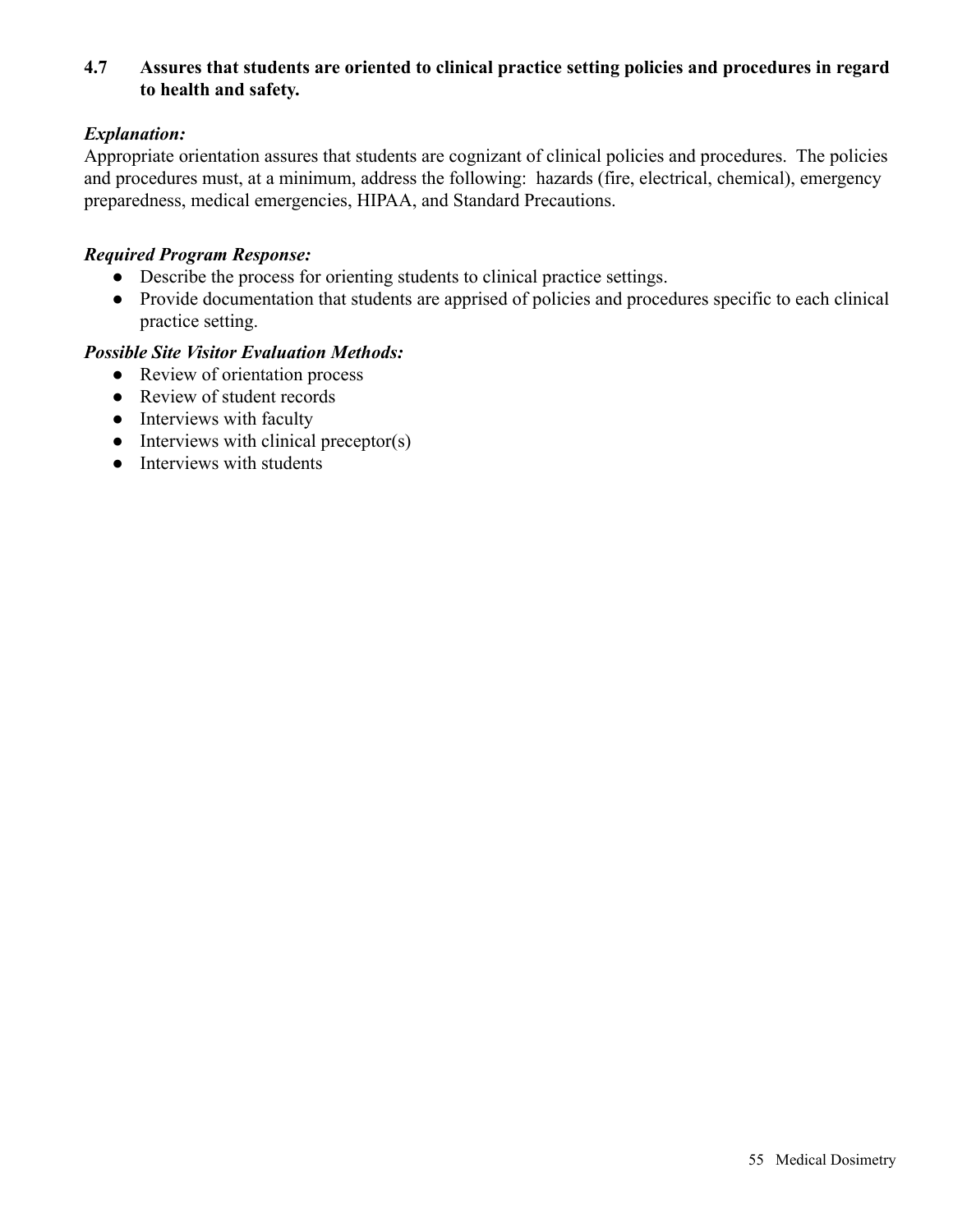**4.7 Assures that students are oriented to clinical practice setting policies and procedures in regard to health and safety.**

***Explanation:***

Appropriate orientation assures that students are cognizant of clinical policies and procedures. The policies and procedures must, at a minimum, address the following: hazards (fire, electrical, chemical), emergency preparedness, medical emergencies, HIPAA, and Standard Precautions.

***Required Program Response:***

- Describe the process for orienting students to clinical practice settings.
- Provide documentation that students are apprised of policies and procedures specific to each clinical practice setting.

***Possible Site Visitor Evaluation Methods:***

- Review of orientation process
- Review of student records
- Interviews with faculty
- Interviews with clinical preceptor(s)
- Interviews with students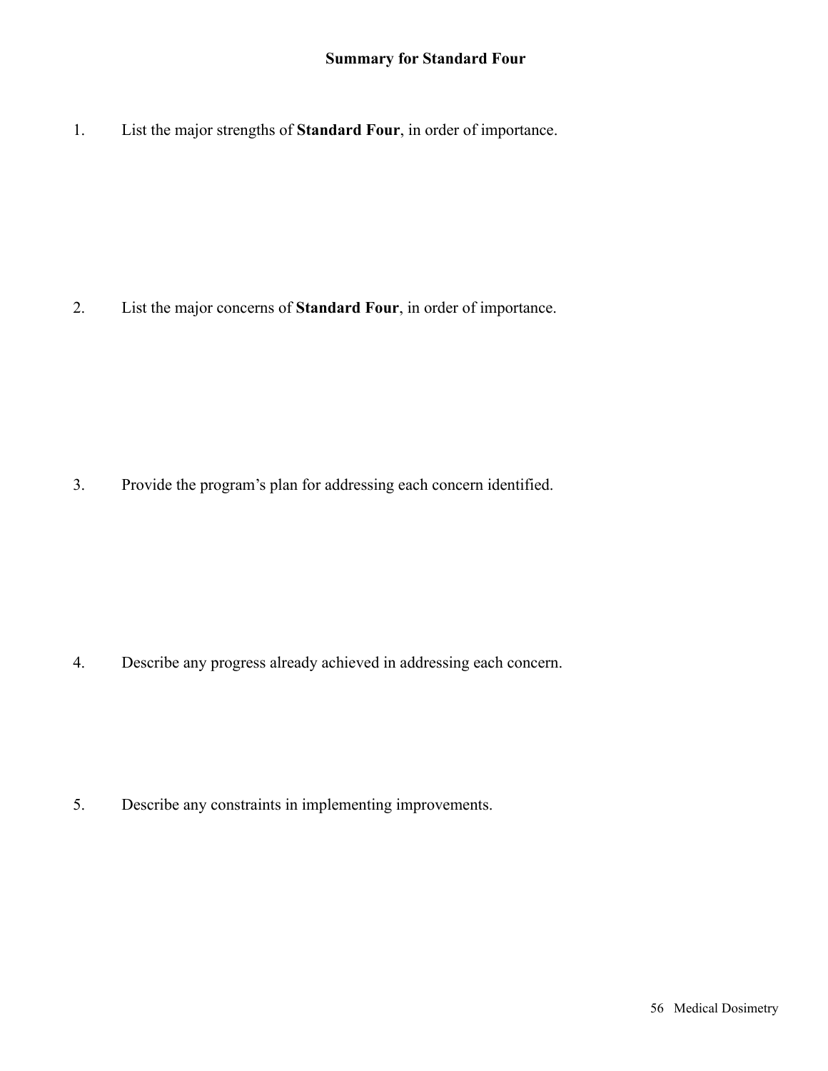## Summary for Standard Four

1. List the major strengths of **Standard Four**, in order of importance.

2. List the major concerns of **Standard Four**, in order of importance.

3. Provide the program's plan for addressing each concern identified.

4. Describe any progress already achieved in addressing each concern.

5. Describe any constraints in implementing improvements.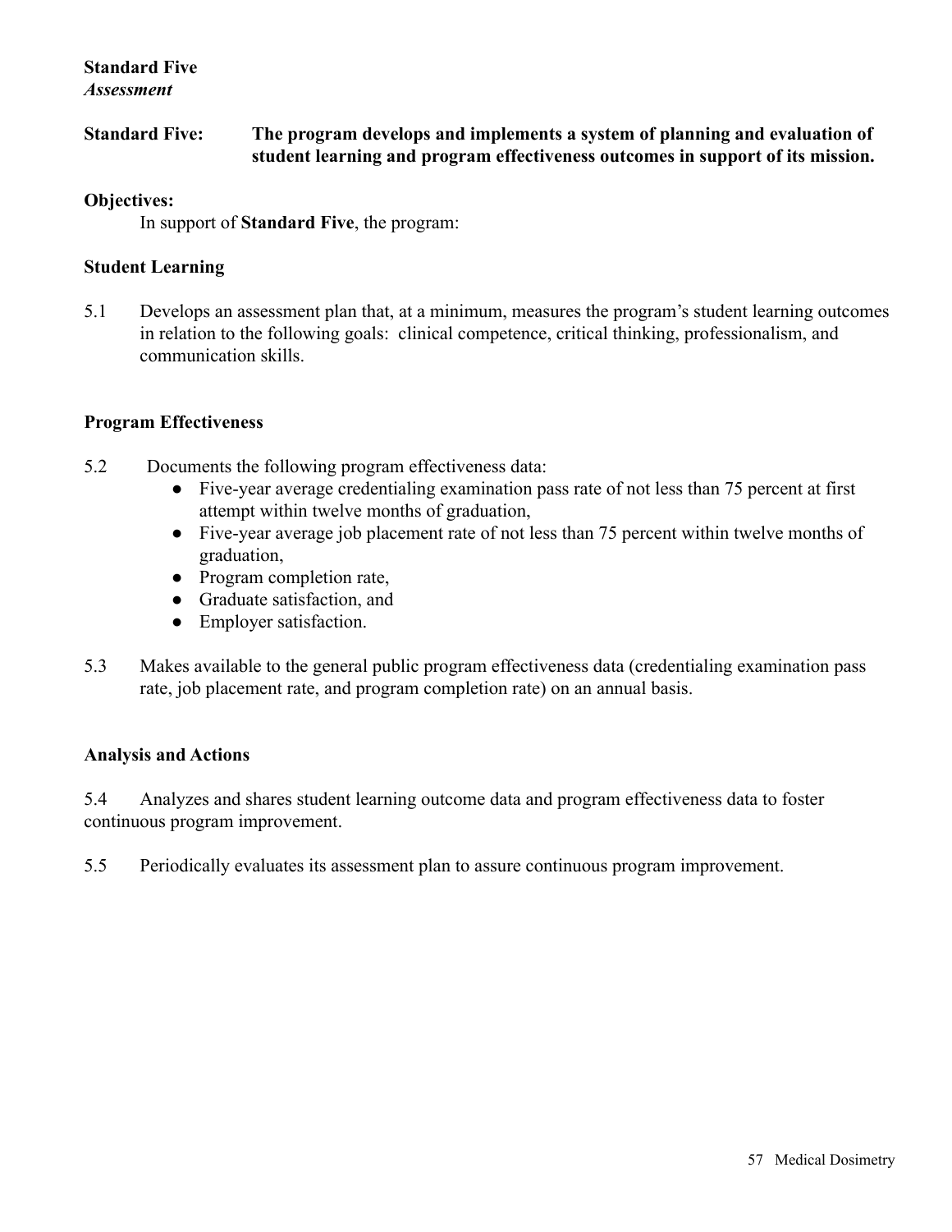## Standard Five
### *Assessment*

**Standard Five: The program develops and implements a system of planning and evaluation of student learning and program effectiveness outcomes in support of its mission.**

**Objectives:**

In support of **Standard Five**, the program:

### Student Learning

5.1 Develops an assessment plan that, at a minimum, measures the program's student learning outcomes in relation to the following goals: clinical competence, critical thinking, professionalism, and communication skills.

### Program Effectiveness

5.2 Documents the following program effectiveness data:

- Five-year average credentialing examination pass rate of not less than 75 percent at first attempt within twelve months of graduation,
- Five-year average job placement rate of not less than 75 percent within twelve months of graduation,
- Program completion rate,
- Graduate satisfaction, and
- Employer satisfaction.

5.3 Makes available to the general public program effectiveness data (credentialing examination pass rate, job placement rate, and program completion rate) on an annual basis.

### Analysis and Actions

5.4 Analyzes and shares student learning outcome data and program effectiveness data to foster continuous program improvement.

5.5 Periodically evaluates its assessment plan to assure continuous program improvement.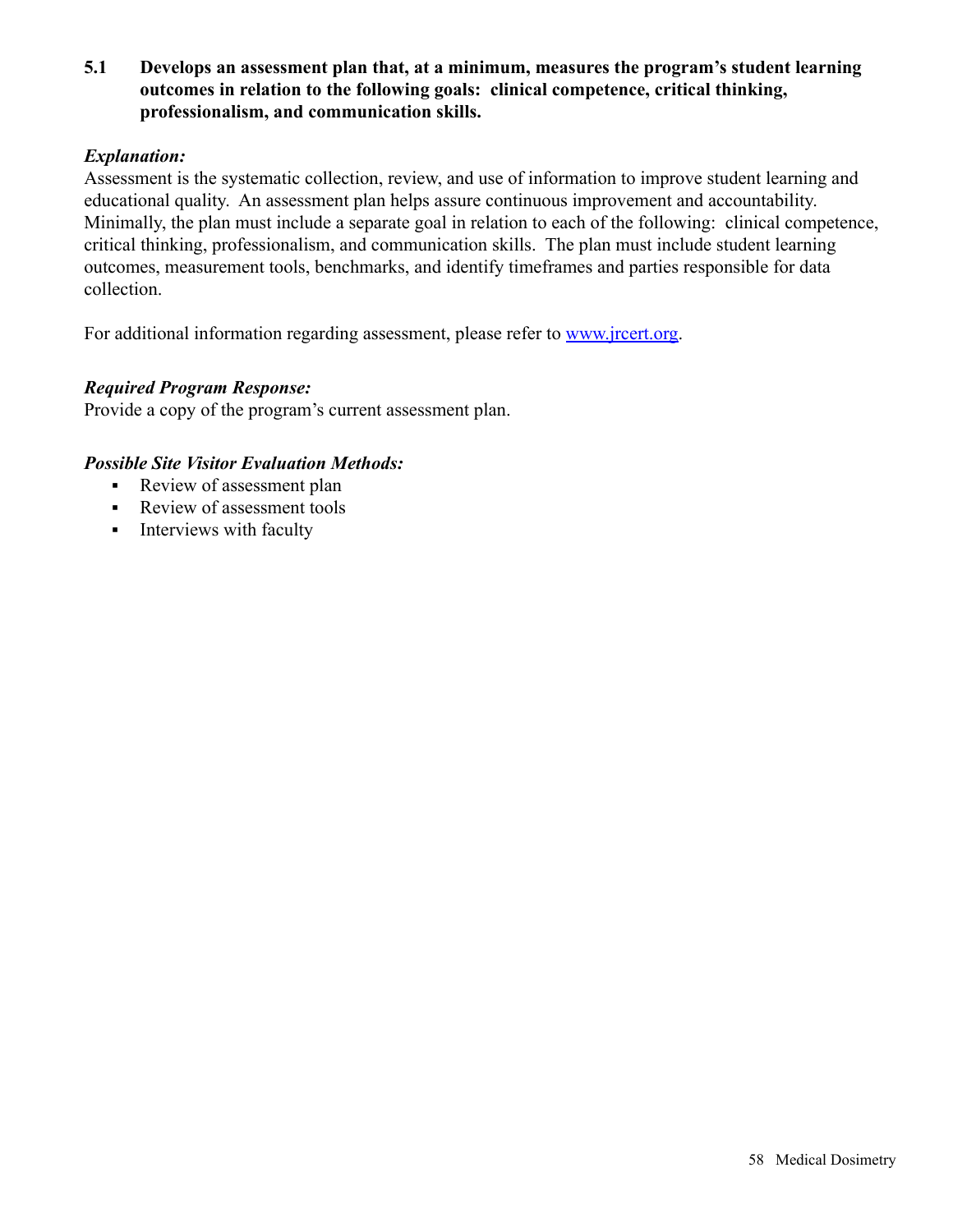**5.1 Develops an assessment plan that, at a minimum, measures the program's student learning outcomes in relation to the following goals: clinical competence, critical thinking, professionalism, and communication skills.**

***Explanation:***

Assessment is the systematic collection, review, and use of information to improve student learning and educational quality. An assessment plan helps assure continuous improvement and accountability. Minimally, the plan must include a separate goal in relation to each of the following: clinical competence, critical thinking, professionalism, and communication skills. The plan must include student learning outcomes, measurement tools, benchmarks, and identify timeframes and parties responsible for data collection.

For additional information regarding assessment, please refer to [www.jrcert.org](http://www.jrcert.org).

***Required Program Response:***

Provide a copy of the program's current assessment plan.

***Possible Site Visitor Evaluation Methods:***

- Review of assessment plan
- Review of assessment tools
- Interviews with faculty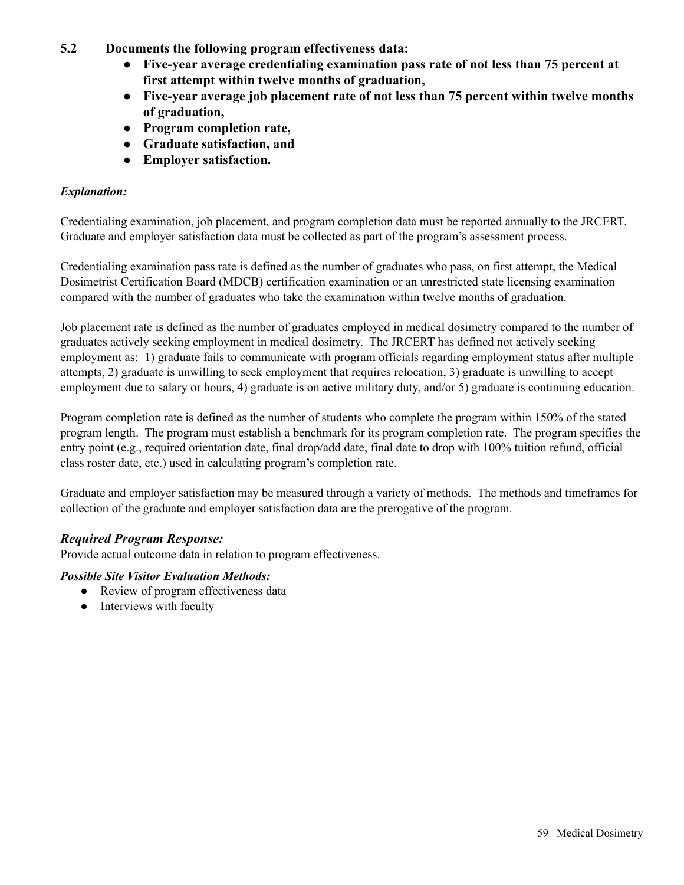**5.2 Documents the following program effectiveness data:**

- **Five-year average credentialing examination pass rate of not less than 75 percent at first attempt within twelve months of graduation,**
- **Five-year average job placement rate of not less than 75 percent within twelve months of graduation,**
- **Program completion rate,**
- **Graduate satisfaction, and**
- **Employer satisfaction.**

***Explanation:***

Credentialing examination, job placement, and program completion data must be reported annually to the JRCERT. Graduate and employer satisfaction data must be collected as part of the program's assessment process.

Credentialing examination pass rate is defined as the number of graduates who pass, on first attempt, the Medical Dosimetrist Certification Board (MDCB) certification examination or an unrestricted state licensing examination compared with the number of graduates who take the examination within twelve months of graduation.

Job placement rate is defined as the number of graduates employed in medical dosimetry compared to the number of graduates actively seeking employment in medical dosimetry. The JRCERT has defined not actively seeking employment as: 1) graduate fails to communicate with program officials regarding employment status after multiple attempts, 2) graduate is unwilling to seek employment that requires relocation, 3) graduate is unwilling to accept employment due to salary or hours, 4) graduate is on active military duty, and/or 5) graduate is continuing education.

Program completion rate is defined as the number of students who complete the program within 150% of the stated program length. The program must establish a benchmark for its program completion rate. The program specifies the entry point (e.g., required orientation date, final drop/add date, final date to drop with 100% tuition refund, official class roster date, etc.) used in calculating program's completion rate.

Graduate and employer satisfaction may be measured through a variety of methods. The methods and timeframes for collection of the graduate and employer satisfaction data are the prerogative of the program.

### *Required Program Response:*

Provide actual outcome data in relation to program effectiveness.

***Possible Site Visitor Evaluation Methods:***

- Review of program effectiveness data
- Interviews with faculty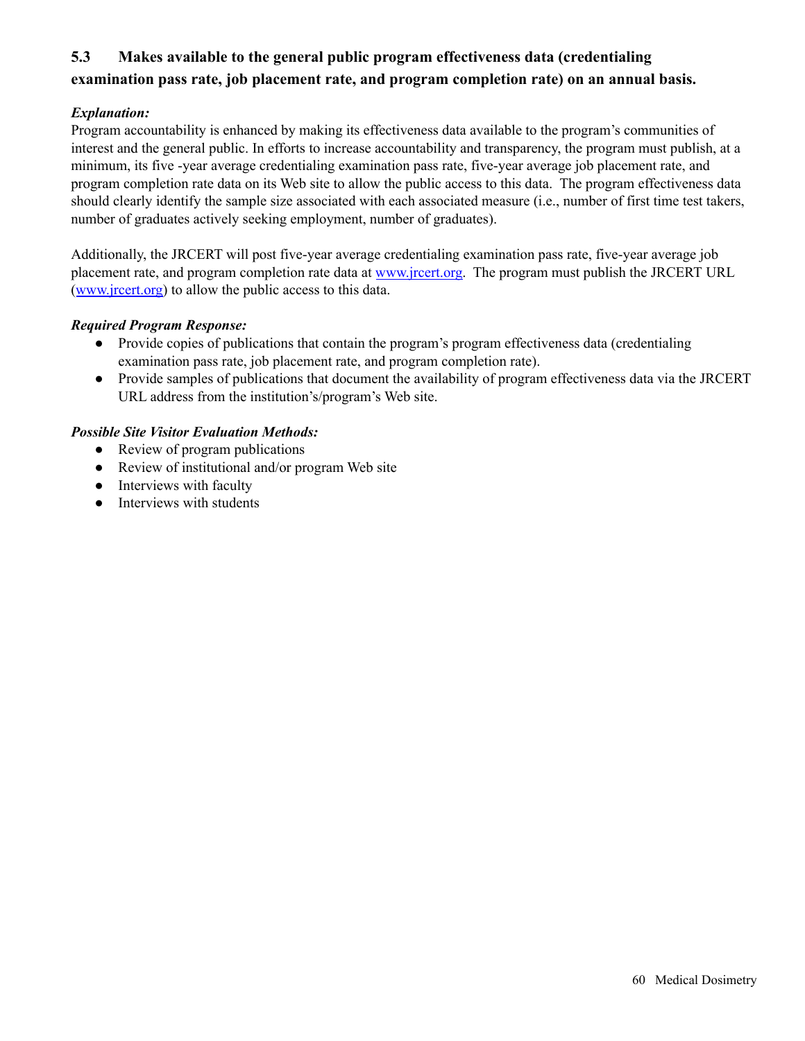### 5.3 Makes available to the general public program effectiveness data (credentialing examination pass rate, job placement rate, and program completion rate) on an annual basis.

***Explanation:***

Program accountability is enhanced by making its effectiveness data available to the program's communities of interest and the general public. In efforts to increase accountability and transparency, the program must publish, at a minimum, its five -year average credentialing examination pass rate, five-year average job placement rate, and program completion rate data on its Web site to allow the public access to this data. The program effectiveness data should clearly identify the sample size associated with each associated measure (i.e., number of first time test takers, number of graduates actively seeking employment, number of graduates).

Additionally, the JRCERT will post five-year average credentialing examination pass rate, five-year average job placement rate, and program completion rate data at [www.jrcert.org](http://www.jrcert.org). The program must publish the JRCERT URL ([www.jrcert.org](http://www.jrcert.org)) to allow the public access to this data.

***Required Program Response:***

- Provide copies of publications that contain the program's program effectiveness data (credentialing examination pass rate, job placement rate, and program completion rate).
- Provide samples of publications that document the availability of program effectiveness data via the JRCERT URL address from the institution's/program's Web site.

***Possible Site Visitor Evaluation Methods:***

- Review of program publications
- Review of institutional and/or program Web site
- Interviews with faculty
- Interviews with students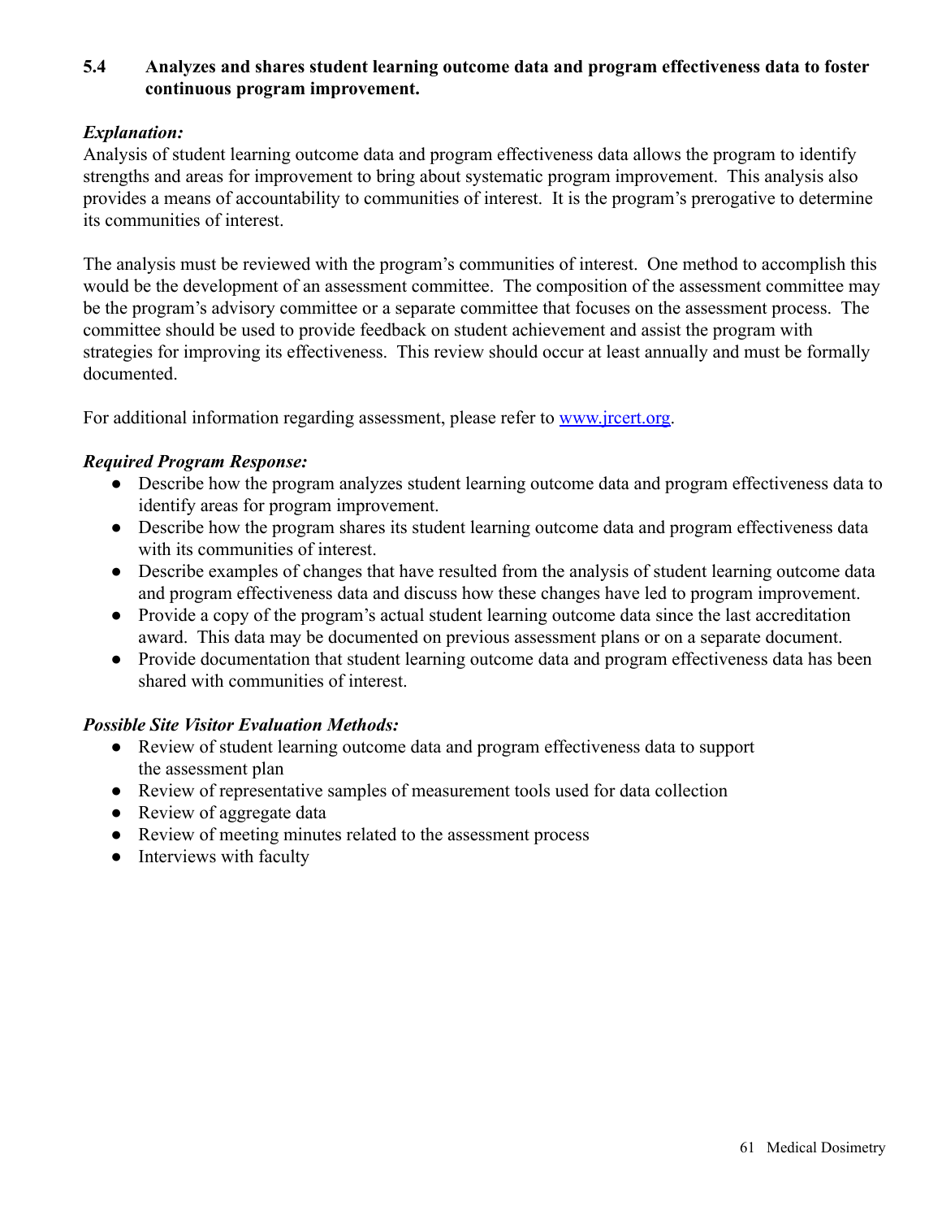**5.4 Analyzes and shares student learning outcome data and program effectiveness data to foster continuous program improvement.**

***Explanation:***

Analysis of student learning outcome data and program effectiveness data allows the program to identify strengths and areas for improvement to bring about systematic program improvement. This analysis also provides a means of accountability to communities of interest. It is the program's prerogative to determine its communities of interest.

The analysis must be reviewed with the program's communities of interest. One method to accomplish this would be the development of an assessment committee. The composition of the assessment committee may be the program's advisory committee or a separate committee that focuses on the assessment process. The committee should be used to provide feedback on student achievement and assist the program with strategies for improving its effectiveness. This review should occur at least annually and must be formally documented.

For additional information regarding assessment, please refer to [www.jrcert.org](www.jrcert.org).

***Required Program Response:***

- Describe how the program analyzes student learning outcome data and program effectiveness data to identify areas for program improvement.
- Describe how the program shares its student learning outcome data and program effectiveness data with its communities of interest.
- Describe examples of changes that have resulted from the analysis of student learning outcome data and program effectiveness data and discuss how these changes have led to program improvement.
- Provide a copy of the program's actual student learning outcome data since the last accreditation award. This data may be documented on previous assessment plans or on a separate document.
- Provide documentation that student learning outcome data and program effectiveness data has been shared with communities of interest.

***Possible Site Visitor Evaluation Methods:***

- Review of student learning outcome data and program effectiveness data to support the assessment plan
- Review of representative samples of measurement tools used for data collection
- Review of aggregate data
- Review of meeting minutes related to the assessment process
- Interviews with faculty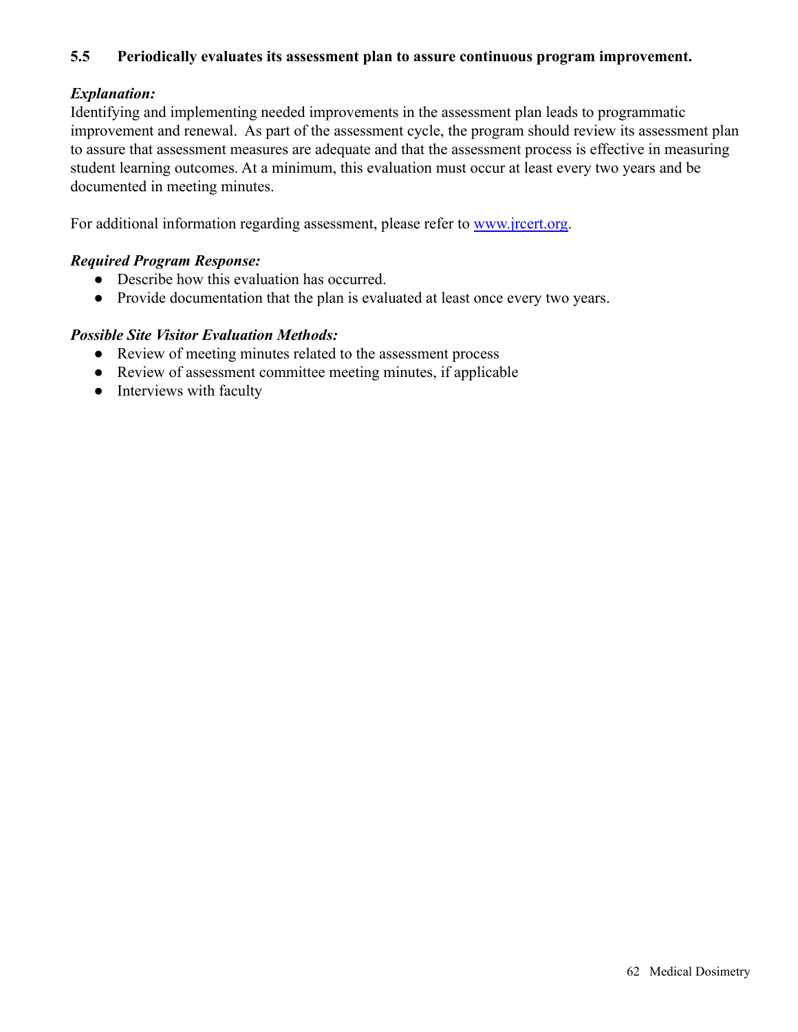**5.5 Periodically evaluates its assessment plan to assure continuous program improvement.**

***Explanation:***

Identifying and implementing needed improvements in the assessment plan leads to programmatic improvement and renewal. As part of the assessment cycle, the program should review its assessment plan to assure that assessment measures are adequate and that the assessment process is effective in measuring student learning outcomes. At a minimum, this evaluation must occur at least every two years and be documented in meeting minutes.

For additional information regarding assessment, please refer to [www.jrcert.org](http://www.jrcert.org).

***Required Program Response:***

- Describe how this evaluation has occurred.
- Provide documentation that the plan is evaluated at least once every two years.

***Possible Site Visitor Evaluation Methods:***

- Review of meeting minutes related to the assessment process
- Review of assessment committee meeting minutes, if applicable
- Interviews with faculty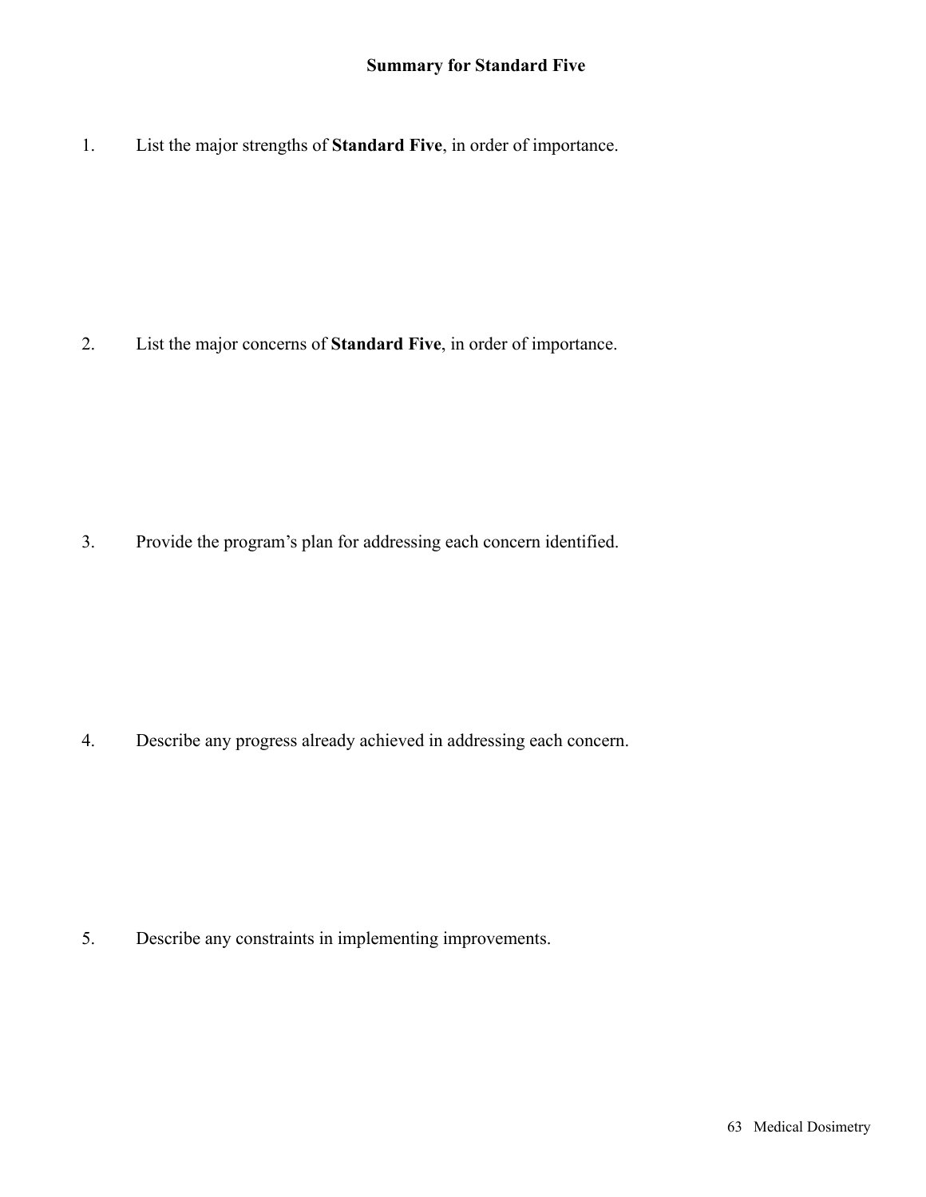## Summary for Standard Five

1. List the major strengths of **Standard Five**, in order of importance.

2. List the major concerns of **Standard Five**, in order of importance.

3. Provide the program's plan for addressing each concern identified.

4. Describe any progress already achieved in addressing each concern.

5. Describe any constraints in implementing improvements.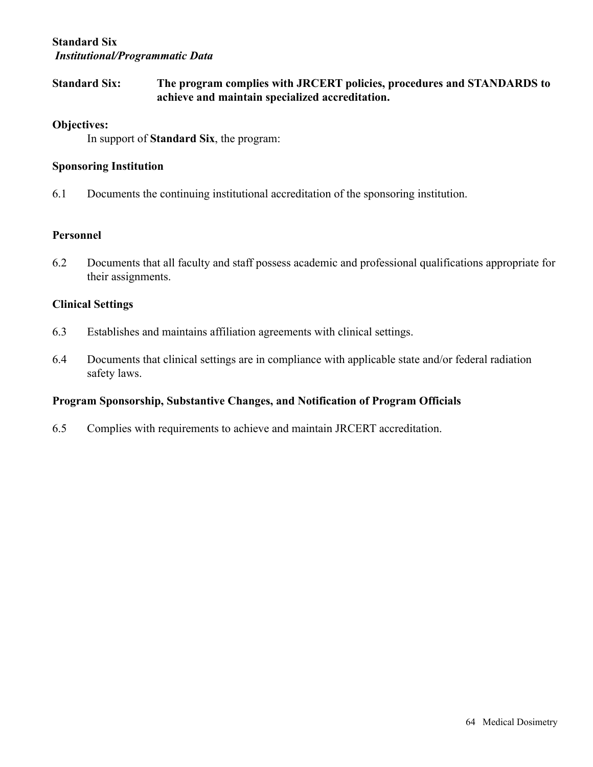**Standard Six**
***Institutional/Programmatic Data***

**Standard Six: The program complies with JRCERT policies, procedures and STANDARDS to achieve and maintain specialized accreditation.**

**Objectives:**

In support of **Standard Six**, the program:

**Sponsoring Institution**

6.1 Documents the continuing institutional accreditation of the sponsoring institution.

**Personnel**

6.2 Documents that all faculty and staff possess academic and professional qualifications appropriate for their assignments.

**Clinical Settings**

6.3 Establishes and maintains affiliation agreements with clinical settings.

6.4 Documents that clinical settings are in compliance with applicable state and/or federal radiation safety laws.

**Program Sponsorship, Substantive Changes, and Notification of Program Officials**

6.5 Complies with requirements to achieve and maintain JRCERT accreditation.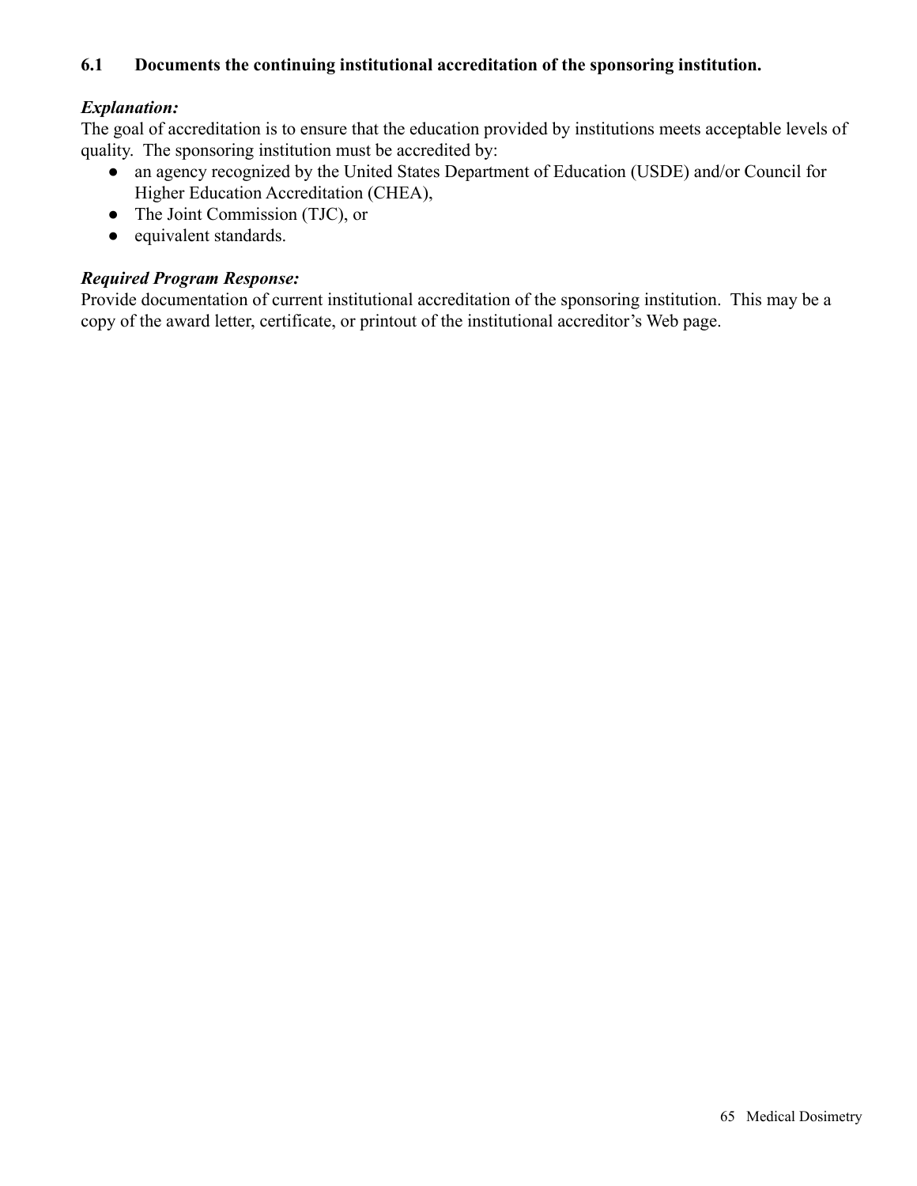**6.1 Documents the continuing institutional accreditation of the sponsoring institution.**

***Explanation:***

The goal of accreditation is to ensure that the education provided by institutions meets acceptable levels of quality. The sponsoring institution must be accredited by:

- an agency recognized by the United States Department of Education (USDE) and/or Council for Higher Education Accreditation (CHEA),
- The Joint Commission (TJC), or
- equivalent standards.

***Required Program Response:***

Provide documentation of current institutional accreditation of the sponsoring institution. This may be a copy of the award letter, certificate, or printout of the institutional accreditor's Web page.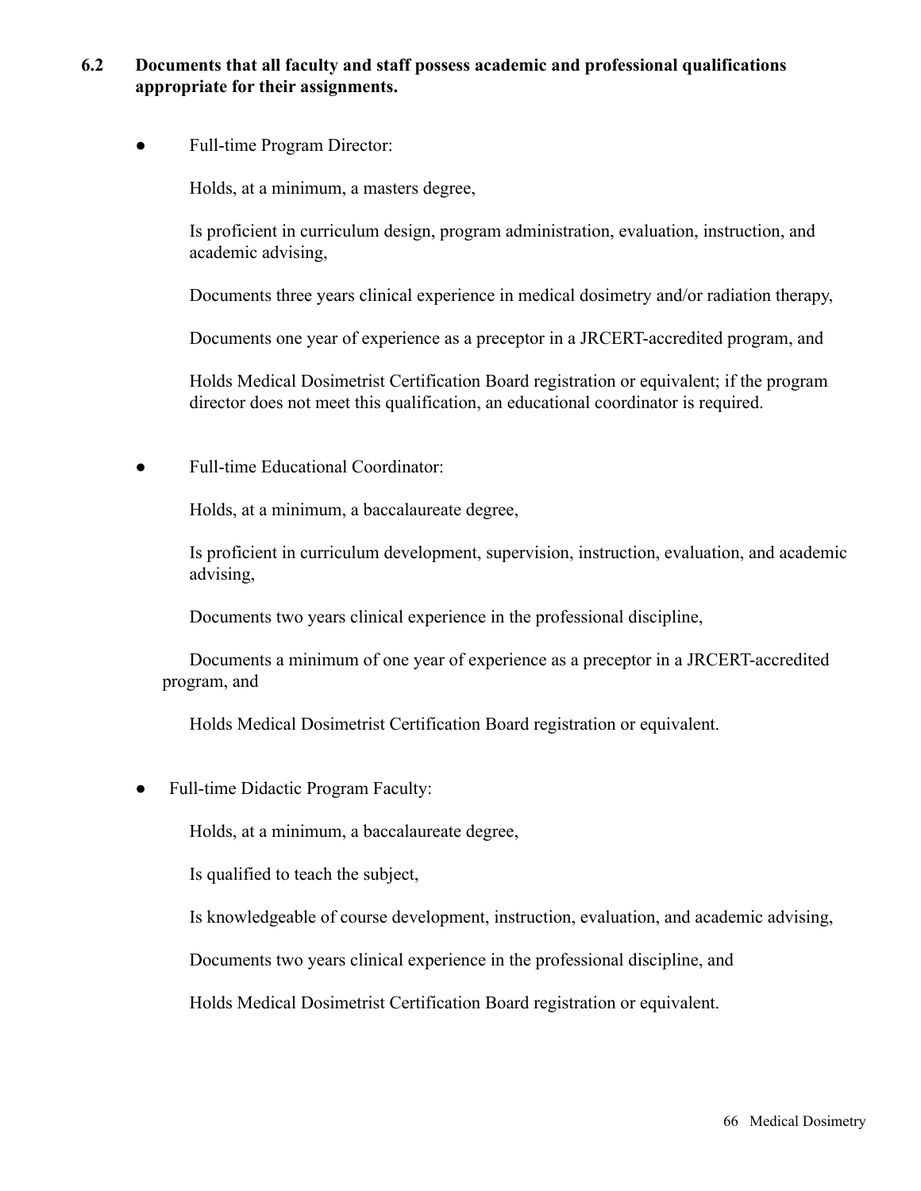**6.2 Documents that all faculty and staff possess academic and professional qualifications appropriate for their assignments.**

- Full-time Program Director:

  Holds, at a minimum, a masters degree,

  Is proficient in curriculum design, program administration, evaluation, instruction, and academic advising,

  Documents three years clinical experience in medical dosimetry and/or radiation therapy,

  Documents one year of experience as a preceptor in a JRCERT-accredited program, and

  Holds Medical Dosimetrist Certification Board registration or equivalent; if the program director does not meet this qualification, an educational coordinator is required.

- Full-time Educational Coordinator:

  Holds, at a minimum, a baccalaureate degree,

  Is proficient in curriculum development, supervision, instruction, evaluation, and academic advising,

  Documents two years clinical experience in the professional discipline,

  Documents a minimum of one year of experience as a preceptor in a JRCERT-accredited program, and

  Holds Medical Dosimetrist Certification Board registration or equivalent.

- Full-time Didactic Program Faculty:

  Holds, at a minimum, a baccalaureate degree,

  Is qualified to teach the subject,

  Is knowledgeable of course development, instruction, evaluation, and academic advising,

  Documents two years clinical experience in the professional discipline, and

  Holds Medical Dosimetrist Certification Board registration or equivalent.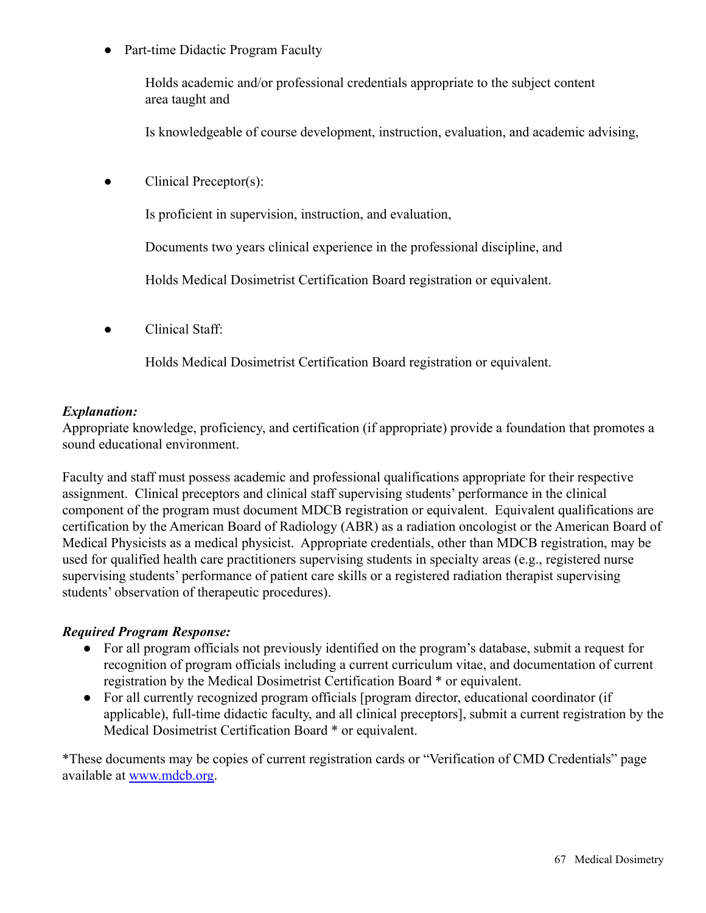- Part-time Didactic Program Faculty

  Holds academic and/or professional credentials appropriate to the subject content area taught and

  Is knowledgeable of course development, instruction, evaluation, and academic advising,

- Clinical Preceptor(s):

  Is proficient in supervision, instruction, and evaluation,

  Documents two years clinical experience in the professional discipline, and

  Holds Medical Dosimetrist Certification Board registration or equivalent.

- Clinical Staff:

  Holds Medical Dosimetrist Certification Board registration or equivalent.

***Explanation:***
Appropriate knowledge, proficiency, and certification (if appropriate) provide a foundation that promotes a sound educational environment.

Faculty and staff must possess academic and professional qualifications appropriate for their respective assignment. Clinical preceptors and clinical staff supervising students' performance in the clinical component of the program must document MDCB registration or equivalent. Equivalent qualifications are certification by the American Board of Radiology (ABR) as a radiation oncologist or the American Board of Medical Physicists as a medical physicist. Appropriate credentials, other than MDCB registration, may be used for qualified health care practitioners supervising students in specialty areas (e.g., registered nurse supervising students' performance of patient care skills or a registered radiation therapist supervising students' observation of therapeutic procedures).

***Required Program Response:***
- For all program officials not previously identified on the program's database, submit a request for recognition of program officials including a current curriculum vitae, and documentation of current registration by the Medical Dosimetrist Certification Board * or equivalent.
- For all currently recognized program officials [program director, educational coordinator (if applicable), full-time didactic faculty, and all clinical preceptors], submit a current registration by the Medical Dosimetrist Certification Board * or equivalent.

*These documents may be copies of current registration cards or "Verification of CMD Credentials" page available at [www.mdcb.org](http://www.mdcb.org).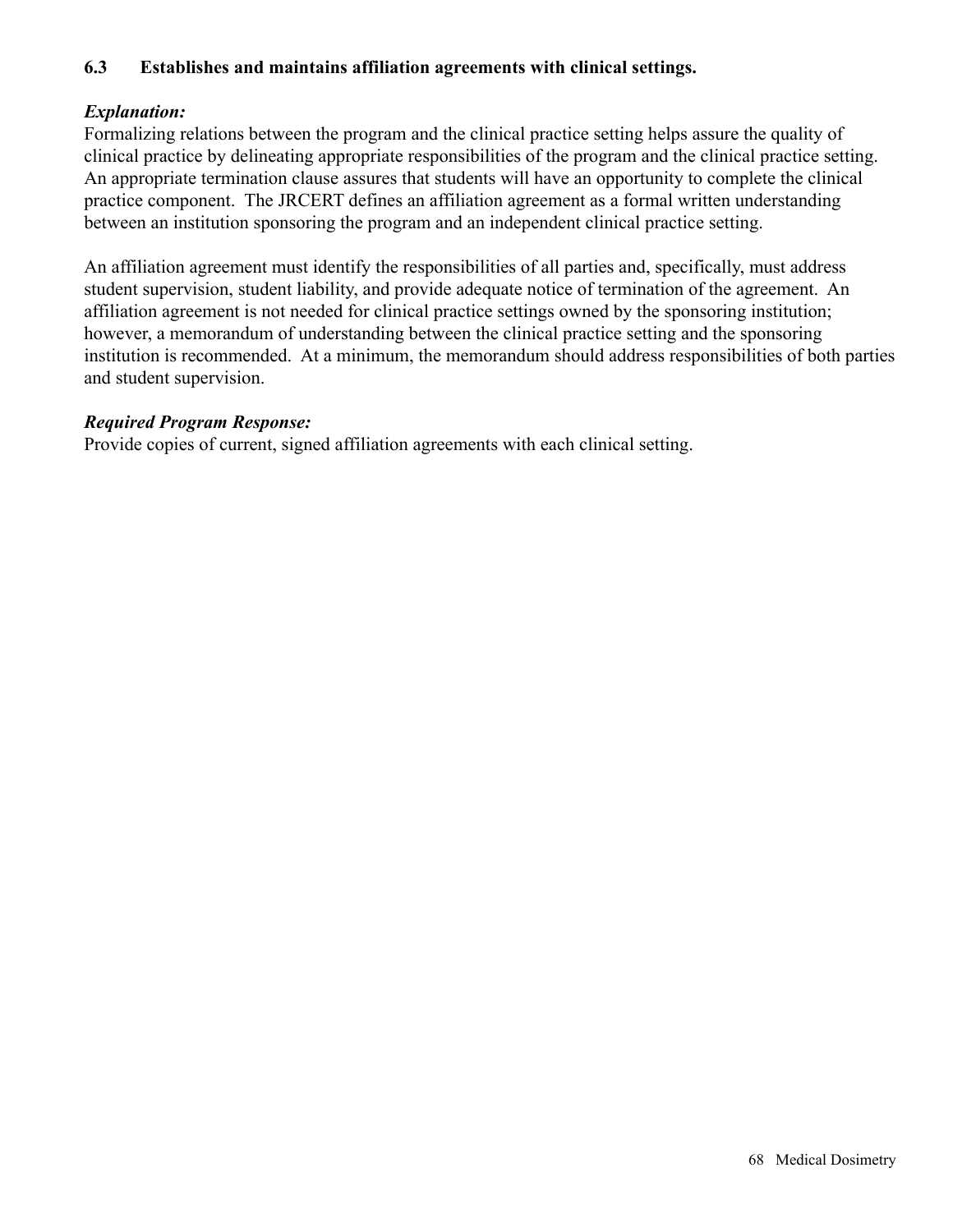### 6.3 Establishes and maintains affiliation agreements with clinical settings.

***Explanation:***
Formalizing relations between the program and the clinical practice setting helps assure the quality of clinical practice by delineating appropriate responsibilities of the program and the clinical practice setting. An appropriate termination clause assures that students will have an opportunity to complete the clinical practice component. The JRCERT defines an affiliation agreement as a formal written understanding between an institution sponsoring the program and an independent clinical practice setting.

An affiliation agreement must identify the responsibilities of all parties and, specifically, must address student supervision, student liability, and provide adequate notice of termination of the agreement. An affiliation agreement is not needed for clinical practice settings owned by the sponsoring institution; however, a memorandum of understanding between the clinical practice setting and the sponsoring institution is recommended. At a minimum, the memorandum should address responsibilities of both parties and student supervision.

***Required Program Response:***
Provide copies of current, signed affiliation agreements with each clinical setting.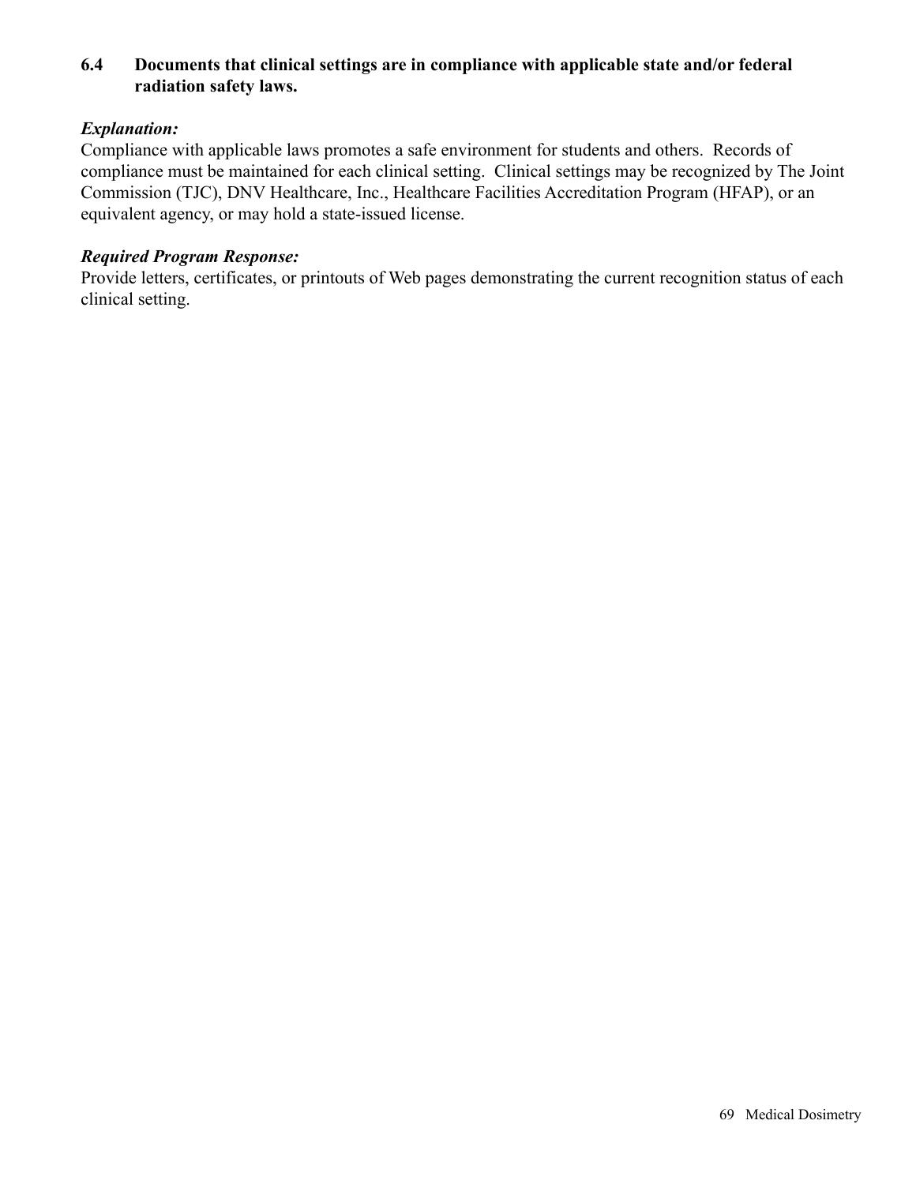**6.4 Documents that clinical settings are in compliance with applicable state and/or federal radiation safety laws.**

***Explanation:***
Compliance with applicable laws promotes a safe environment for students and others. Records of compliance must be maintained for each clinical setting. Clinical settings may be recognized by The Joint Commission (TJC), DNV Healthcare, Inc., Healthcare Facilities Accreditation Program (HFAP), or an equivalent agency, or may hold a state-issued license.

***Required Program Response:***
Provide letters, certificates, or printouts of Web pages demonstrating the current recognition status of each clinical setting.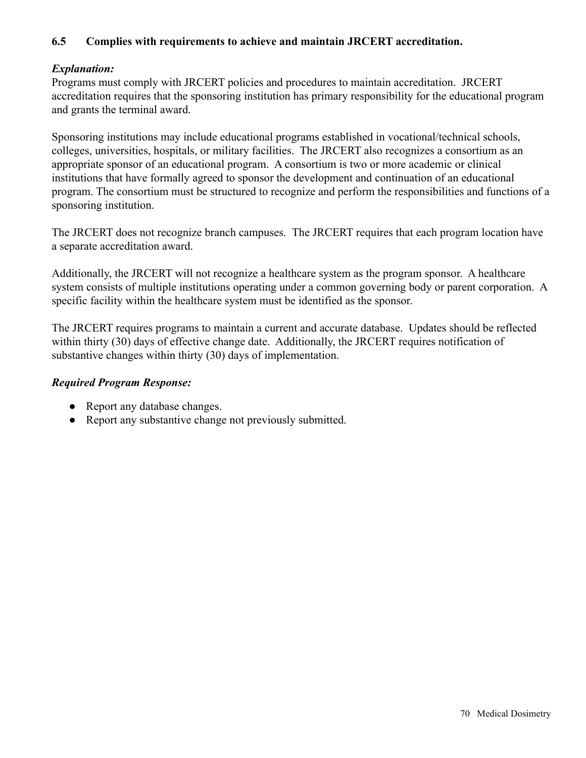**6.5 Complies with requirements to achieve and maintain JRCERT accreditation.**

***Explanation:***

Programs must comply with JRCERT policies and procedures to maintain accreditation. JRCERT accreditation requires that the sponsoring institution has primary responsibility for the educational program and grants the terminal award.

Sponsoring institutions may include educational programs established in vocational/technical schools, colleges, universities, hospitals, or military facilities. The JRCERT also recognizes a consortium as an appropriate sponsor of an educational program. A consortium is two or more academic or clinical institutions that have formally agreed to sponsor the development and continuation of an educational program. The consortium must be structured to recognize and perform the responsibilities and functions of a sponsoring institution.

The JRCERT does not recognize branch campuses. The JRCERT requires that each program location have a separate accreditation award.

Additionally, the JRCERT will not recognize a healthcare system as the program sponsor. A healthcare system consists of multiple institutions operating under a common governing body or parent corporation. A specific facility within the healthcare system must be identified as the sponsor.

The JRCERT requires programs to maintain a current and accurate database. Updates should be reflected within thirty (30) days of effective change date. Additionally, the JRCERT requires notification of substantive changes within thirty (30) days of implementation.

***Required Program Response:***

- Report any database changes.
- Report any substantive change not previously submitted.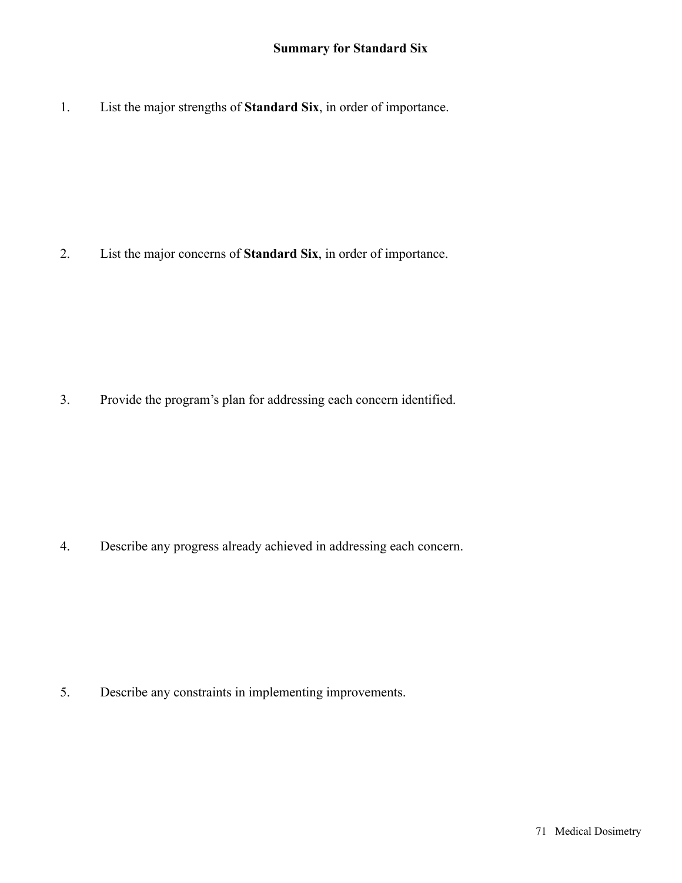## Summary for Standard Six

1. List the major strengths of **Standard Six**, in order of importance.

2. List the major concerns of **Standard Six**, in order of importance.

3. Provide the program's plan for addressing each concern identified.

4. Describe any progress already achieved in addressing each concern.

5. Describe any constraints in implementing improvements.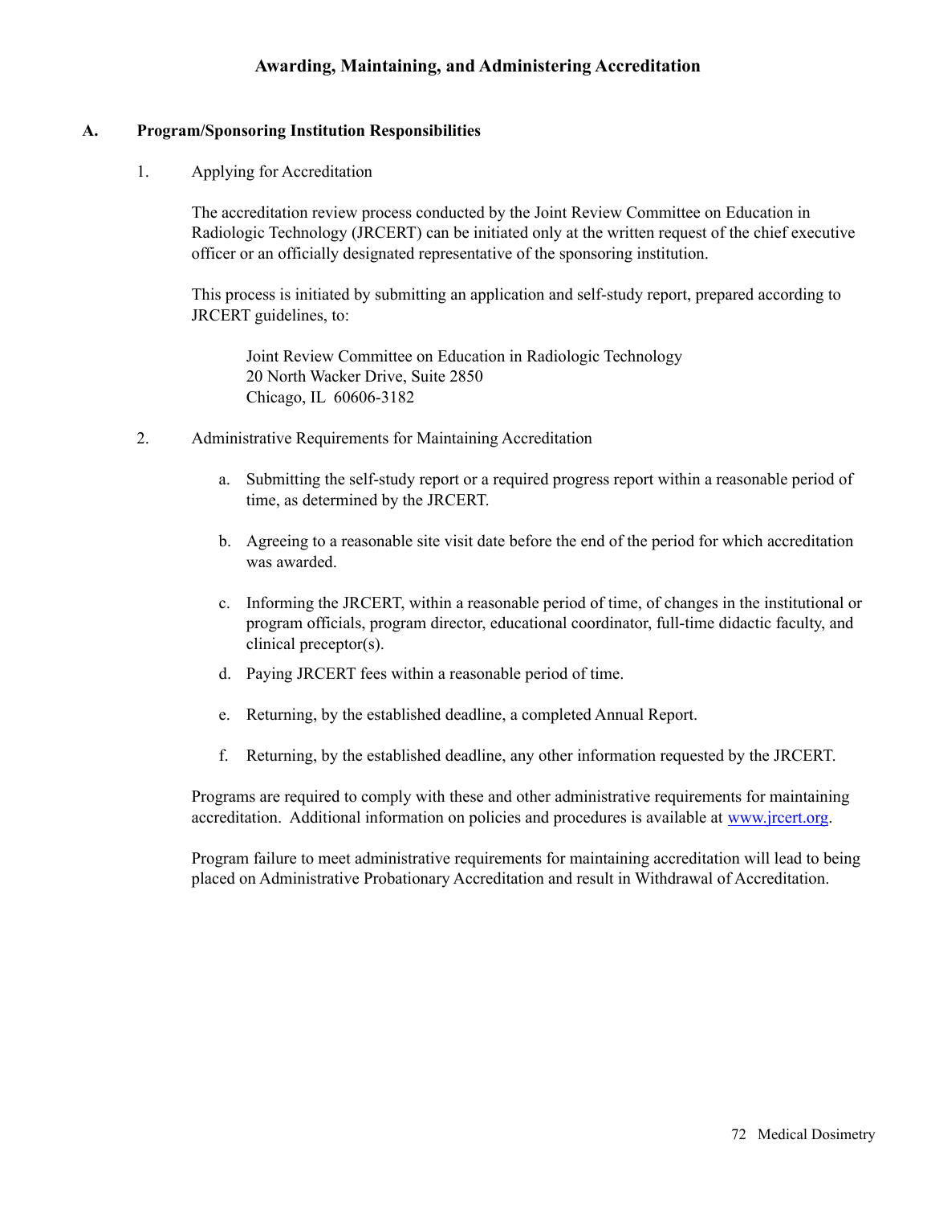# Awarding, Maintaining, and Administering Accreditation

## A. Program/Sponsoring Institution Responsibilities

### 1. Applying for Accreditation

The accreditation review process conducted by the Joint Review Committee on Education in Radiologic Technology (JRCERT) can be initiated only at the written request of the chief executive officer or an officially designated representative of the sponsoring institution.

This process is initiated by submitting an application and self-study report, prepared according to JRCERT guidelines, to:

> Joint Review Committee on Education in Radiologic Technology
> 20 North Wacker Drive, Suite 2850
> Chicago, IL 60606-3182

### 2. Administrative Requirements for Maintaining Accreditation

a. Submitting the self-study report or a required progress report within a reasonable period of time, as determined by the JRCERT.

b. Agreeing to a reasonable site visit date before the end of the period for which accreditation was awarded.

c. Informing the JRCERT, within a reasonable period of time, of changes in the institutional or program officials, program director, educational coordinator, full-time didactic faculty, and clinical preceptor(s).

d. Paying JRCERT fees within a reasonable period of time.

e. Returning, by the established deadline, a completed Annual Report.

f. Returning, by the established deadline, any other information requested by the JRCERT.

Programs are required to comply with these and other administrative requirements for maintaining accreditation. Additional information on policies and procedures is available at [www.jrcert.org](http://www.jrcert.org).

Program failure to meet administrative requirements for maintaining accreditation will lead to being placed on Administrative Probationary Accreditation and result in Withdrawal of Accreditation.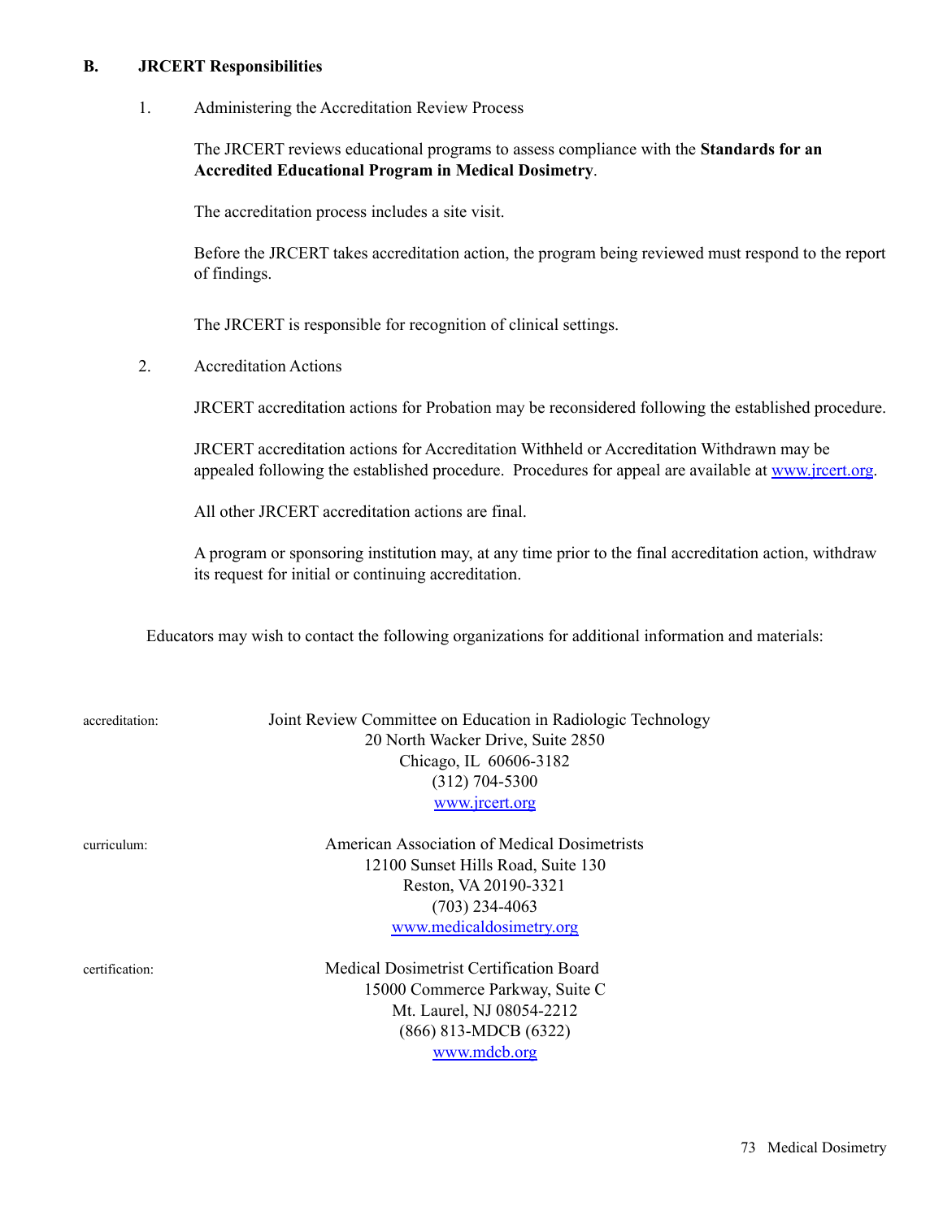## B. JRCERT Responsibilities

1. Administering the Accreditation Review Process

   The JRCERT reviews educational programs to assess compliance with the **Standards for an Accredited Educational Program in Medical Dosimetry**.

   The accreditation process includes a site visit.

   Before the JRCERT takes accreditation action, the program being reviewed must respond to the report of findings.

   The JRCERT is responsible for recognition of clinical settings.

2. Accreditation Actions

   JRCERT accreditation actions for Probation may be reconsidered following the established procedure.

   JRCERT accreditation actions for Accreditation Withheld or Accreditation Withdrawn may be appealed following the established procedure. Procedures for appeal are available at www.jrcert.org.

   All other JRCERT accreditation actions are final.

   A program or sponsoring institution may, at any time prior to the final accreditation action, withdraw its request for initial or continuing accreditation.

Educators may wish to contact the following organizations for additional information and materials:

accreditation:

Joint Review Committee on Education in Radiologic Technology
20 North Wacker Drive, Suite 2850
Chicago, IL 60606-3182
(312) 704-5300
www.jrcert.org

curriculum:

American Association of Medical Dosimetrists
12100 Sunset Hills Road, Suite 130
Reston, VA 20190-3321
(703) 234-4063
www.medicaldosimetry.org

certification:

Medical Dosimetrist Certification Board
15000 Commerce Parkway, Suite C
Mt. Laurel, NJ 08054-2212
(866) 813-MDCB (6322)
www.mdcb.org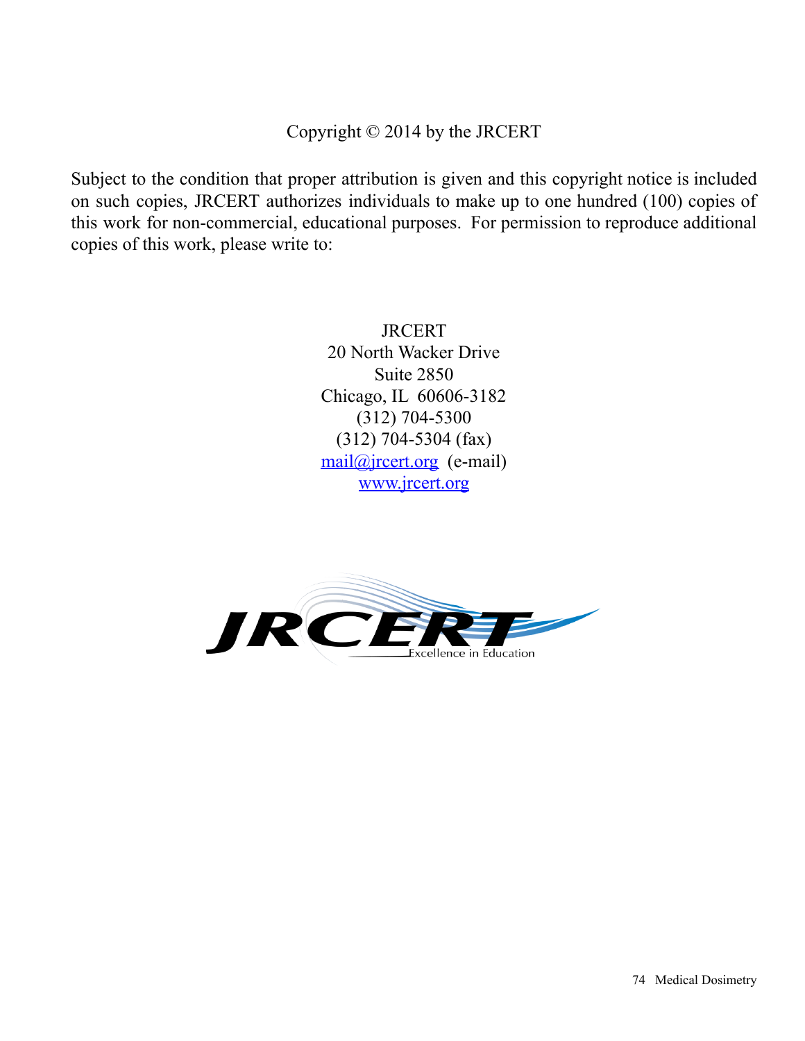Copyright © 2014 by the JRCERT

Subject to the condition that proper attribution is given and this copyright notice is included on such copies, JRCERT authorizes individuals to make up to one hundred (100) copies of this work for non-commercial, educational purposes. For permission to reproduce additional copies of this work, please write to:

JRCERT
20 North Wacker Drive
Suite 2850
Chicago, IL 60606-3182
(312) 704-5300
(312) 704-5304 (fax)
mail@jrcert.org (e-mail)
www.jrcert.org

JRCERT
Excellence in Education